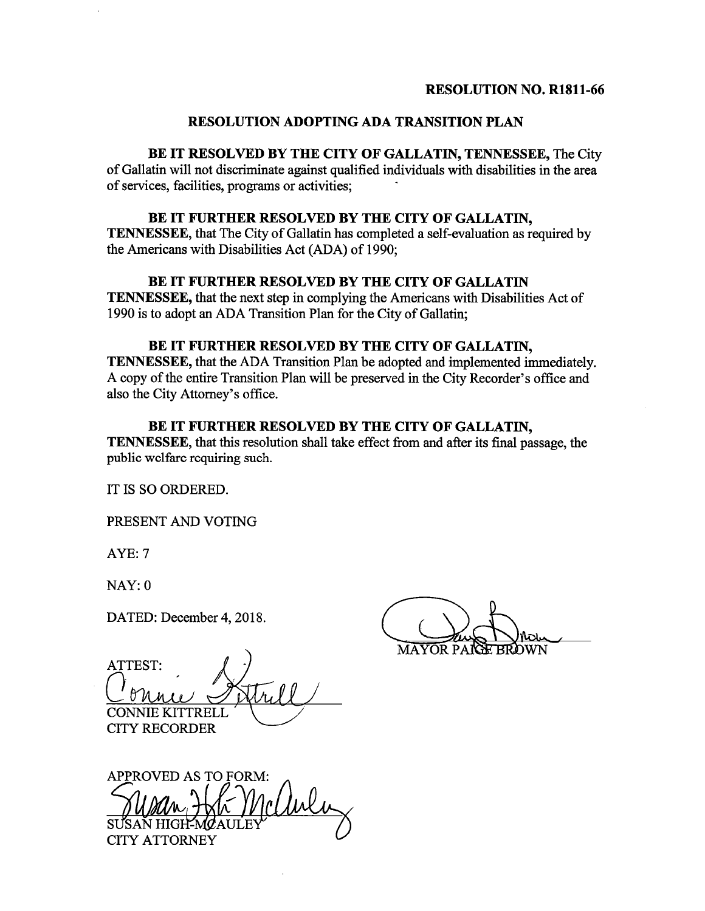**RESOLUTION NO. R1811-66**

**RESOLUTION ADOPTING ADA TRANSITION PLAN**

**BE IT RESOLVED BY THE CITY OF GALLATIN, TENNESSEE,** The City of Gallatin will not discriminate against qualified individuals with disabilities in the area of services, facilities, programs or activities;

**BE IT FURTHER RESOLVED BY THE CITY OF GALLATIN, TENNESSEE**, that The City of Gallatin has completed a self-evaluation as required by the Americans with Disabilities Act (ADA) of 1990;

**BE IT FURTHER RESOLVED BY THE CITY OF GALLATIN TENNESSEE,** that the next step in complying the Americans with Disabilities Act of 1990 is to adopt an ADA Transition Plan for the City of Gallatin;

**BE IT FURTHER RESOLVED BY THE CITY OF GALLATIN, TENNESSEE,** that the ADA Transition Plan be adopted and implemented immediately. A copy of the entire Transition Plan will be preserved in the City Recorder's office and also the City Attorney's office.

**BE IT FURTHER RESOLVED BY THE CITY OF GALLATIN, TENNESSEE**, that this resolution shall take effect from and after its final passage, the public welfare requiring such.

IT IS SO ORDERED.

PRESENT AND VOTING

AYE: 7

NAY: 0

DATED: December 4, 2018.

MAYOR PAIGE BROWN

ATTEST:

CONNIE KITTRELL
CITY RECORDER

APPROVED AS TO FORM:

SUSAN HIGH-MCAULEY
CITY ATTORNEY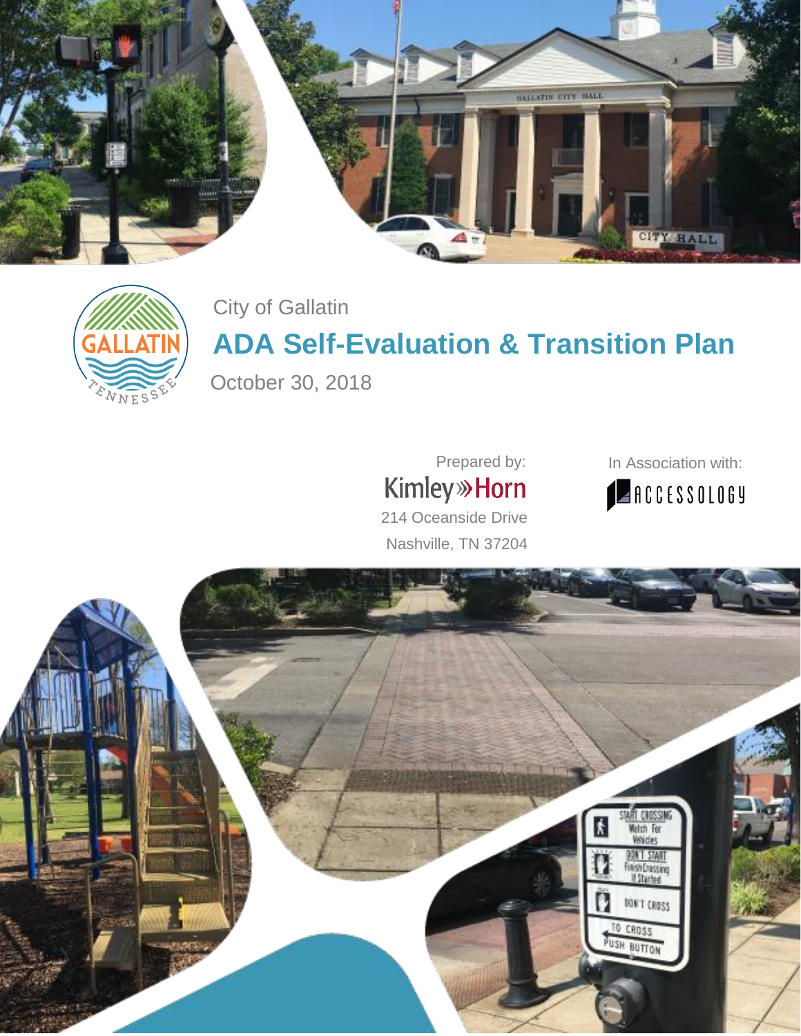City of Gallatin

# ADA Self-Evaluation & Transition Plan

October 30, 2018

Prepared by:

Kimley»Horn

214 Oceanside Drive

Nashville, TN 37204

In Association with:

ACCESSOLOGY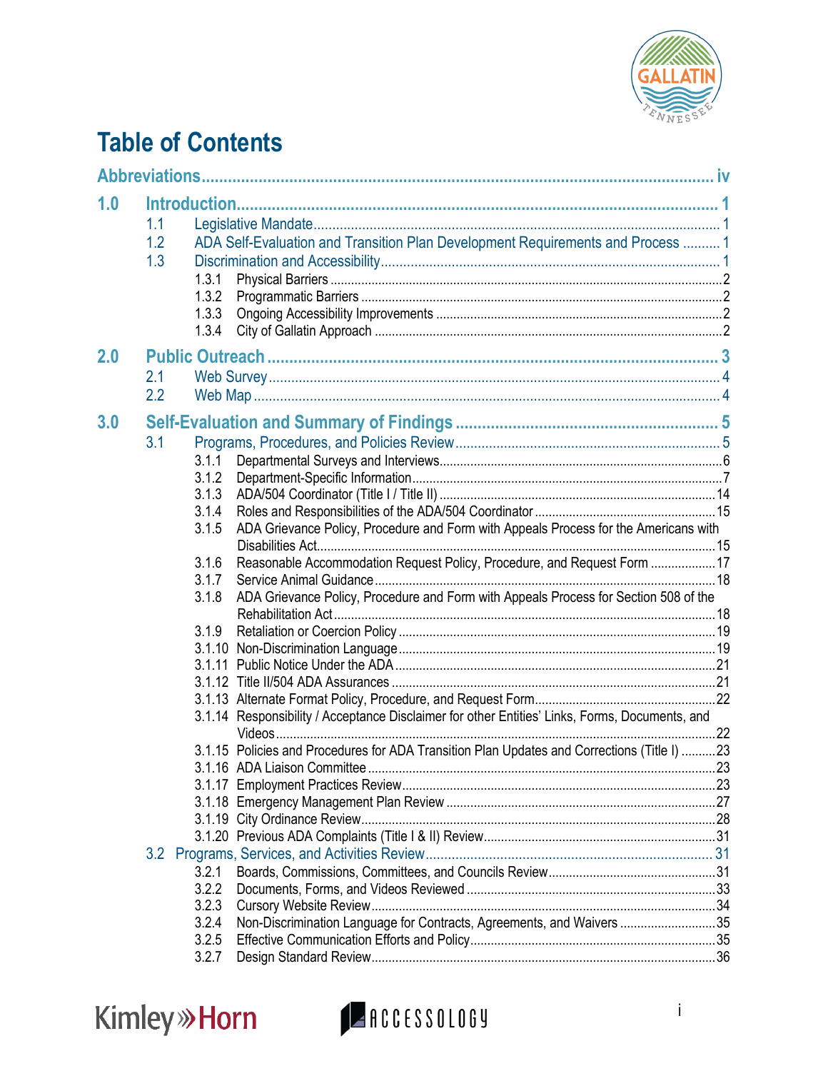# Table of Contents

**Abbreviations** .......... iv

**1.0 Introduction** .......... 1

- 1.1 Legislative Mandate .......... 1
- 1.2 ADA Self-Evaluation and Transition Plan Development Requirements and Process .......... 1
- 1.3 Discrimination and Accessibility .......... 1
  - 1.3.1 Physical Barriers .......... 2
  - 1.3.2 Programmatic Barriers .......... 2
  - 1.3.3 Ongoing Accessibility Improvements .......... 2
  - 1.3.4 City of Gallatin Approach .......... 2

**2.0 Public Outreach** .......... 3

- 2.1 Web Survey .......... 4
- 2.2 Web Map .......... 4

**3.0 Self-Evaluation and Summary of Findings** .......... 5

- 3.1 Programs, Procedures, and Policies Review .......... 5
  - 3.1.1 Departmental Surveys and Interviews .......... 6
  - 3.1.2 Department-Specific Information .......... 7
  - 3.1.3 ADA/504 Coordinator (Title I / Title II) .......... 14
  - 3.1.4 Roles and Responsibilities of the ADA/504 Coordinator .......... 15
  - 3.1.5 ADA Grievance Policy, Procedure and Form with Appeals Process for the Americans with Disabilities Act .......... 15
  - 3.1.6 Reasonable Accommodation Request Policy, Procedure, and Request Form .......... 17
  - 3.1.7 Service Animal Guidance .......... 18
  - 3.1.8 ADA Grievance Policy, Procedure and Form with Appeals Process for Section 508 of the Rehabilitation Act .......... 18
  - 3.1.9 Retaliation or Coercion Policy .......... 19
  - 3.1.10 Non-Discrimination Language .......... 19
  - 3.1.11 Public Notice Under the ADA .......... 21
  - 3.1.12 Title II/504 ADA Assurances .......... 21
  - 3.1.13 Alternate Format Policy, Procedure, and Request Form .......... 22
  - 3.1.14 Responsibility / Acceptance Disclaimer for other Entities' Links, Forms, Documents, and Videos .......... 22
  - 3.1.15 Policies and Procedures for ADA Transition Plan Updates and Corrections (Title I) .......... 23
  - 3.1.16 ADA Liaison Committee .......... 23
  - 3.1.17 Employment Practices Review .......... 23
  - 3.1.18 Emergency Management Plan Review .......... 27
  - 3.1.19 City Ordinance Review .......... 28
  - 3.1.20 Previous ADA Complaints (Title I & II) Review .......... 31
- 3.2 Programs, Services, and Activities Review .......... 31
  - 3.2.1 Boards, Commissions, Committees, and Councils Review .......... 31
  - 3.2.2 Documents, Forms, and Videos Reviewed .......... 33
  - 3.2.3 Cursory Website Review .......... 34
  - 3.2.4 Non-Discrimination Language for Contracts, Agreements, and Waivers .......... 35
  - 3.2.5 Effective Communication Efforts and Policy .......... 35
  - 3.2.7 Design Standard Review .......... 36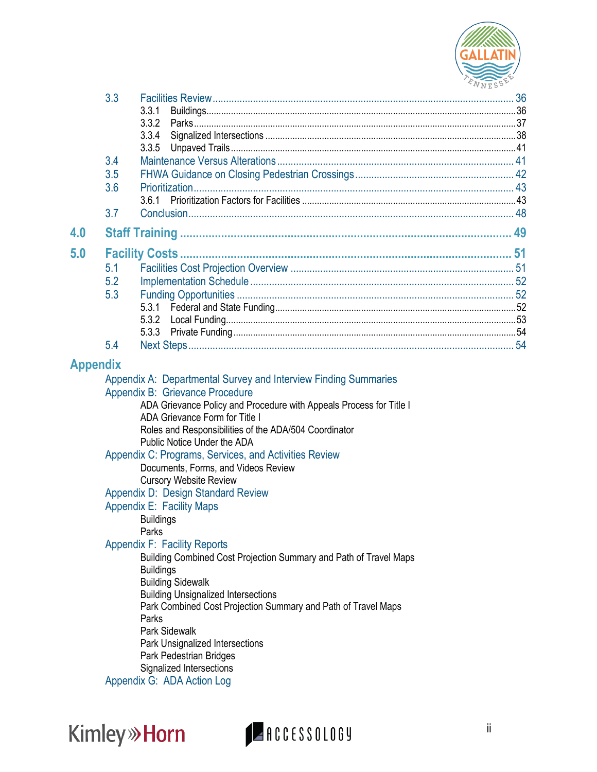- 3.3 Facilities Review ............ 36
  - 3.3.1 Buildings ............ 36
  - 3.3.2 Parks ............ 37
  - 3.3.4 Signalized Intersections ............ 38
  - 3.3.5 Unpaved Trails ............ 41
- 3.4 Maintenance Versus Alterations ............ 41
- 3.5 FHWA Guidance on Closing Pedestrian Crossings ............ 42
- 3.6 Prioritization ............ 43
  - 3.6.1 Prioritization Factors for Facilities ............ 43
- 3.7 Conclusion ............ 48

**4.0 Staff Training ............ 49**

**5.0 Facility Costs ............ 51**

- 5.1 Facilities Cost Projection Overview ............ 51
- 5.2 Implementation Schedule ............ 52
- 5.3 Funding Opportunities ............ 52
  - 5.3.1 Federal and State Funding ............ 52
  - 5.3.2 Local Funding ............ 53
  - 5.3.3 Private Funding ............ 54
- 5.4 Next Steps ............ 54

**Appendix**

- Appendix A: Departmental Survey and Interview Finding Summaries
- Appendix B: Grievance Procedure
  - ADA Grievance Policy and Procedure with Appeals Process for Title I
  - ADA Grievance Form for Title I
  - Roles and Responsibilities of the ADA/504 Coordinator
  - Public Notice Under the ADA
- Appendix C: Programs, Services, and Activities Review
  - Documents, Forms, and Videos Review
  - Cursory Website Review
- Appendix D: Design Standard Review
- Appendix E: Facility Maps
  - Buildings
  - Parks
- Appendix F: Facility Reports
  - Building Combined Cost Projection Summary and Path of Travel Maps
  - Buildings
  - Building Sidewalk
  - Building Unsignalized Intersections
  - Park Combined Cost Projection Summary and Path of Travel Maps
  - Parks
  - Park Sidewalk
  - Park Unsignalized Intersections
  - Park Pedestrian Bridges
  - Signalized Intersections
- Appendix G: ADA Action Log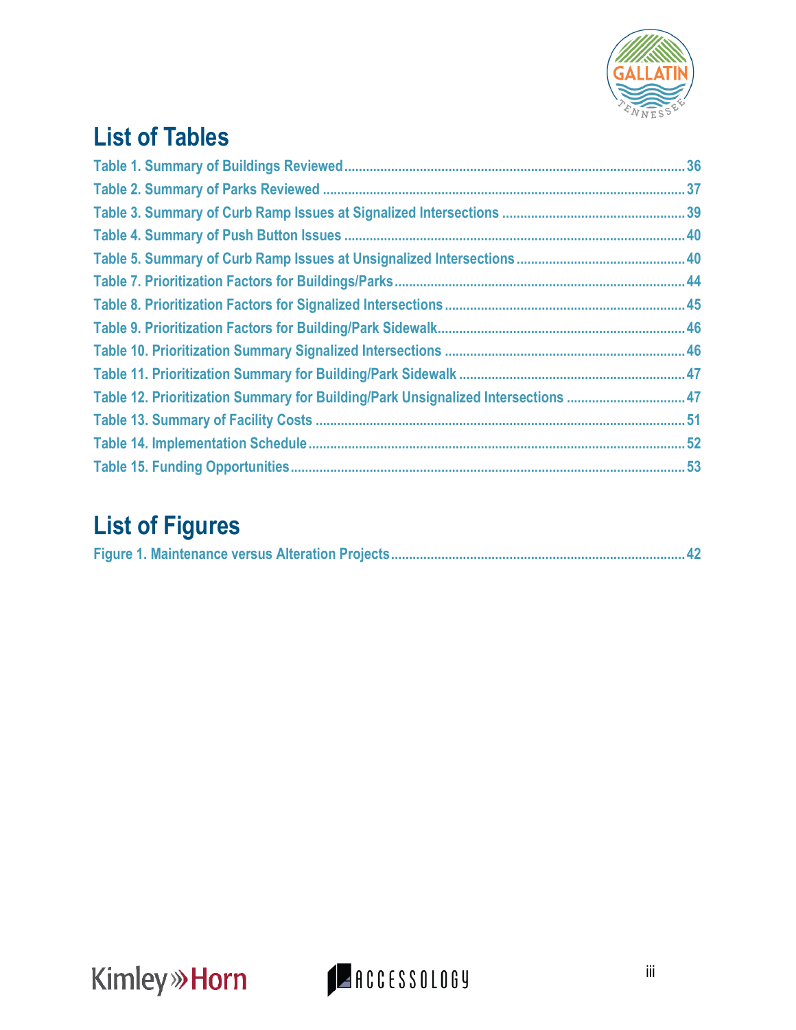## List of Tables

Table 1. Summary of Buildings Reviewed ........................................................................................ 36
Table 2. Summary of Parks Reviewed ............................................................................................ 37
Table 3. Summary of Curb Ramp Issues at Signalized Intersections ............................................. 39
Table 4. Summary of Push Button Issues ....................................................................................... 40
Table 5. Summary of Curb Ramp Issues at Unsignalized Intersections ......................................... 40
Table 7. Prioritization Factors for Buildings/Parks ........................................................................... 44
Table 8. Prioritization Factors for Signalized Intersections ............................................................. 45
Table 9. Prioritization Factors for Building/Park Sidewalk ............................................................... 46
Table 10. Prioritization Summary Signalized Intersections ............................................................. 46
Table 11. Prioritization Summary for Building/Park Sidewalk ......................................................... 47
Table 12. Prioritization Summary for Building/Park Unsignalized Intersections ............................. 47
Table 13. Summary of Facility Costs ............................................................................................... 51
Table 14. Implementation Schedule ................................................................................................. 52
Table 15. Funding Opportunities ...................................................................................................... 53

## List of Figures

Figure 1. Maintenance versus Alteration Projects ........................................................................... 42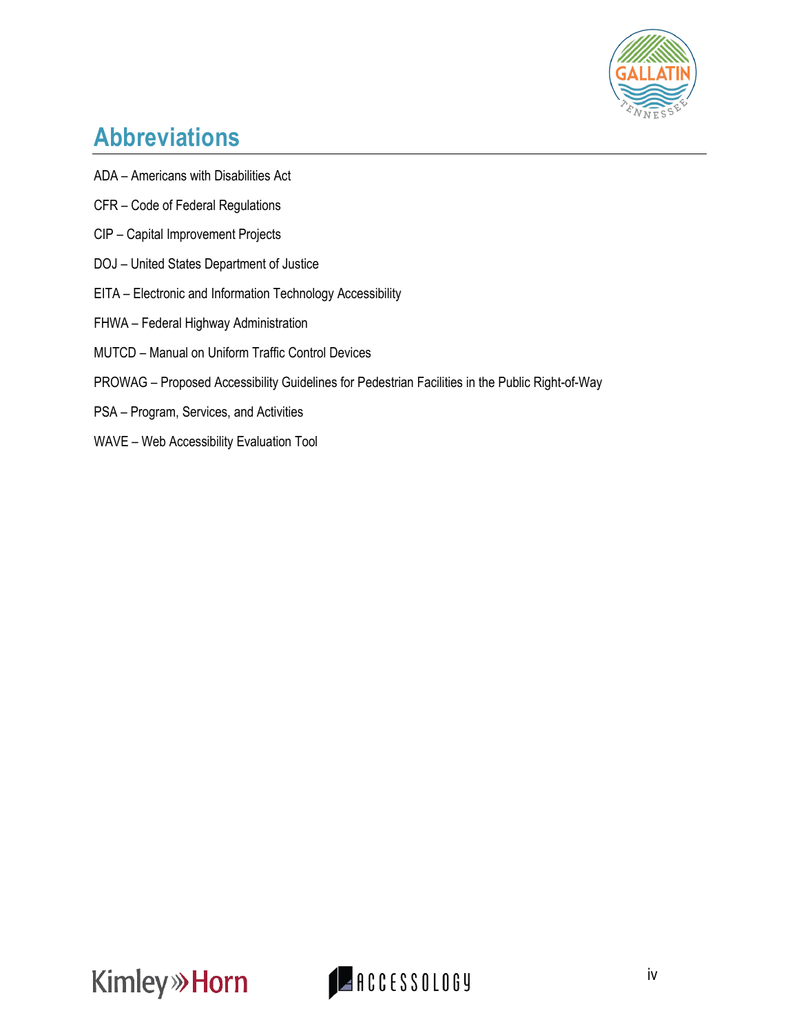# Abbreviations

ADA – Americans with Disabilities Act

CFR – Code of Federal Regulations

CIP – Capital Improvement Projects

DOJ – United States Department of Justice

EITA – Electronic and Information Technology Accessibility

FHWA – Federal Highway Administration

MUTCD – Manual on Uniform Traffic Control Devices

PROWAG – Proposed Accessibility Guidelines for Pedestrian Facilities in the Public Right-of-Way

PSA – Program, Services, and Activities

WAVE – Web Accessibility Evaluation Tool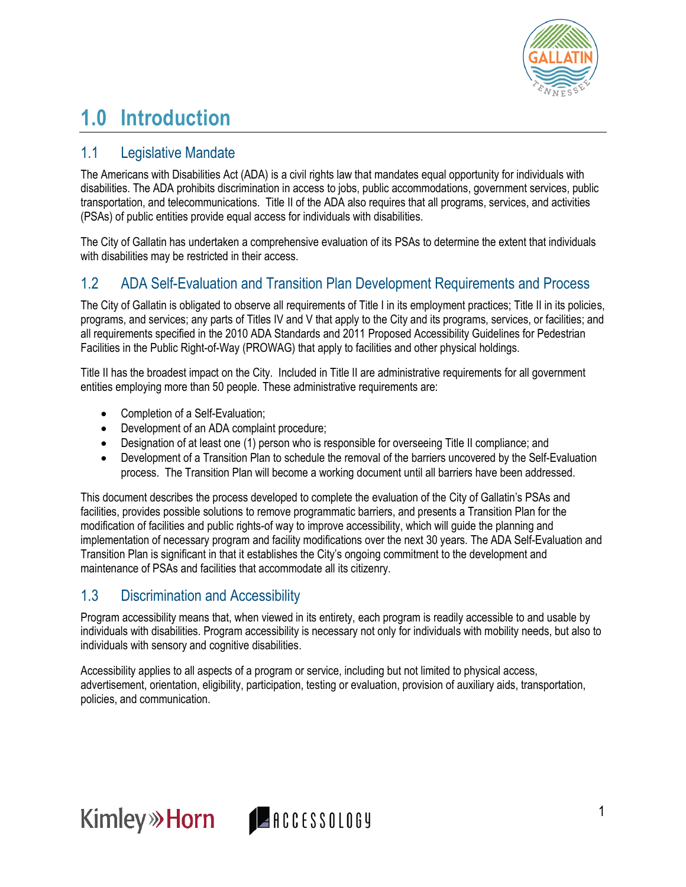# 1.0 Introduction

## 1.1 Legislative Mandate

The Americans with Disabilities Act (ADA) is a civil rights law that mandates equal opportunity for individuals with disabilities. The ADA prohibits discrimination in access to jobs, public accommodations, government services, public transportation, and telecommunications. Title II of the ADA also requires that all programs, services, and activities (PSAs) of public entities provide equal access for individuals with disabilities.

The City of Gallatin has undertaken a comprehensive evaluation of its PSAs to determine the extent that individuals with disabilities may be restricted in their access.

## 1.2 ADA Self-Evaluation and Transition Plan Development Requirements and Process

The City of Gallatin is obligated to observe all requirements of Title I in its employment practices; Title II in its policies, programs, and services; any parts of Titles IV and V that apply to the City and its programs, services, or facilities; and all requirements specified in the 2010 ADA Standards and 2011 Proposed Accessibility Guidelines for Pedestrian Facilities in the Public Right-of-Way (PROWAG) that apply to facilities and other physical holdings.

Title II has the broadest impact on the City. Included in Title II are administrative requirements for all government entities employing more than 50 people. These administrative requirements are:

- Completion of a Self-Evaluation;
- Development of an ADA complaint procedure;
- Designation of at least one (1) person who is responsible for overseeing Title II compliance; and
- Development of a Transition Plan to schedule the removal of the barriers uncovered by the Self-Evaluation process. The Transition Plan will become a working document until all barriers have been addressed.

This document describes the process developed to complete the evaluation of the City of Gallatin's PSAs and facilities, provides possible solutions to remove programmatic barriers, and presents a Transition Plan for the modification of facilities and public rights-of way to improve accessibility, which will guide the planning and implementation of necessary program and facility modifications over the next 30 years. The ADA Self-Evaluation and Transition Plan is significant in that it establishes the City's ongoing commitment to the development and maintenance of PSAs and facilities that accommodate all its citizenry.

## 1.3 Discrimination and Accessibility

Program accessibility means that, when viewed in its entirety, each program is readily accessible to and usable by individuals with disabilities. Program accessibility is necessary not only for individuals with mobility needs, but also to individuals with sensory and cognitive disabilities.

Accessibility applies to all aspects of a program or service, including but not limited to physical access, advertisement, orientation, eligibility, participation, testing or evaluation, provision of auxiliary aids, transportation, policies, and communication.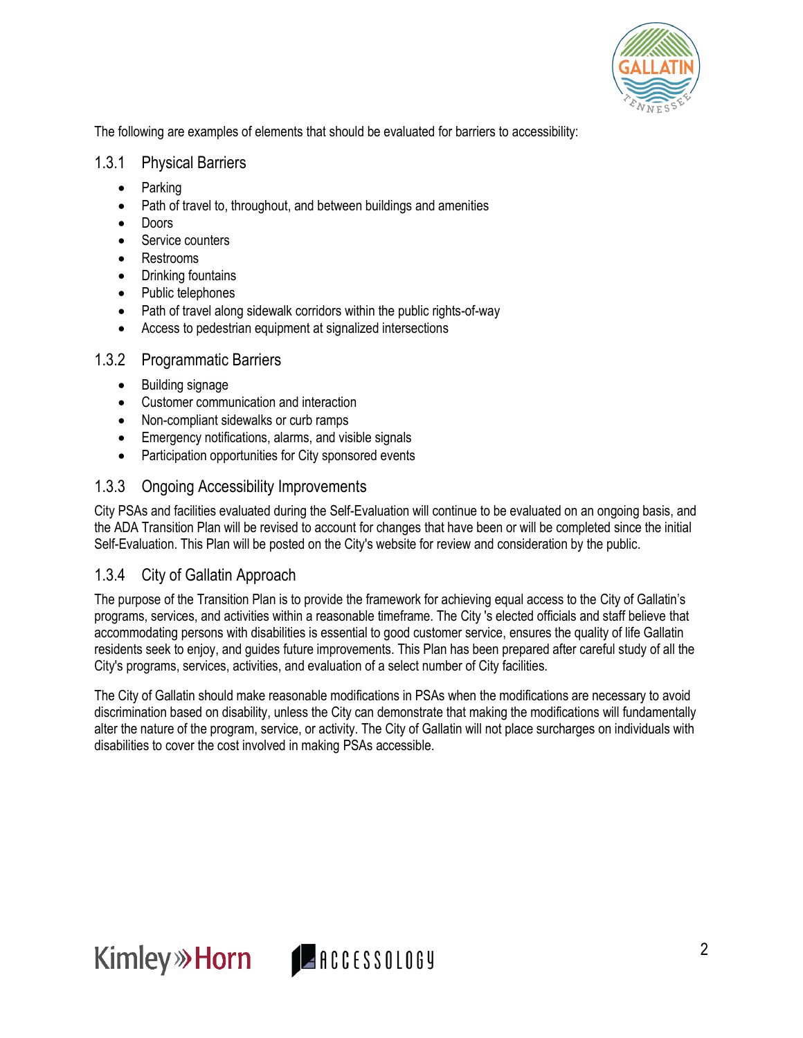The following are examples of elements that should be evaluated for barriers to accessibility:

### 1.3.1 Physical Barriers

- Parking
- Path of travel to, throughout, and between buildings and amenities
- Doors
- Service counters
- Restrooms
- Drinking fountains
- Public telephones
- Path of travel along sidewalk corridors within the public rights-of-way
- Access to pedestrian equipment at signalized intersections

### 1.3.2 Programmatic Barriers

- Building signage
- Customer communication and interaction
- Non-compliant sidewalks or curb ramps
- Emergency notifications, alarms, and visible signals
- Participation opportunities for City sponsored events

### 1.3.3 Ongoing Accessibility Improvements

City PSAs and facilities evaluated during the Self-Evaluation will continue to be evaluated on an ongoing basis, and the ADA Transition Plan will be revised to account for changes that have been or will be completed since the initial Self-Evaluation. This Plan will be posted on the City's website for review and consideration by the public.

### 1.3.4 City of Gallatin Approach

The purpose of the Transition Plan is to provide the framework for achieving equal access to the City of Gallatin's programs, services, and activities within a reasonable timeframe. The City 's elected officials and staff believe that accommodating persons with disabilities is essential to good customer service, ensures the quality of life Gallatin residents seek to enjoy, and guides future improvements. This Plan has been prepared after careful study of all the City's programs, services, activities, and evaluation of a select number of City facilities.

The City of Gallatin should make reasonable modifications in PSAs when the modifications are necessary to avoid discrimination based on disability, unless the City can demonstrate that making the modifications will fundamentally alter the nature of the program, service, or activity. The City of Gallatin will not place surcharges on individuals with disabilities to cover the cost involved in making PSAs accessible.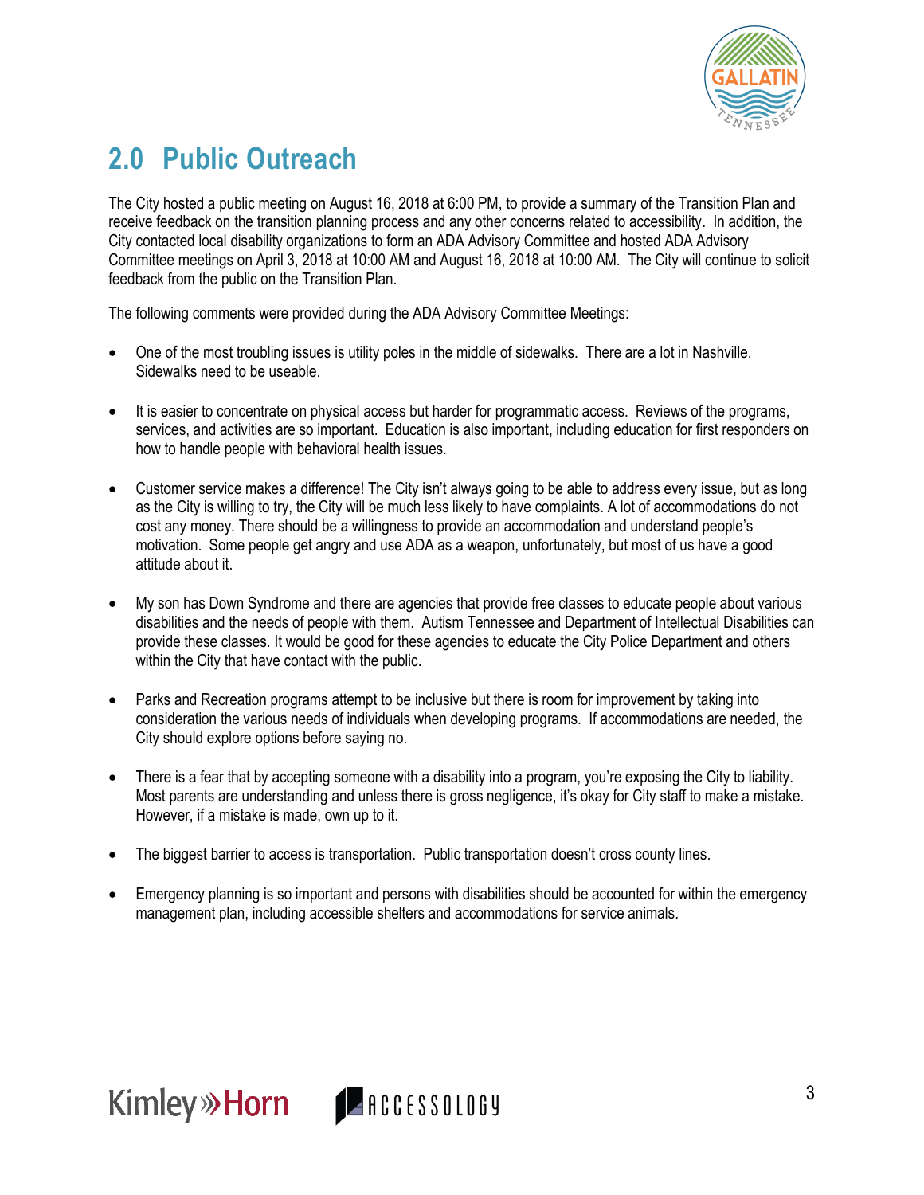# 2.0 Public Outreach

The City hosted a public meeting on August 16, 2018 at 6:00 PM, to provide a summary of the Transition Plan and receive feedback on the transition planning process and any other concerns related to accessibility. In addition, the City contacted local disability organizations to form an ADA Advisory Committee and hosted ADA Advisory Committee meetings on April 3, 2018 at 10:00 AM and August 16, 2018 at 10:00 AM. The City will continue to solicit feedback from the public on the Transition Plan.

The following comments were provided during the ADA Advisory Committee Meetings:

- One of the most troubling issues is utility poles in the middle of sidewalks. There are a lot in Nashville. Sidewalks need to be useable.
- It is easier to concentrate on physical access but harder for programmatic access. Reviews of the programs, services, and activities are so important. Education is also important, including education for first responders on how to handle people with behavioral health issues.
- Customer service makes a difference! The City isn't always going to be able to address every issue, but as long as the City is willing to try, the City will be much less likely to have complaints. A lot of accommodations do not cost any money. There should be a willingness to provide an accommodation and understand people's motivation. Some people get angry and use ADA as a weapon, unfortunately, but most of us have a good attitude about it.
- My son has Down Syndrome and there are agencies that provide free classes to educate people about various disabilities and the needs of people with them. Autism Tennessee and Department of Intellectual Disabilities can provide these classes. It would be good for these agencies to educate the City Police Department and others within the City that have contact with the public.
- Parks and Recreation programs attempt to be inclusive but there is room for improvement by taking into consideration the various needs of individuals when developing programs. If accommodations are needed, the City should explore options before saying no.
- There is a fear that by accepting someone with a disability into a program, you're exposing the City to liability. Most parents are understanding and unless there is gross negligence, it's okay for City staff to make a mistake. However, if a mistake is made, own up to it.
- The biggest barrier to access is transportation. Public transportation doesn't cross county lines.
- Emergency planning is so important and persons with disabilities should be accounted for within the emergency management plan, including accessible shelters and accommodations for service animals.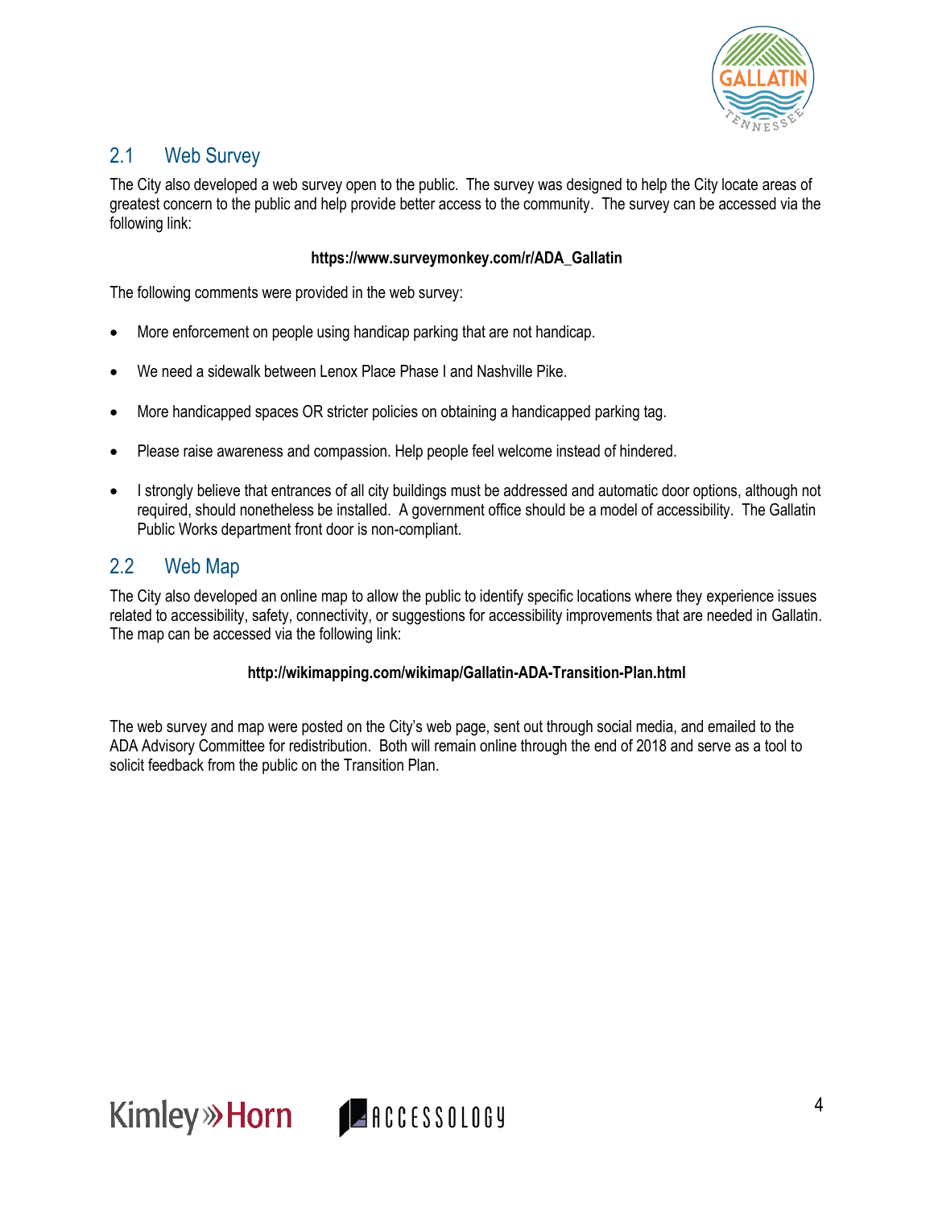## 2.1 Web Survey

The City also developed a web survey open to the public. The survey was designed to help the City locate areas of greatest concern to the public and help provide better access to the community. The survey can be accessed via the following link:

**https://www.surveymonkey.com/r/ADA_Gallatin**

The following comments were provided in the web survey:

- More enforcement on people using handicap parking that are not handicap.
- We need a sidewalk between Lenox Place Phase I and Nashville Pike.
- More handicapped spaces OR stricter policies on obtaining a handicapped parking tag.
- Please raise awareness and compassion. Help people feel welcome instead of hindered.
- I strongly believe that entrances of all city buildings must be addressed and automatic door options, although not required, should nonetheless be installed. A government office should be a model of accessibility. The Gallatin Public Works department front door is non-compliant.

## 2.2 Web Map

The City also developed an online map to allow the public to identify specific locations where they experience issues related to accessibility, safety, connectivity, or suggestions for accessibility improvements that are needed in Gallatin. The map can be accessed via the following link:

**http://wikimapping.com/wikimap/Gallatin-ADA-Transition-Plan.html**

The web survey and map were posted on the City's web page, sent out through social media, and emailed to the ADA Advisory Committee for redistribution. Both will remain online through the end of 2018 and serve as a tool to solicit feedback from the public on the Transition Plan.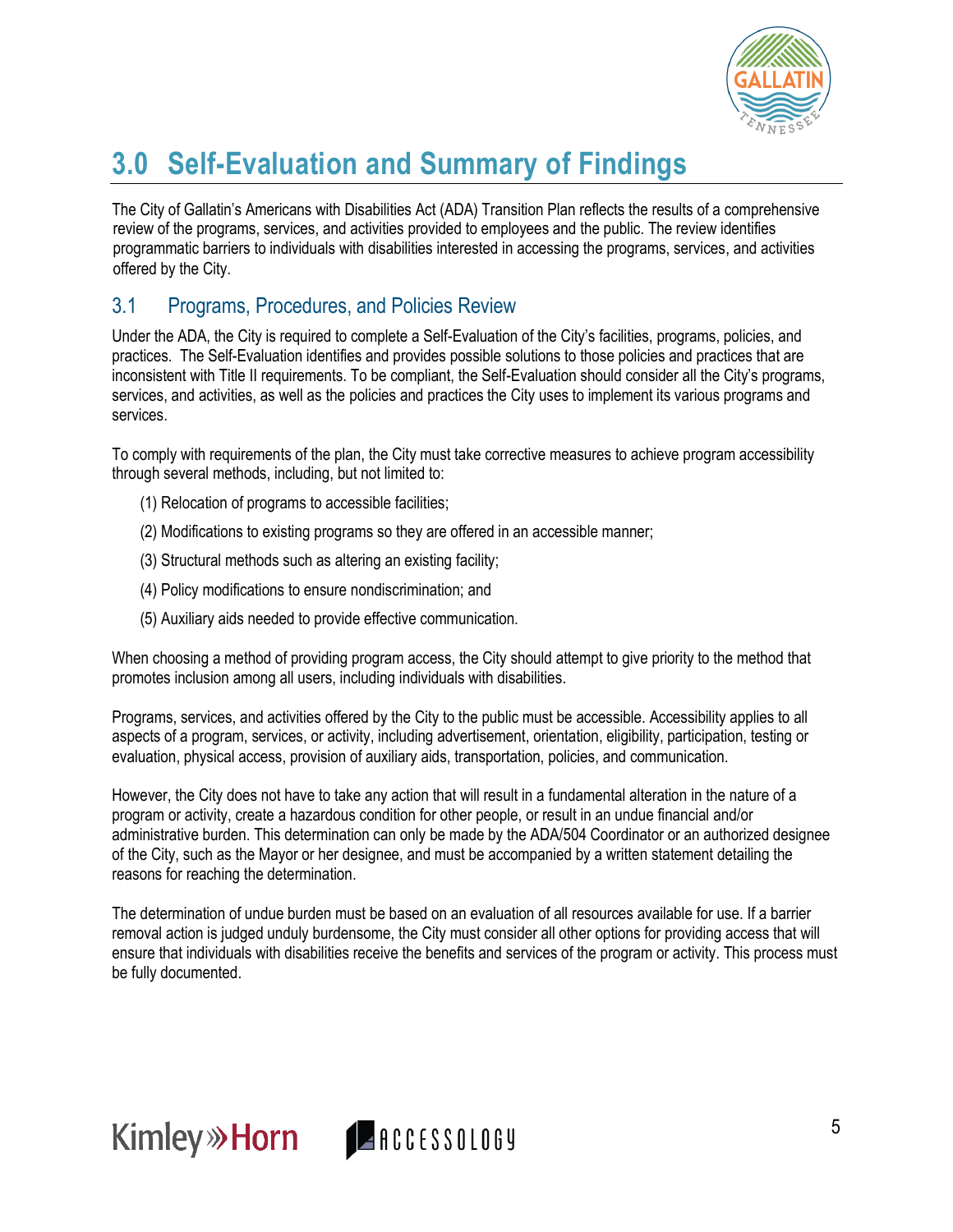# 3.0 Self-Evaluation and Summary of Findings

The City of Gallatin's Americans with Disabilities Act (ADA) Transition Plan reflects the results of a comprehensive review of the programs, services, and activities provided to employees and the public. The review identifies programmatic barriers to individuals with disabilities interested in accessing the programs, services, and activities offered by the City.

## 3.1 Programs, Procedures, and Policies Review

Under the ADA, the City is required to complete a Self-Evaluation of the City's facilities, programs, policies, and practices. The Self-Evaluation identifies and provides possible solutions to those policies and practices that are inconsistent with Title II requirements. To be compliant, the Self-Evaluation should consider all the City's programs, services, and activities, as well as the policies and practices the City uses to implement its various programs and services.

To comply with requirements of the plan, the City must take corrective measures to achieve program accessibility through several methods, including, but not limited to:

(1) Relocation of programs to accessible facilities;

(2) Modifications to existing programs so they are offered in an accessible manner;

(3) Structural methods such as altering an existing facility;

(4) Policy modifications to ensure nondiscrimination; and

(5) Auxiliary aids needed to provide effective communication.

When choosing a method of providing program access, the City should attempt to give priority to the method that promotes inclusion among all users, including individuals with disabilities.

Programs, services, and activities offered by the City to the public must be accessible. Accessibility applies to all aspects of a program, services, or activity, including advertisement, orientation, eligibility, participation, testing or evaluation, physical access, provision of auxiliary aids, transportation, policies, and communication.

However, the City does not have to take any action that will result in a fundamental alteration in the nature of a program or activity, create a hazardous condition for other people, or result in an undue financial and/or administrative burden. This determination can only be made by the ADA/504 Coordinator or an authorized designee of the City, such as the Mayor or her designee, and must be accompanied by a written statement detailing the reasons for reaching the determination.

The determination of undue burden must be based on an evaluation of all resources available for use. If a barrier removal action is judged unduly burdensome, the City must consider all other options for providing access that will ensure that individuals with disabilities receive the benefits and services of the program or activity. This process must be fully documented.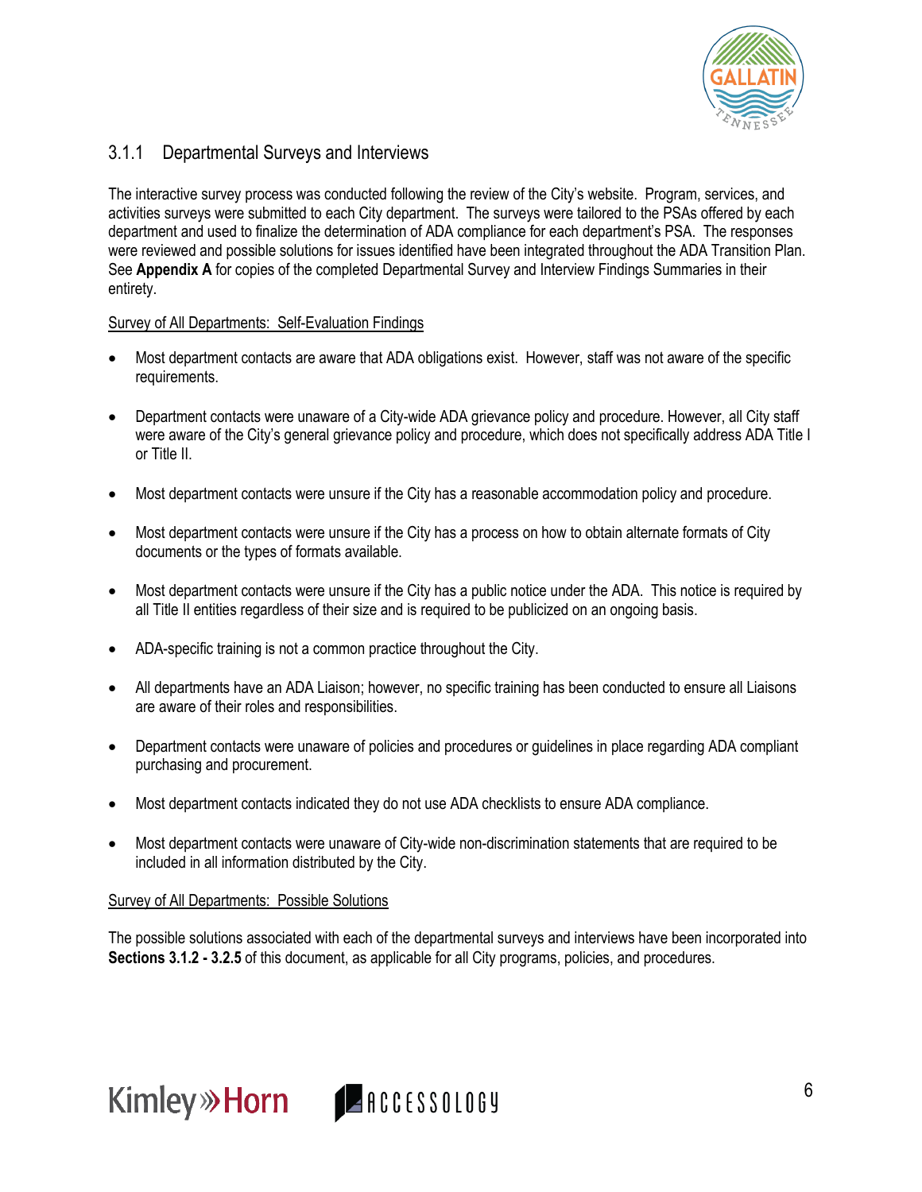### 3.1.1 Departmental Surveys and Interviews

The interactive survey process was conducted following the review of the City's website. Program, services, and activities surveys were submitted to each City department. The surveys were tailored to the PSAs offered by each department and used to finalize the determination of ADA compliance for each department's PSA. The responses were reviewed and possible solutions for issues identified have been integrated throughout the ADA Transition Plan. See **Appendix A** for copies of the completed Departmental Survey and Interview Findings Summaries in their entirety.

Survey of All Departments: Self-Evaluation Findings

- Most department contacts are aware that ADA obligations exist. However, staff was not aware of the specific requirements.
- Department contacts were unaware of a City-wide ADA grievance policy and procedure. However, all City staff were aware of the City's general grievance policy and procedure, which does not specifically address ADA Title I or Title II.
- Most department contacts were unsure if the City has a reasonable accommodation policy and procedure.
- Most department contacts were unsure if the City has a process on how to obtain alternate formats of City documents or the types of formats available.
- Most department contacts were unsure if the City has a public notice under the ADA. This notice is required by all Title II entities regardless of their size and is required to be publicized on an ongoing basis.
- ADA-specific training is not a common practice throughout the City.
- All departments have an ADA Liaison; however, no specific training has been conducted to ensure all Liaisons are aware of their roles and responsibilities.
- Department contacts were unaware of policies and procedures or guidelines in place regarding ADA compliant purchasing and procurement.
- Most department contacts indicated they do not use ADA checklists to ensure ADA compliance.
- Most department contacts were unaware of City-wide non-discrimination statements that are required to be included in all information distributed by the City.

Survey of All Departments: Possible Solutions

The possible solutions associated with each of the departmental surveys and interviews have been incorporated into **Sections 3.1.2 - 3.2.5** of this document, as applicable for all City programs, policies, and procedures.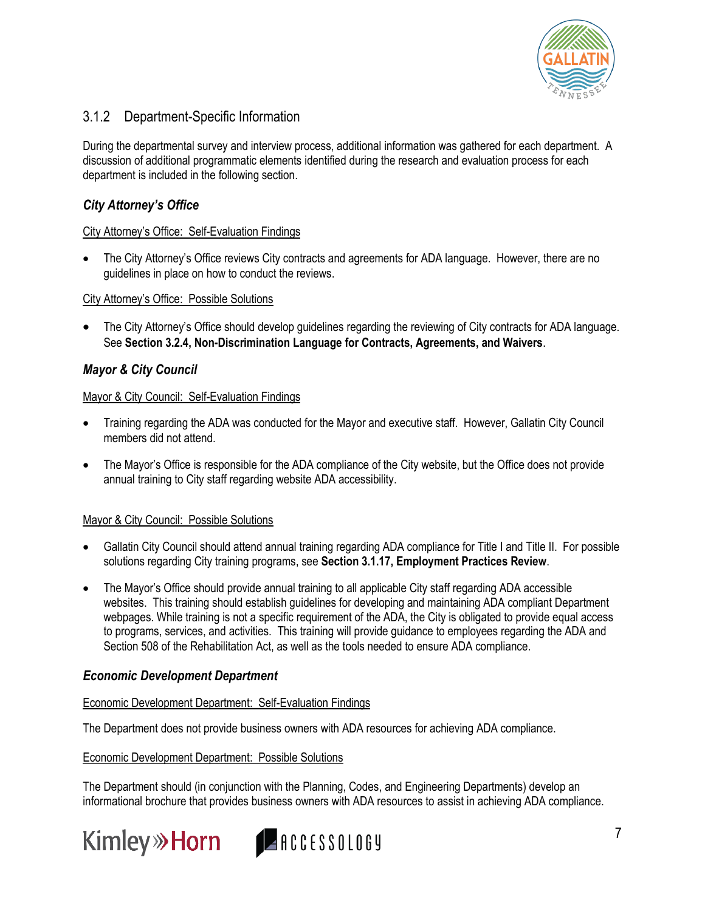### 3.1.2 Department-Specific Information

During the departmental survey and interview process, additional information was gathered for each department. A discussion of additional programmatic elements identified during the research and evaluation process for each department is included in the following section.

#### *City Attorney's Office*

City Attorney's Office: Self-Evaluation Findings

- The City Attorney's Office reviews City contracts and agreements for ADA language. However, there are no guidelines in place on how to conduct the reviews.

City Attorney's Office: Possible Solutions

- The City Attorney's Office should develop guidelines regarding the reviewing of City contracts for ADA language. See **Section 3.2.4, Non-Discrimination Language for Contracts, Agreements, and Waivers**.

#### *Mayor & City Council*

Mayor & City Council: Self-Evaluation Findings

- Training regarding the ADA was conducted for the Mayor and executive staff. However, Gallatin City Council members did not attend.
- The Mayor's Office is responsible for the ADA compliance of the City website, but the Office does not provide annual training to City staff regarding website ADA accessibility.

Mayor & City Council: Possible Solutions

- Gallatin City Council should attend annual training regarding ADA compliance for Title I and Title II. For possible solutions regarding City training programs, see **Section 3.1.17, Employment Practices Review**.
- The Mayor's Office should provide annual training to all applicable City staff regarding ADA accessible websites. This training should establish guidelines for developing and maintaining ADA compliant Department webpages. While training is not a specific requirement of the ADA, the City is obligated to provide equal access to programs, services, and activities. This training will provide guidance to employees regarding the ADA and Section 508 of the Rehabilitation Act, as well as the tools needed to ensure ADA compliance.

#### *Economic Development Department*

Economic Development Department: Self-Evaluation Findings

The Department does not provide business owners with ADA resources for achieving ADA compliance.

Economic Development Department: Possible Solutions

The Department should (in conjunction with the Planning, Codes, and Engineering Departments) develop an informational brochure that provides business owners with ADA resources to assist in achieving ADA compliance.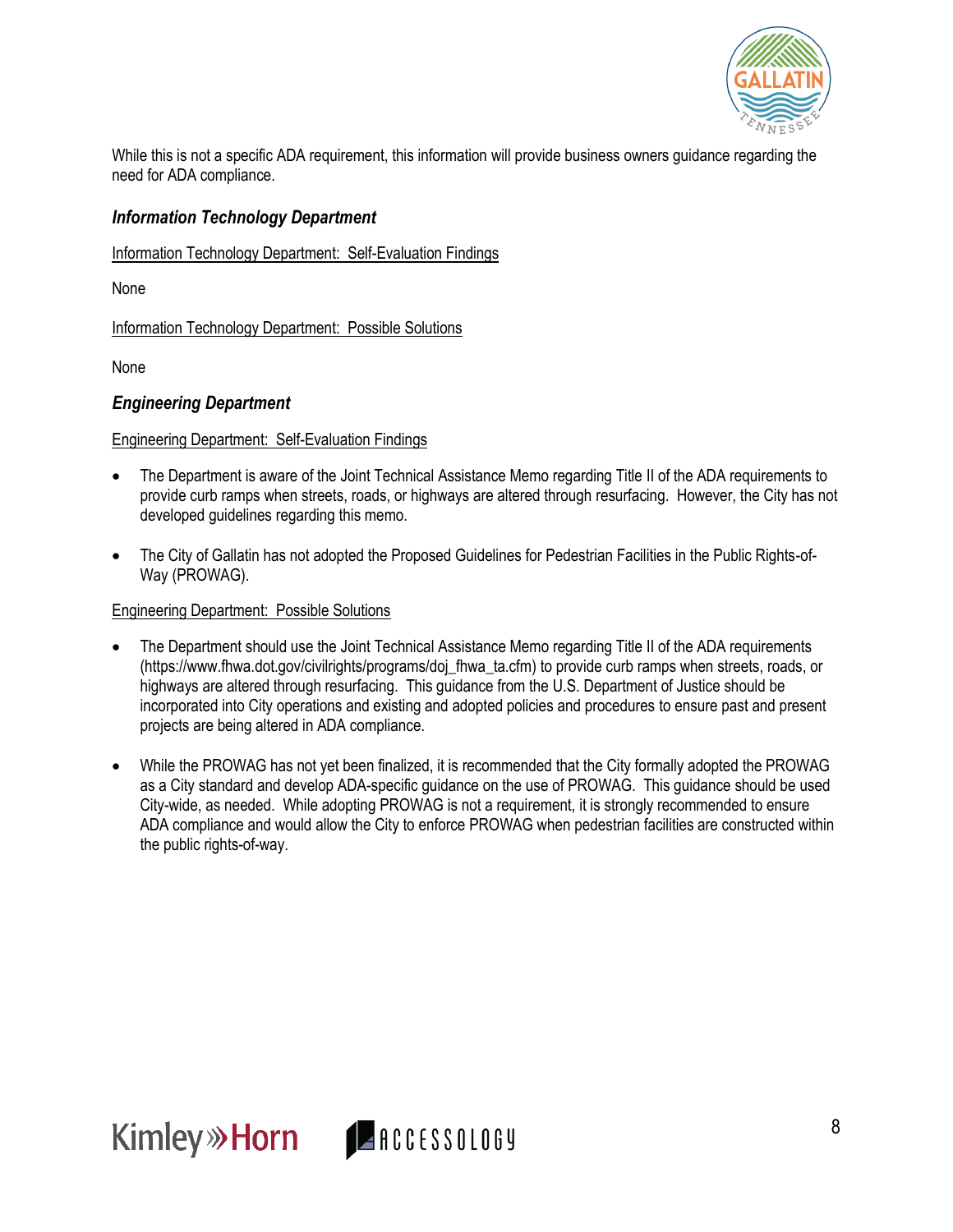While this is not a specific ADA requirement, this information will provide business owners guidance regarding the need for ADA compliance.

### *Information Technology Department*

Information Technology Department: Self-Evaluation Findings

None

Information Technology Department: Possible Solutions

None

### *Engineering Department*

Engineering Department: Self-Evaluation Findings

- The Department is aware of the Joint Technical Assistance Memo regarding Title II of the ADA requirements to provide curb ramps when streets, roads, or highways are altered through resurfacing. However, the City has not developed guidelines regarding this memo.
- The City of Gallatin has not adopted the Proposed Guidelines for Pedestrian Facilities in the Public Rights-of-Way (PROWAG).

Engineering Department: Possible Solutions

- The Department should use the Joint Technical Assistance Memo regarding Title II of the ADA requirements (https://www.fhwa.dot.gov/civilrights/programs/doj_fhwa_ta.cfm) to provide curb ramps when streets, roads, or highways are altered through resurfacing. This guidance from the U.S. Department of Justice should be incorporated into City operations and existing and adopted policies and procedures to ensure past and present projects are being altered in ADA compliance.
- While the PROWAG has not yet been finalized, it is recommended that the City formally adopted the PROWAG as a City standard and develop ADA-specific guidance on the use of PROWAG. This guidance should be used City-wide, as needed. While adopting PROWAG is not a requirement, it is strongly recommended to ensure ADA compliance and would allow the City to enforce PROWAG when pedestrian facilities are constructed within the public rights-of-way.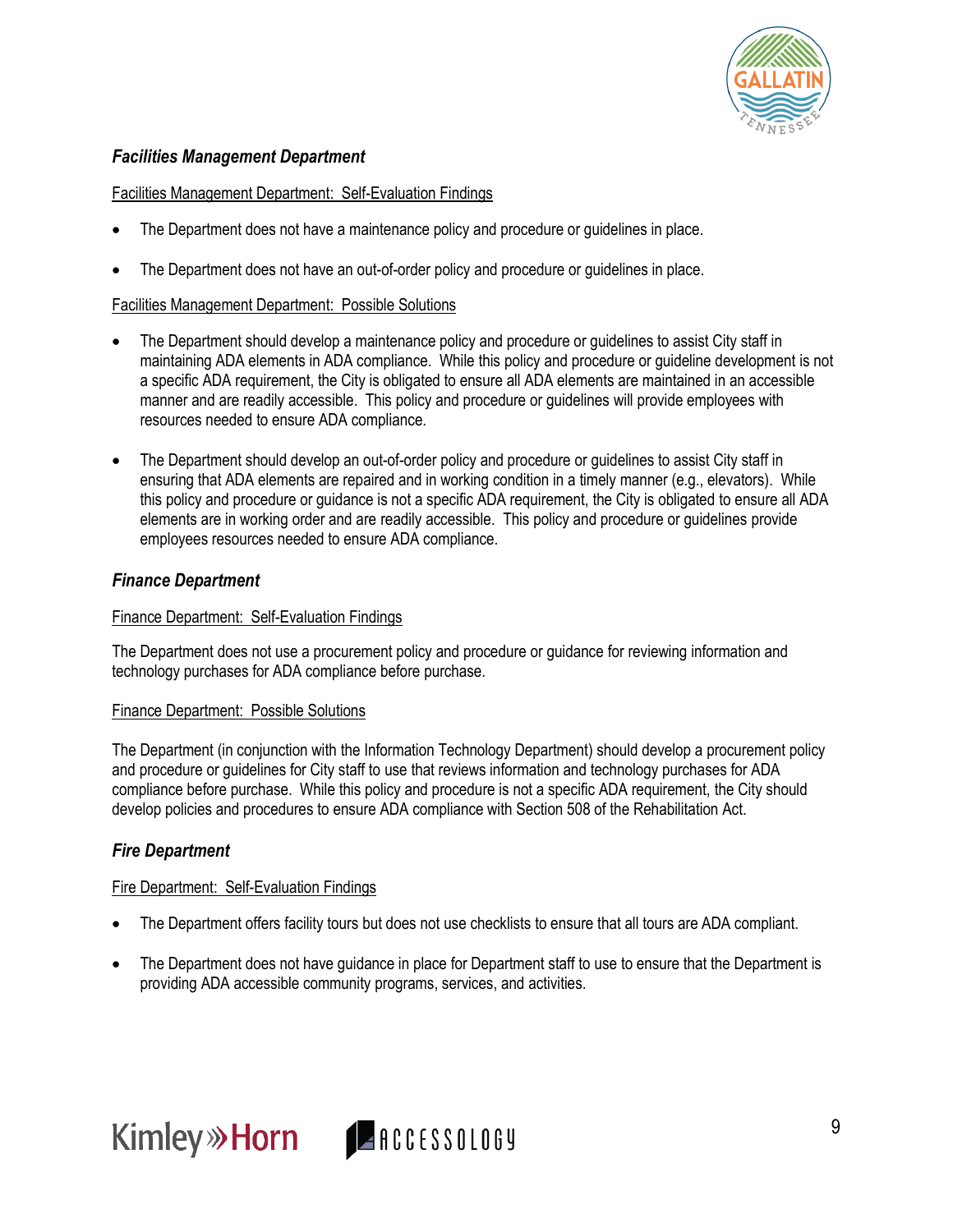### *Facilities Management Department*

Facilities Management Department: Self-Evaluation Findings

- The Department does not have a maintenance policy and procedure or guidelines in place.
- The Department does not have an out-of-order policy and procedure or guidelines in place.

Facilities Management Department: Possible Solutions

- The Department should develop a maintenance policy and procedure or guidelines to assist City staff in maintaining ADA elements in ADA compliance. While this policy and procedure or guideline development is not a specific ADA requirement, the City is obligated to ensure all ADA elements are maintained in an accessible manner and are readily accessible. This policy and procedure or guidelines will provide employees with resources needed to ensure ADA compliance.
- The Department should develop an out-of-order policy and procedure or guidelines to assist City staff in ensuring that ADA elements are repaired and in working condition in a timely manner (e.g., elevators). While this policy and procedure or guidance is not a specific ADA requirement, the City is obligated to ensure all ADA elements are in working order and are readily accessible. This policy and procedure or guidelines provide employees resources needed to ensure ADA compliance.

### *Finance Department*

Finance Department: Self-Evaluation Findings

The Department does not use a procurement policy and procedure or guidance for reviewing information and technology purchases for ADA compliance before purchase.

Finance Department: Possible Solutions

The Department (in conjunction with the Information Technology Department) should develop a procurement policy and procedure or guidelines for City staff to use that reviews information and technology purchases for ADA compliance before purchase. While this policy and procedure is not a specific ADA requirement, the City should develop policies and procedures to ensure ADA compliance with Section 508 of the Rehabilitation Act.

### *Fire Department*

Fire Department: Self-Evaluation Findings

- The Department offers facility tours but does not use checklists to ensure that all tours are ADA compliant.
- The Department does not have guidance in place for Department staff to use to ensure that the Department is providing ADA accessible community programs, services, and activities.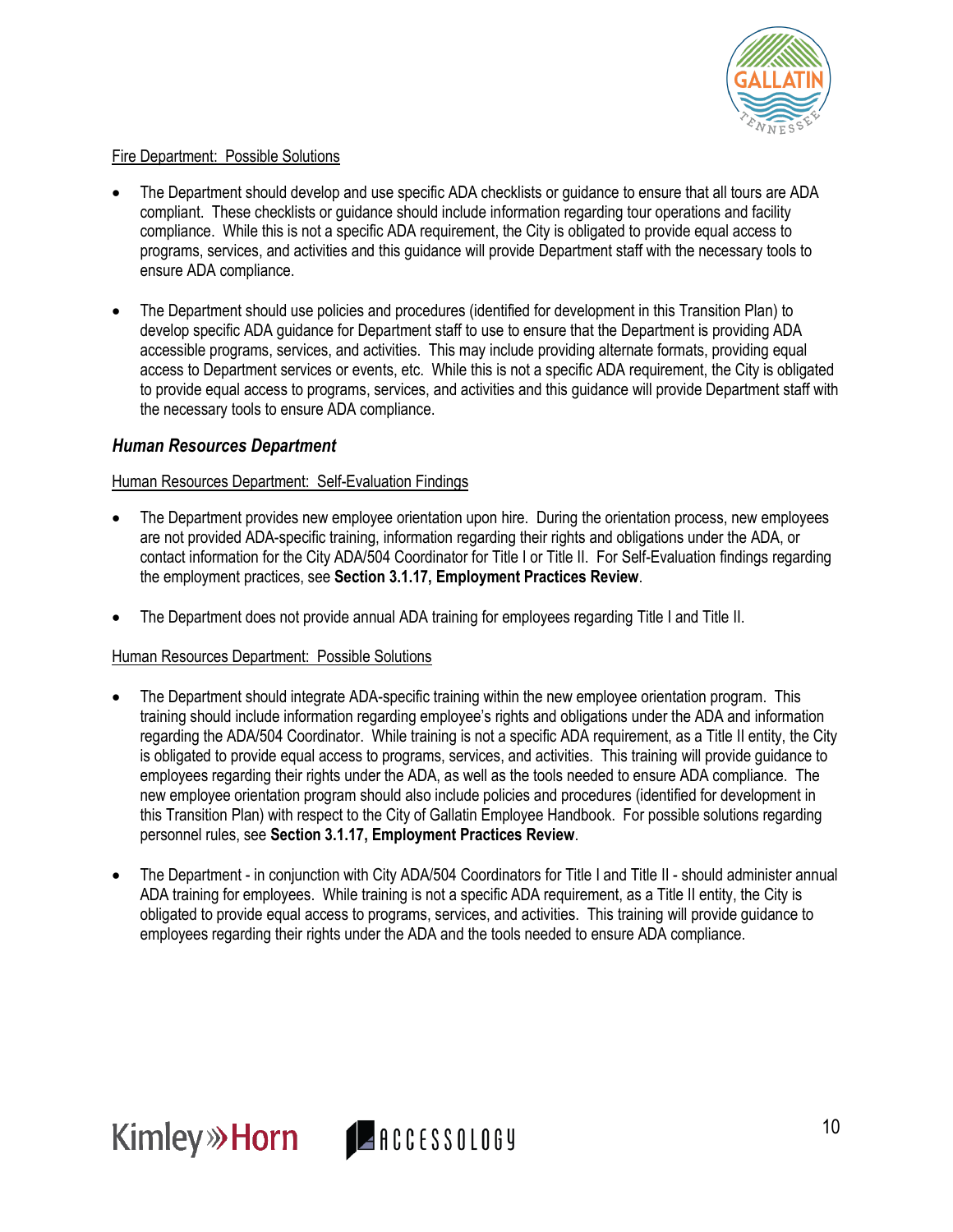Fire Department: Possible Solutions

- The Department should develop and use specific ADA checklists or guidance to ensure that all tours are ADA compliant. These checklists or guidance should include information regarding tour operations and facility compliance. While this is not a specific ADA requirement, the City is obligated to provide equal access to programs, services, and activities and this guidance will provide Department staff with the necessary tools to ensure ADA compliance.

- The Department should use policies and procedures (identified for development in this Transition Plan) to develop specific ADA guidance for Department staff to use to ensure that the Department is providing ADA accessible programs, services, and activities. This may include providing alternate formats, providing equal access to Department services or events, etc. While this is not a specific ADA requirement, the City is obligated to provide equal access to programs, services, and activities and this guidance will provide Department staff with the necessary tools to ensure ADA compliance.

### *Human Resources Department*

Human Resources Department: Self-Evaluation Findings

- The Department provides new employee orientation upon hire. During the orientation process, new employees are not provided ADA-specific training, information regarding their rights and obligations under the ADA, or contact information for the City ADA/504 Coordinator for Title I or Title II. For Self-Evaluation findings regarding the employment practices, see **Section 3.1.17, Employment Practices Review**.

- The Department does not provide annual ADA training for employees regarding Title I and Title II.

Human Resources Department: Possible Solutions

- The Department should integrate ADA-specific training within the new employee orientation program. This training should include information regarding employee's rights and obligations under the ADA and information regarding the ADA/504 Coordinator. While training is not a specific ADA requirement, as a Title II entity, the City is obligated to provide equal access to programs, services, and activities. This training will provide guidance to employees regarding their rights under the ADA, as well as the tools needed to ensure ADA compliance. The new employee orientation program should also include policies and procedures (identified for development in this Transition Plan) with respect to the City of Gallatin Employee Handbook. For possible solutions regarding personnel rules, see **Section 3.1.17, Employment Practices Review**.

- The Department - in conjunction with City ADA/504 Coordinators for Title I and Title II - should administer annual ADA training for employees. While training is not a specific ADA requirement, as a Title II entity, the City is obligated to provide equal access to programs, services, and activities. This training will provide guidance to employees regarding their rights under the ADA and the tools needed to ensure ADA compliance.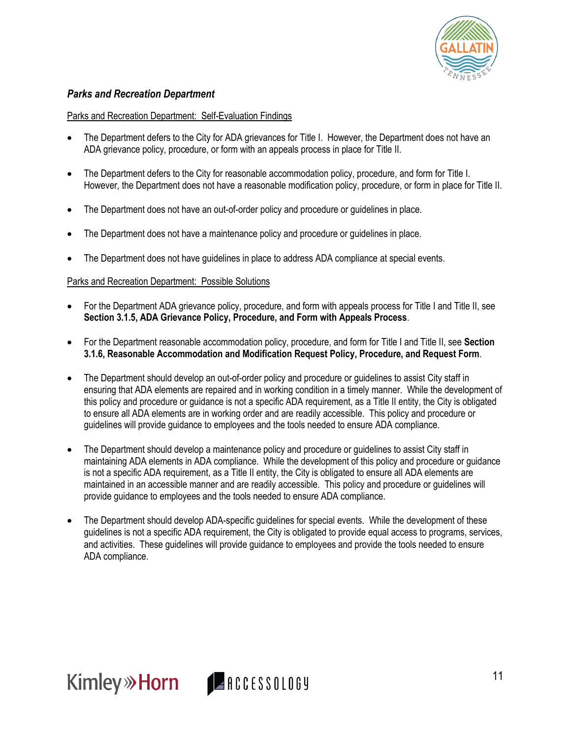### *Parks and Recreation Department*

Parks and Recreation Department: Self-Evaluation Findings

- The Department defers to the City for ADA grievances for Title I. However, the Department does not have an ADA grievance policy, procedure, or form with an appeals process in place for Title II.
- The Department defers to the City for reasonable accommodation policy, procedure, and form for Title I. However, the Department does not have a reasonable modification policy, procedure, or form in place for Title II.
- The Department does not have an out-of-order policy and procedure or guidelines in place.
- The Department does not have a maintenance policy and procedure or guidelines in place.
- The Department does not have guidelines in place to address ADA compliance at special events.

Parks and Recreation Department: Possible Solutions

- For the Department ADA grievance policy, procedure, and form with appeals process for Title I and Title II, see **Section 3.1.5, ADA Grievance Policy, Procedure, and Form with Appeals Process**.
- For the Department reasonable accommodation policy, procedure, and form for Title I and Title II, see **Section 3.1.6, Reasonable Accommodation and Modification Request Policy, Procedure, and Request Form**.
- The Department should develop an out-of-order policy and procedure or guidelines to assist City staff in ensuring that ADA elements are repaired and in working condition in a timely manner. While the development of this policy and procedure or guidance is not a specific ADA requirement, as a Title II entity, the City is obligated to ensure all ADA elements are in working order and are readily accessible. This policy and procedure or guidelines will provide guidance to employees and the tools needed to ensure ADA compliance.
- The Department should develop a maintenance policy and procedure or guidelines to assist City staff in maintaining ADA elements in ADA compliance. While the development of this policy and procedure or guidance is not a specific ADA requirement, as a Title II entity, the City is obligated to ensure all ADA elements are maintained in an accessible manner and are readily accessible. This policy and procedure or guidelines will provide guidance to employees and the tools needed to ensure ADA compliance.
- The Department should develop ADA-specific guidelines for special events. While the development of these guidelines is not a specific ADA requirement, the City is obligated to provide equal access to programs, services, and activities. These guidelines will provide guidance to employees and provide the tools needed to ensure ADA compliance.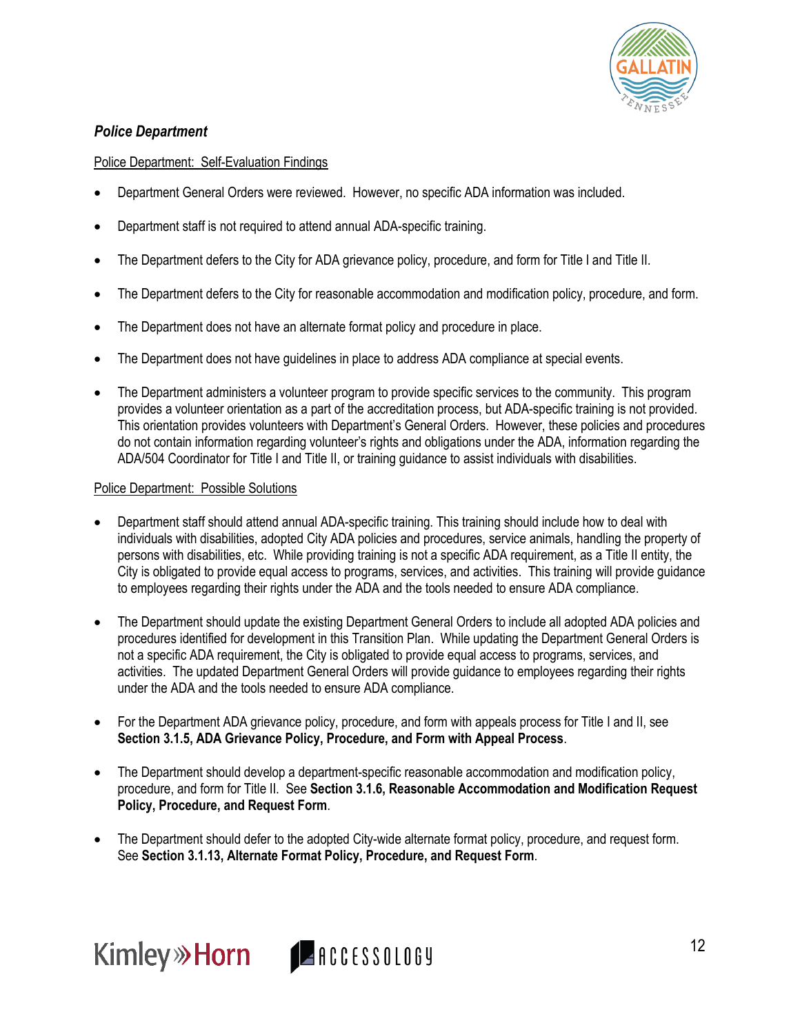### *Police Department*

Police Department: Self-Evaluation Findings

- Department General Orders were reviewed. However, no specific ADA information was included.
- Department staff is not required to attend annual ADA-specific training.
- The Department defers to the City for ADA grievance policy, procedure, and form for Title I and Title II.
- The Department defers to the City for reasonable accommodation and modification policy, procedure, and form.
- The Department does not have an alternate format policy and procedure in place.
- The Department does not have guidelines in place to address ADA compliance at special events.
- The Department administers a volunteer program to provide specific services to the community. This program provides a volunteer orientation as a part of the accreditation process, but ADA-specific training is not provided. This orientation provides volunteers with Department's General Orders. However, these policies and procedures do not contain information regarding volunteer's rights and obligations under the ADA, information regarding the ADA/504 Coordinator for Title I and Title II, or training guidance to assist individuals with disabilities.

Police Department: Possible Solutions

- Department staff should attend annual ADA-specific training. This training should include how to deal with individuals with disabilities, adopted City ADA policies and procedures, service animals, handling the property of persons with disabilities, etc. While providing training is not a specific ADA requirement, as a Title II entity, the City is obligated to provide equal access to programs, services, and activities. This training will provide guidance to employees regarding their rights under the ADA and the tools needed to ensure ADA compliance.
- The Department should update the existing Department General Orders to include all adopted ADA policies and procedures identified for development in this Transition Plan. While updating the Department General Orders is not a specific ADA requirement, the City is obligated to provide equal access to programs, services, and activities. The updated Department General Orders will provide guidance to employees regarding their rights under the ADA and the tools needed to ensure ADA compliance.
- For the Department ADA grievance policy, procedure, and form with appeals process for Title I and II, see **Section 3.1.5, ADA Grievance Policy, Procedure, and Form with Appeal Process**.
- The Department should develop a department-specific reasonable accommodation and modification policy, procedure, and form for Title II. See **Section 3.1.6, Reasonable Accommodation and Modification Request Policy, Procedure, and Request Form**.
- The Department should defer to the adopted City-wide alternate format policy, procedure, and request form. See **Section 3.1.13, Alternate Format Policy, Procedure, and Request Form**.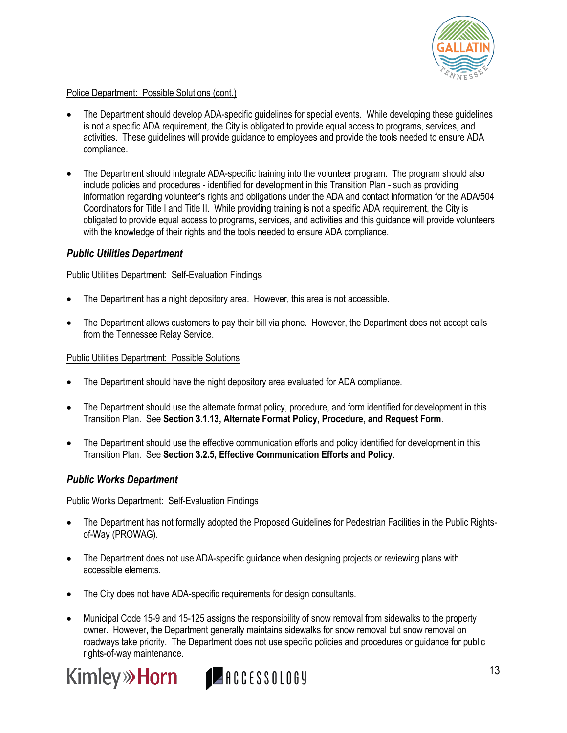Police Department: Possible Solutions (cont.)

- The Department should develop ADA-specific guidelines for special events. While developing these guidelines is not a specific ADA requirement, the City is obligated to provide equal access to programs, services, and activities. These guidelines will provide guidance to employees and provide the tools needed to ensure ADA compliance.
- The Department should integrate ADA-specific training into the volunteer program. The program should also include policies and procedures - identified for development in this Transition Plan - such as providing information regarding volunteer's rights and obligations under the ADA and contact information for the ADA/504 Coordinators for Title I and Title II. While providing training is not a specific ADA requirement, the City is obligated to provide equal access to programs, services, and activities and this guidance will provide volunteers with the knowledge of their rights and the tools needed to ensure ADA compliance.

### *Public Utilities Department*

Public Utilities Department: Self-Evaluation Findings

- The Department has a night depository area. However, this area is not accessible.
- The Department allows customers to pay their bill via phone. However, the Department does not accept calls from the Tennessee Relay Service.

Public Utilities Department: Possible Solutions

- The Department should have the night depository area evaluated for ADA compliance.
- The Department should use the alternate format policy, procedure, and form identified for development in this Transition Plan. See **Section 3.1.13, Alternate Format Policy, Procedure, and Request Form**.
- The Department should use the effective communication efforts and policy identified for development in this Transition Plan. See **Section 3.2.5, Effective Communication Efforts and Policy**.

### *Public Works Department*

Public Works Department: Self-Evaluation Findings

- The Department has not formally adopted the Proposed Guidelines for Pedestrian Facilities in the Public Rights-of-Way (PROWAG).
- The Department does not use ADA-specific guidance when designing projects or reviewing plans with accessible elements.
- The City does not have ADA-specific requirements for design consultants.
- Municipal Code 15-9 and 15-125 assigns the responsibility of snow removal from sidewalks to the property owner. However, the Department generally maintains sidewalks for snow removal but snow removal on roadways take priority. The Department does not use specific policies and procedures or guidance for public rights-of-way maintenance.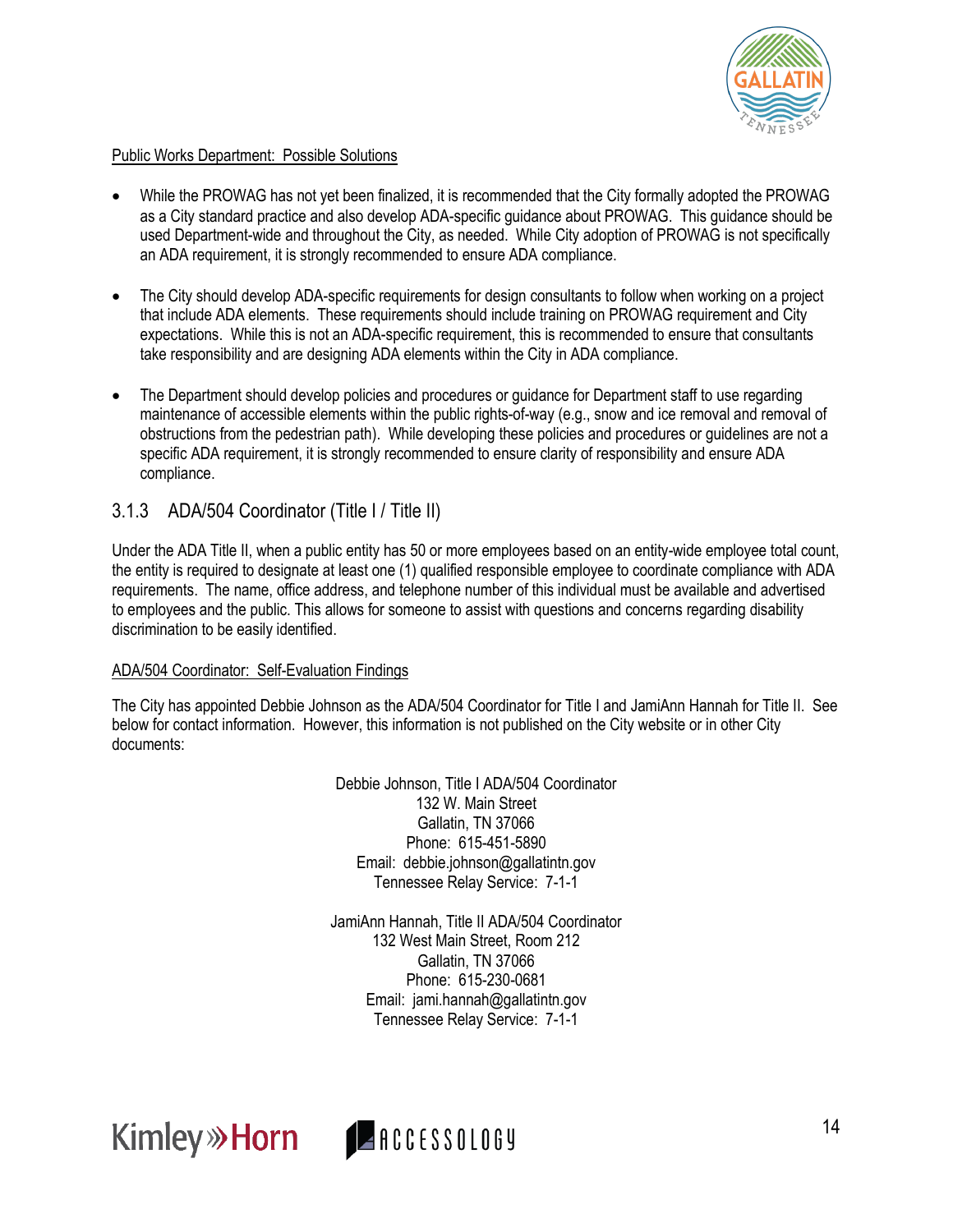Public Works Department: Possible Solutions

- While the PROWAG has not yet been finalized, it is recommended that the City formally adopted the PROWAG as a City standard practice and also develop ADA-specific guidance about PROWAG. This guidance should be used Department-wide and throughout the City, as needed. While City adoption of PROWAG is not specifically an ADA requirement, it is strongly recommended to ensure ADA compliance.

- The City should develop ADA-specific requirements for design consultants to follow when working on a project that include ADA elements. These requirements should include training on PROWAG requirement and City expectations. While this is not an ADA-specific requirement, this is recommended to ensure that consultants take responsibility and are designing ADA elements within the City in ADA compliance.

- The Department should develop policies and procedures or guidance for Department staff to use regarding maintenance of accessible elements within the public rights-of-way (e.g., snow and ice removal and removal of obstructions from the pedestrian path). While developing these policies and procedures or guidelines are not a specific ADA requirement, it is strongly recommended to ensure clarity of responsibility and ensure ADA compliance.

### 3.1.3 ADA/504 Coordinator (Title I / Title II)

Under the ADA Title II, when a public entity has 50 or more employees based on an entity-wide employee total count, the entity is required to designate at least one (1) qualified responsible employee to coordinate compliance with ADA requirements. The name, office address, and telephone number of this individual must be available and advertised to employees and the public. This allows for someone to assist with questions and concerns regarding disability discrimination to be easily identified.

ADA/504 Coordinator: Self-Evaluation Findings

The City has appointed Debbie Johnson as the ADA/504 Coordinator for Title I and JamiAnn Hannah for Title II. See below for contact information. However, this information is not published on the City website or in other City documents:

Debbie Johnson, Title I ADA/504 Coordinator
132 W. Main Street
Gallatin, TN 37066
Phone: 615-451-5890
Email: debbie.johnson@gallatintn.gov
Tennessee Relay Service: 7-1-1

JamiAnn Hannah, Title II ADA/504 Coordinator
132 West Main Street, Room 212
Gallatin, TN 37066
Phone: 615-230-0681
Email: jami.hannah@gallatintn.gov
Tennessee Relay Service: 7-1-1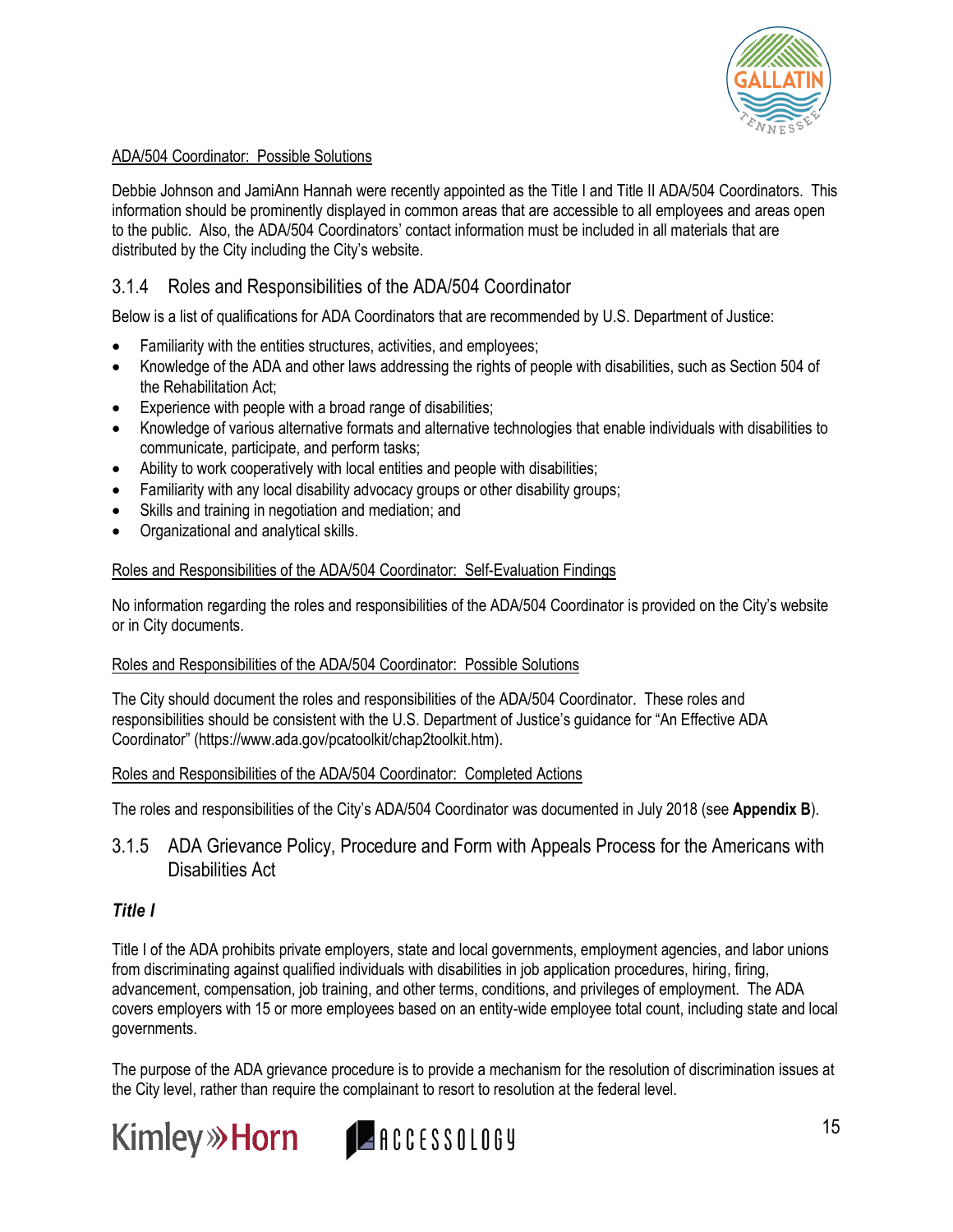ADA/504 Coordinator: Possible Solutions

Debbie Johnson and JamiAnn Hannah were recently appointed as the Title I and Title II ADA/504 Coordinators. This information should be prominently displayed in common areas that are accessible to all employees and areas open to the public. Also, the ADA/504 Coordinators' contact information must be included in all materials that are distributed by the City including the City's website.

### 3.1.4 Roles and Responsibilities of the ADA/504 Coordinator

Below is a list of qualifications for ADA Coordinators that are recommended by U.S. Department of Justice:

- Familiarity with the entities structures, activities, and employees;
- Knowledge of the ADA and other laws addressing the rights of people with disabilities, such as Section 504 of the Rehabilitation Act;
- Experience with people with a broad range of disabilities;
- Knowledge of various alternative formats and alternative technologies that enable individuals with disabilities to communicate, participate, and perform tasks;
- Ability to work cooperatively with local entities and people with disabilities;
- Familiarity with any local disability advocacy groups or other disability groups;
- Skills and training in negotiation and mediation; and
- Organizational and analytical skills.

Roles and Responsibilities of the ADA/504 Coordinator: Self-Evaluation Findings

No information regarding the roles and responsibilities of the ADA/504 Coordinator is provided on the City's website or in City documents.

Roles and Responsibilities of the ADA/504 Coordinator: Possible Solutions

The City should document the roles and responsibilities of the ADA/504 Coordinator. These roles and responsibilities should be consistent with the U.S. Department of Justice's guidance for "An Effective ADA Coordinator" (https://www.ada.gov/pcatoolkit/chap2toolkit.htm).

Roles and Responsibilities of the ADA/504 Coordinator: Completed Actions

The roles and responsibilities of the City's ADA/504 Coordinator was documented in July 2018 (see **Appendix B**).

### 3.1.5 ADA Grievance Policy, Procedure and Form with Appeals Process for the Americans with Disabilities Act

#### *Title I*

Title I of the ADA prohibits private employers, state and local governments, employment agencies, and labor unions from discriminating against qualified individuals with disabilities in job application procedures, hiring, firing, advancement, compensation, job training, and other terms, conditions, and privileges of employment. The ADA covers employers with 15 or more employees based on an entity-wide employee total count, including state and local governments.

The purpose of the ADA grievance procedure is to provide a mechanism for the resolution of discrimination issues at the City level, rather than require the complainant to resort to resolution at the federal level.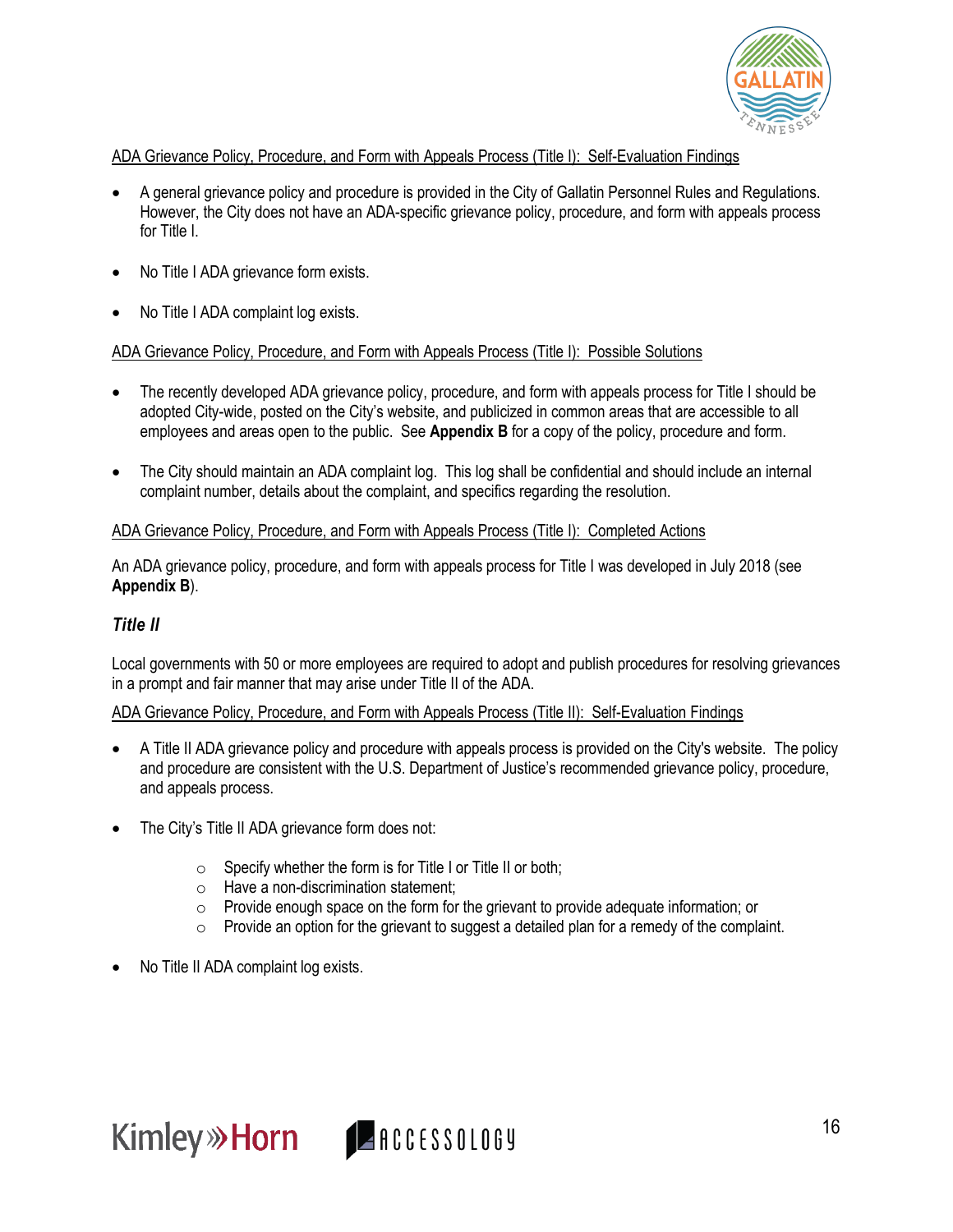ADA Grievance Policy, Procedure, and Form with Appeals Process (Title I): Self-Evaluation Findings

- A general grievance policy and procedure is provided in the City of Gallatin Personnel Rules and Regulations. However, the City does not have an ADA-specific grievance policy, procedure, and form with appeals process for Title I.
- No Title I ADA grievance form exists.
- No Title I ADA complaint log exists.

ADA Grievance Policy, Procedure, and Form with Appeals Process (Title I): Possible Solutions

- The recently developed ADA grievance policy, procedure, and form with appeals process for Title I should be adopted City-wide, posted on the City's website, and publicized in common areas that are accessible to all employees and areas open to the public. See **Appendix B** for a copy of the policy, procedure and form.
- The City should maintain an ADA complaint log. This log shall be confidential and should include an internal complaint number, details about the complaint, and specifics regarding the resolution.

ADA Grievance Policy, Procedure, and Form with Appeals Process (Title I): Completed Actions

An ADA grievance policy, procedure, and form with appeals process for Title I was developed in July 2018 (see **Appendix B**).

### *Title II*

Local governments with 50 or more employees are required to adopt and publish procedures for resolving grievances in a prompt and fair manner that may arise under Title II of the ADA.

ADA Grievance Policy, Procedure, and Form with Appeals Process (Title II): Self-Evaluation Findings

- A Title II ADA grievance policy and procedure with appeals process is provided on the City's website. The policy and procedure are consistent with the U.S. Department of Justice's recommended grievance policy, procedure, and appeals process.
- The City's Title II ADA grievance form does not:
  - Specify whether the form is for Title I or Title II or both;
  - Have a non-discrimination statement;
  - Provide enough space on the form for the grievant to provide adequate information; or
  - Provide an option for the grievant to suggest a detailed plan for a remedy of the complaint.
- No Title II ADA complaint log exists.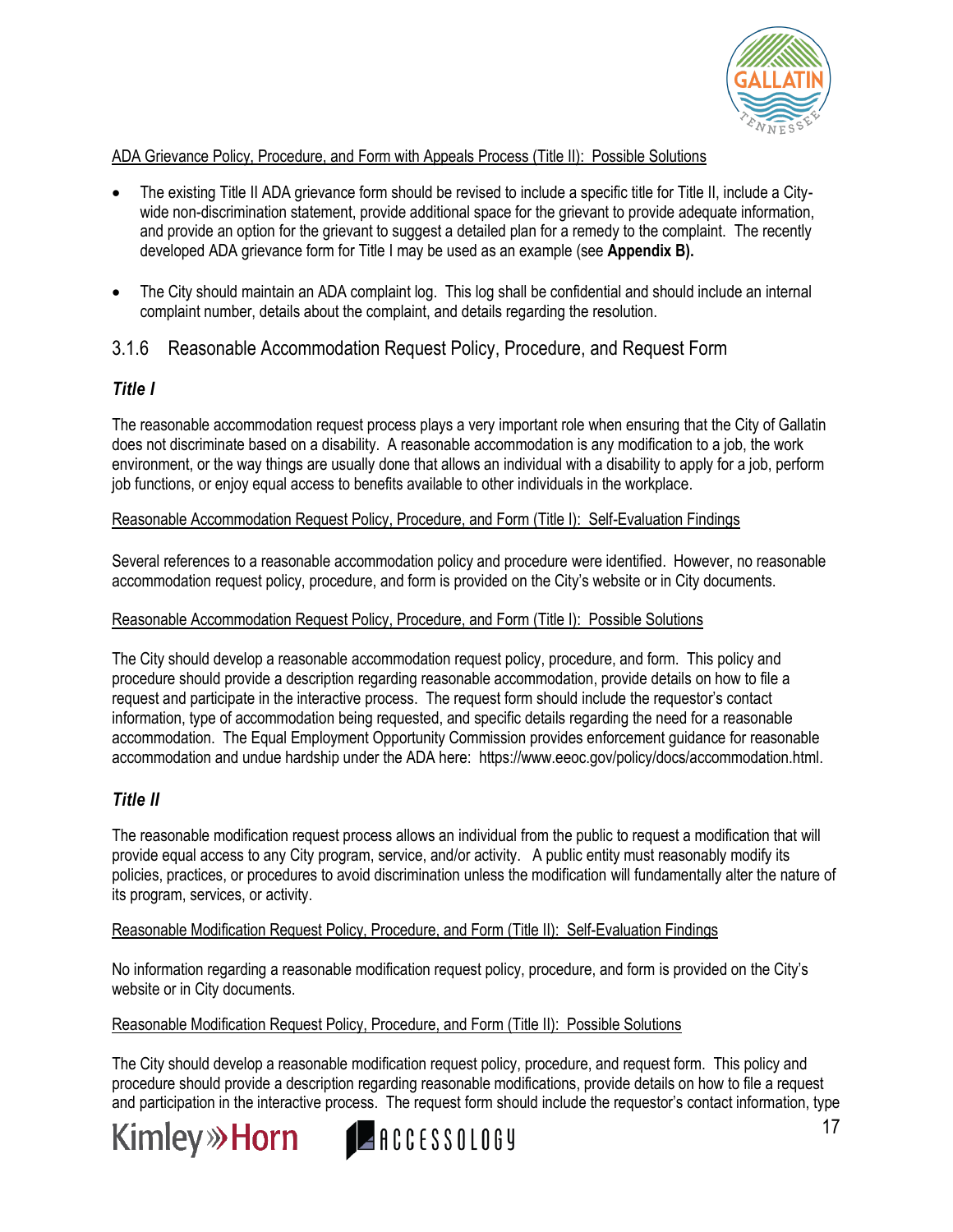ADA Grievance Policy, Procedure, and Form with Appeals Process (Title II): Possible Solutions

- The existing Title II ADA grievance form should be revised to include a specific title for Title II, include a City-wide non-discrimination statement, provide additional space for the grievant to provide adequate information, and provide an option for the grievant to suggest a detailed plan for a remedy to the complaint. The recently developed ADA grievance form for Title I may be used as an example (see **Appendix B).**
- The City should maintain an ADA complaint log. This log shall be confidential and should include an internal complaint number, details about the complaint, and details regarding the resolution.

### 3.1.6 Reasonable Accommodation Request Policy, Procedure, and Request Form

#### *Title I*

The reasonable accommodation request process plays a very important role when ensuring that the City of Gallatin does not discriminate based on a disability. A reasonable accommodation is any modification to a job, the work environment, or the way things are usually done that allows an individual with a disability to apply for a job, perform job functions, or enjoy equal access to benefits available to other individuals in the workplace.

Reasonable Accommodation Request Policy, Procedure, and Form (Title I): Self-Evaluation Findings

Several references to a reasonable accommodation policy and procedure were identified. However, no reasonable accommodation request policy, procedure, and form is provided on the City's website or in City documents.

Reasonable Accommodation Request Policy, Procedure, and Form (Title I): Possible Solutions

The City should develop a reasonable accommodation request policy, procedure, and form. This policy and procedure should provide a description regarding reasonable accommodation, provide details on how to file a request and participate in the interactive process. The request form should include the requestor's contact information, type of accommodation being requested, and specific details regarding the need for a reasonable accommodation. The Equal Employment Opportunity Commission provides enforcement guidance for reasonable accommodation and undue hardship under the ADA here: https://www.eeoc.gov/policy/docs/accommodation.html.

#### *Title II*

The reasonable modification request process allows an individual from the public to request a modification that will provide equal access to any City program, service, and/or activity. A public entity must reasonably modify its policies, practices, or procedures to avoid discrimination unless the modification will fundamentally alter the nature of its program, services, or activity.

Reasonable Modification Request Policy, Procedure, and Form (Title II): Self-Evaluation Findings

No information regarding a reasonable modification request policy, procedure, and form is provided on the City's website or in City documents.

Reasonable Modification Request Policy, Procedure, and Form (Title II): Possible Solutions

The City should develop a reasonable modification request policy, procedure, and request form. This policy and procedure should provide a description regarding reasonable modifications, provide details on how to file a request and participation in the interactive process. The request form should include the requestor's contact information, type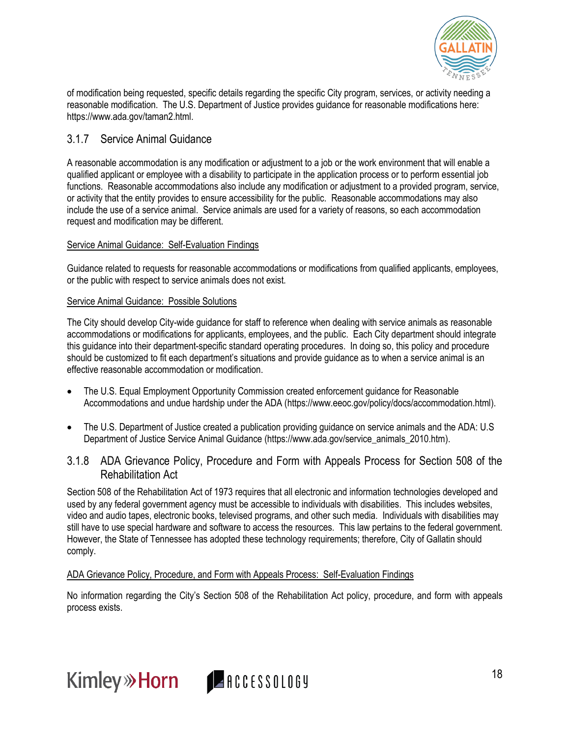of modification being requested, specific details regarding the specific City program, services, or activity needing a reasonable modification. The U.S. Department of Justice provides guidance for reasonable modifications here: https://www.ada.gov/taman2.html.

### 3.1.7 Service Animal Guidance

A reasonable accommodation is any modification or adjustment to a job or the work environment that will enable a qualified applicant or employee with a disability to participate in the application process or to perform essential job functions. Reasonable accommodations also include any modification or adjustment to a provided program, service, or activity that the entity provides to ensure accessibility for the public. Reasonable accommodations may also include the use of a service animal. Service animals are used for a variety of reasons, so each accommodation request and modification may be different.

Service Animal Guidance: Self-Evaluation Findings

Guidance related to requests for reasonable accommodations or modifications from qualified applicants, employees, or the public with respect to service animals does not exist.

Service Animal Guidance: Possible Solutions

The City should develop City-wide guidance for staff to reference when dealing with service animals as reasonable accommodations or modifications for applicants, employees, and the public. Each City department should integrate this guidance into their department-specific standard operating procedures. In doing so, this policy and procedure should be customized to fit each department's situations and provide guidance as to when a service animal is an effective reasonable accommodation or modification.

- The U.S. Equal Employment Opportunity Commission created enforcement guidance for Reasonable Accommodations and undue hardship under the ADA (https://www.eeoc.gov/policy/docs/accommodation.html).
- The U.S. Department of Justice created a publication providing guidance on service animals and the ADA: U.S Department of Justice Service Animal Guidance (https://www.ada.gov/service_animals_2010.htm).

### 3.1.8 ADA Grievance Policy, Procedure and Form with Appeals Process for Section 508 of the Rehabilitation Act

Section 508 of the Rehabilitation Act of 1973 requires that all electronic and information technologies developed and used by any federal government agency must be accessible to individuals with disabilities. This includes websites, video and audio tapes, electronic books, televised programs, and other such media. Individuals with disabilities may still have to use special hardware and software to access the resources. This law pertains to the federal government. However, the State of Tennessee has adopted these technology requirements; therefore, City of Gallatin should comply.

ADA Grievance Policy, Procedure, and Form with Appeals Process: Self-Evaluation Findings

No information regarding the City's Section 508 of the Rehabilitation Act policy, procedure, and form with appeals process exists.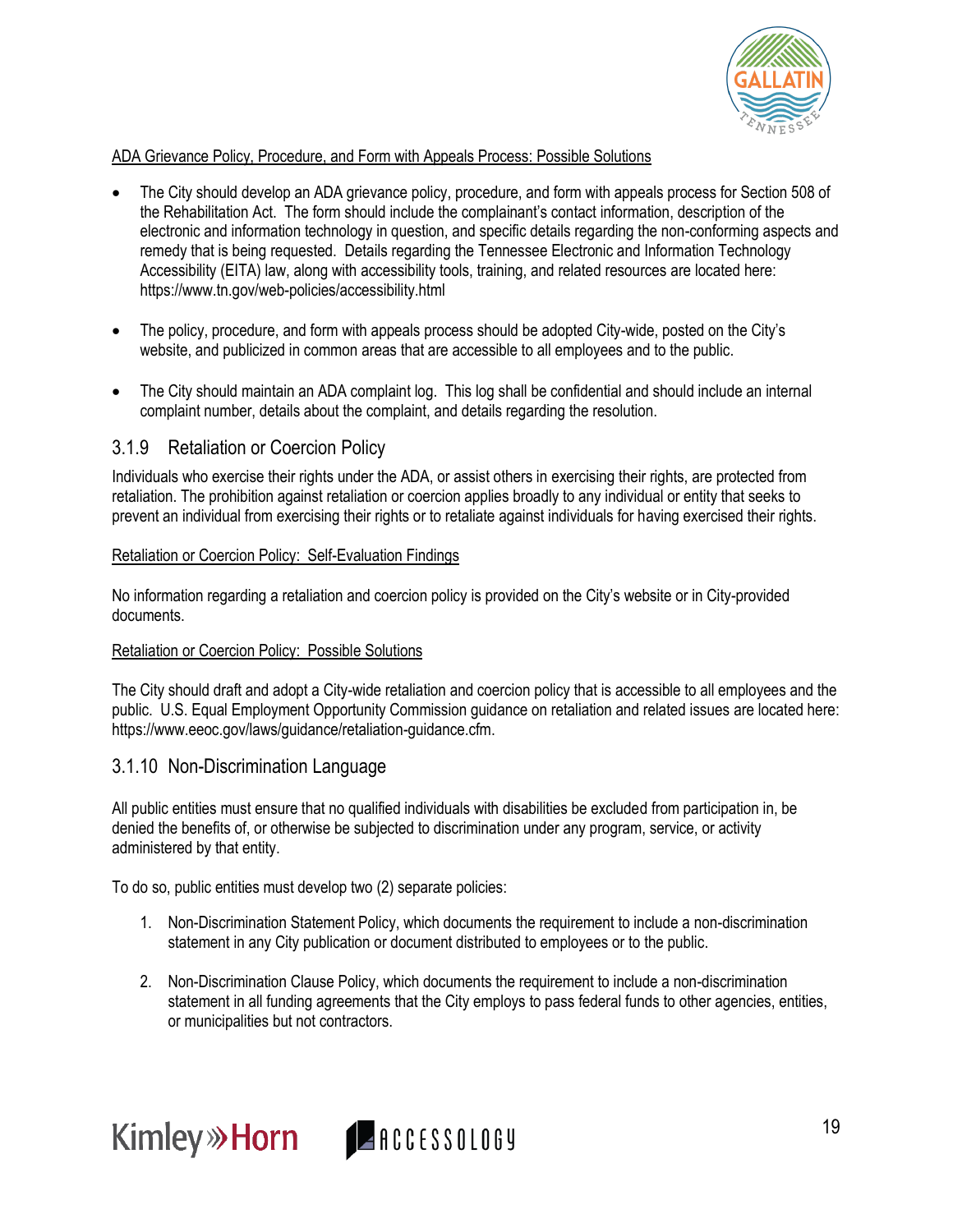ADA Grievance Policy, Procedure, and Form with Appeals Process: Possible Solutions

- The City should develop an ADA grievance policy, procedure, and form with appeals process for Section 508 of the Rehabilitation Act. The form should include the complainant's contact information, description of the electronic and information technology in question, and specific details regarding the non-conforming aspects and remedy that is being requested. Details regarding the Tennessee Electronic and Information Technology Accessibility (EITA) law, along with accessibility tools, training, and related resources are located here: https://www.tn.gov/web-policies/accessibility.html

- The policy, procedure, and form with appeals process should be adopted City-wide, posted on the City's website, and publicized in common areas that are accessible to all employees and to the public.

- The City should maintain an ADA complaint log. This log shall be confidential and should include an internal complaint number, details about the complaint, and details regarding the resolution.

### 3.1.9 Retaliation or Coercion Policy

Individuals who exercise their rights under the ADA, or assist others in exercising their rights, are protected from retaliation. The prohibition against retaliation or coercion applies broadly to any individual or entity that seeks to prevent an individual from exercising their rights or to retaliate against individuals for having exercised their rights.

Retaliation or Coercion Policy: Self-Evaluation Findings

No information regarding a retaliation and coercion policy is provided on the City's website or in City-provided documents.

Retaliation or Coercion Policy: Possible Solutions

The City should draft and adopt a City-wide retaliation and coercion policy that is accessible to all employees and the public. U.S. Equal Employment Opportunity Commission guidance on retaliation and related issues are located here: https://www.eeoc.gov/laws/guidance/retaliation-guidance.cfm.

### 3.1.10 Non-Discrimination Language

All public entities must ensure that no qualified individuals with disabilities be excluded from participation in, be denied the benefits of, or otherwise be subjected to discrimination under any program, service, or activity administered by that entity.

To do so, public entities must develop two (2) separate policies:

1. Non-Discrimination Statement Policy, which documents the requirement to include a non-discrimination statement in any City publication or document distributed to employees or to the public.

2. Non-Discrimination Clause Policy, which documents the requirement to include a non-discrimination statement in all funding agreements that the City employs to pass federal funds to other agencies, entities, or municipalities but not contractors.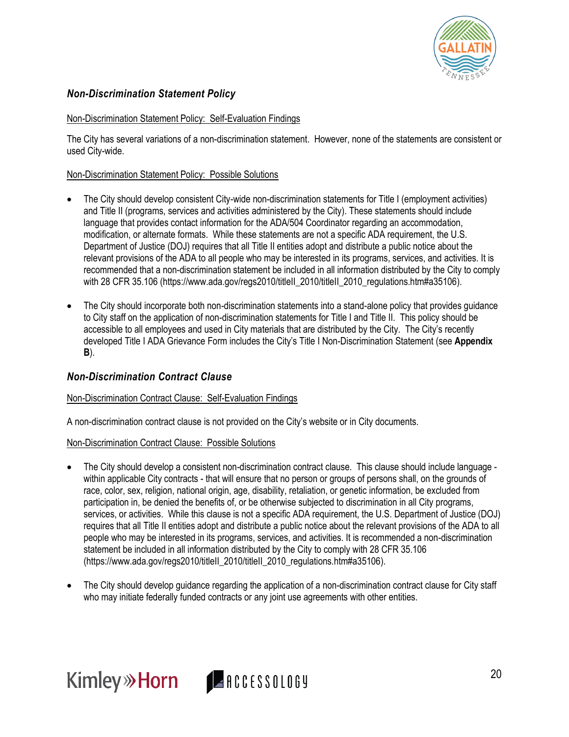## *Non-Discrimination Statement Policy*

Non-Discrimination Statement Policy: Self-Evaluation Findings

The City has several variations of a non-discrimination statement. However, none of the statements are consistent or used City-wide.

Non-Discrimination Statement Policy: Possible Solutions

- The City should develop consistent City-wide non-discrimination statements for Title I (employment activities) and Title II (programs, services and activities administered by the City). These statements should include language that provides contact information for the ADA/504 Coordinator regarding an accommodation, modification, or alternate formats. While these statements are not a specific ADA requirement, the U.S. Department of Justice (DOJ) requires that all Title II entities adopt and distribute a public notice about the relevant provisions of the ADA to all people who may be interested in its programs, services, and activities. It is recommended that a non-discrimination statement be included in all information distributed by the City to comply with 28 CFR 35.106 (https://www.ada.gov/regs2010/titleII_2010/titleII_2010_regulations.htm#a35106).

- The City should incorporate both non-discrimination statements into a stand-alone policy that provides guidance to City staff on the application of non-discrimination statements for Title I and Title II. This policy should be accessible to all employees and used in City materials that are distributed by the City. The City's recently developed Title I ADA Grievance Form includes the City's Title I Non-Discrimination Statement (see **Appendix B**).

## *Non-Discrimination Contract Clause*

Non-Discrimination Contract Clause: Self-Evaluation Findings

A non-discrimination contract clause is not provided on the City's website or in City documents.

Non-Discrimination Contract Clause: Possible Solutions

- The City should develop a consistent non-discrimination contract clause. This clause should include language - within applicable City contracts - that will ensure that no person or groups of persons shall, on the grounds of race, color, sex, religion, national origin, age, disability, retaliation, or genetic information, be excluded from participation in, be denied the benefits of, or be otherwise subjected to discrimination in all City programs, services, or activities. While this clause is not a specific ADA requirement, the U.S. Department of Justice (DOJ) requires that all Title II entities adopt and distribute a public notice about the relevant provisions of the ADA to all people who may be interested in its programs, services, and activities. It is recommended a non-discrimination statement be included in all information distributed by the City to comply with 28 CFR 35.106 (https://www.ada.gov/regs2010/titleII_2010/titleII_2010_regulations.htm#a35106).

- The City should develop guidance regarding the application of a non-discrimination contract clause for City staff who may initiate federally funded contracts or any joint use agreements with other entities.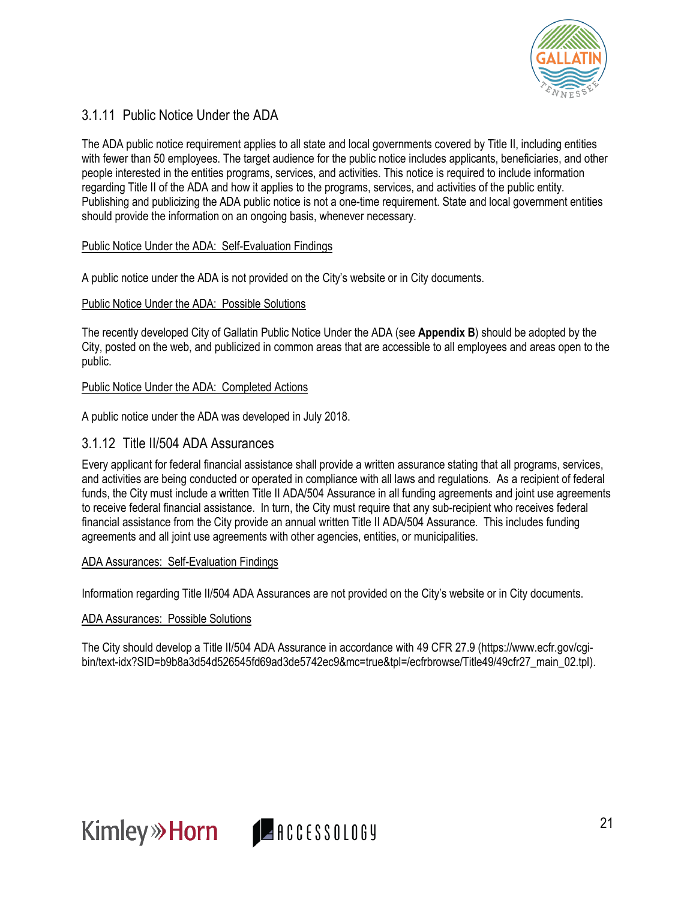### 3.1.11 Public Notice Under the ADA

The ADA public notice requirement applies to all state and local governments covered by Title II, including entities with fewer than 50 employees. The target audience for the public notice includes applicants, beneficiaries, and other people interested in the entities programs, services, and activities. This notice is required to include information regarding Title II of the ADA and how it applies to the programs, services, and activities of the public entity. Publishing and publicizing the ADA public notice is not a one-time requirement. State and local government entities should provide the information on an ongoing basis, whenever necessary.

Public Notice Under the ADA: Self-Evaluation Findings

A public notice under the ADA is not provided on the City's website or in City documents.

Public Notice Under the ADA: Possible Solutions

The recently developed City of Gallatin Public Notice Under the ADA (see **Appendix B**) should be adopted by the City, posted on the web, and publicized in common areas that are accessible to all employees and areas open to the public.

Public Notice Under the ADA: Completed Actions

A public notice under the ADA was developed in July 2018.

### 3.1.12 Title II/504 ADA Assurances

Every applicant for federal financial assistance shall provide a written assurance stating that all programs, services, and activities are being conducted or operated in compliance with all laws and regulations. As a recipient of federal funds, the City must include a written Title II ADA/504 Assurance in all funding agreements and joint use agreements to receive federal financial assistance. In turn, the City must require that any sub-recipient who receives federal financial assistance from the City provide an annual written Title II ADA/504 Assurance. This includes funding agreements and all joint use agreements with other agencies, entities, or municipalities.

ADA Assurances: Self-Evaluation Findings

Information regarding Title II/504 ADA Assurances are not provided on the City's website or in City documents.

ADA Assurances: Possible Solutions

The City should develop a Title II/504 ADA Assurance in accordance with 49 CFR 27.9 (https://www.ecfr.gov/cgi-bin/text-idx?SID=b9b8a3d54d526545fd69ad3de5742ec9&mc=true&tpl=/ecfrbrowse/Title49/49cfr27_main_02.tpl).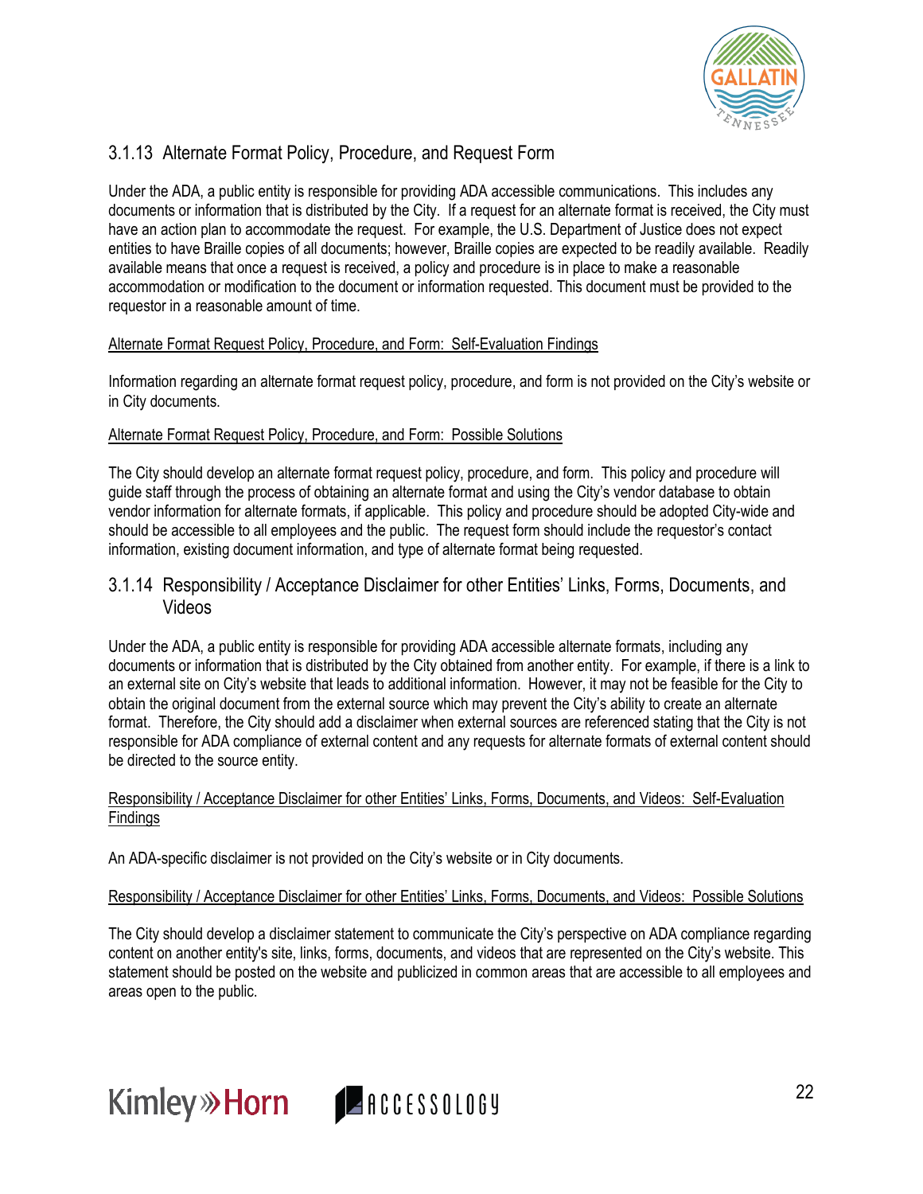### 3.1.13 Alternate Format Policy, Procedure, and Request Form

Under the ADA, a public entity is responsible for providing ADA accessible communications. This includes any documents or information that is distributed by the City. If a request for an alternate format is received, the City must have an action plan to accommodate the request. For example, the U.S. Department of Justice does not expect entities to have Braille copies of all documents; however, Braille copies are expected to be readily available. Readily available means that once a request is received, a policy and procedure is in place to make a reasonable accommodation or modification to the document or information requested. This document must be provided to the requestor in a reasonable amount of time.

<u>Alternate Format Request Policy, Procedure, and Form: Self-Evaluation Findings</u>

Information regarding an alternate format request policy, procedure, and form is not provided on the City's website or in City documents.

<u>Alternate Format Request Policy, Procedure, and Form: Possible Solutions</u>

The City should develop an alternate format request policy, procedure, and form. This policy and procedure will guide staff through the process of obtaining an alternate format and using the City's vendor database to obtain vendor information for alternate formats, if applicable. This policy and procedure should be adopted City-wide and should be accessible to all employees and the public. The request form should include the requestor's contact information, existing document information, and type of alternate format being requested.

### 3.1.14 Responsibility / Acceptance Disclaimer for other Entities' Links, Forms, Documents, and Videos

Under the ADA, a public entity is responsible for providing ADA accessible alternate formats, including any documents or information that is distributed by the City obtained from another entity. For example, if there is a link to an external site on City's website that leads to additional information. However, it may not be feasible for the City to obtain the original document from the external source which may prevent the City's ability to create an alternate format. Therefore, the City should add a disclaimer when external sources are referenced stating that the City is not responsible for ADA compliance of external content and any requests for alternate formats of external content should be directed to the source entity.

<u>Responsibility / Acceptance Disclaimer for other Entities' Links, Forms, Documents, and Videos: Self-Evaluation Findings</u>

An ADA-specific disclaimer is not provided on the City's website or in City documents.

<u>Responsibility / Acceptance Disclaimer for other Entities' Links, Forms, Documents, and Videos: Possible Solutions</u>

The City should develop a disclaimer statement to communicate the City's perspective on ADA compliance regarding content on another entity's site, links, forms, documents, and videos that are represented on the City's website. This statement should be posted on the website and publicized in common areas that are accessible to all employees and areas open to the public.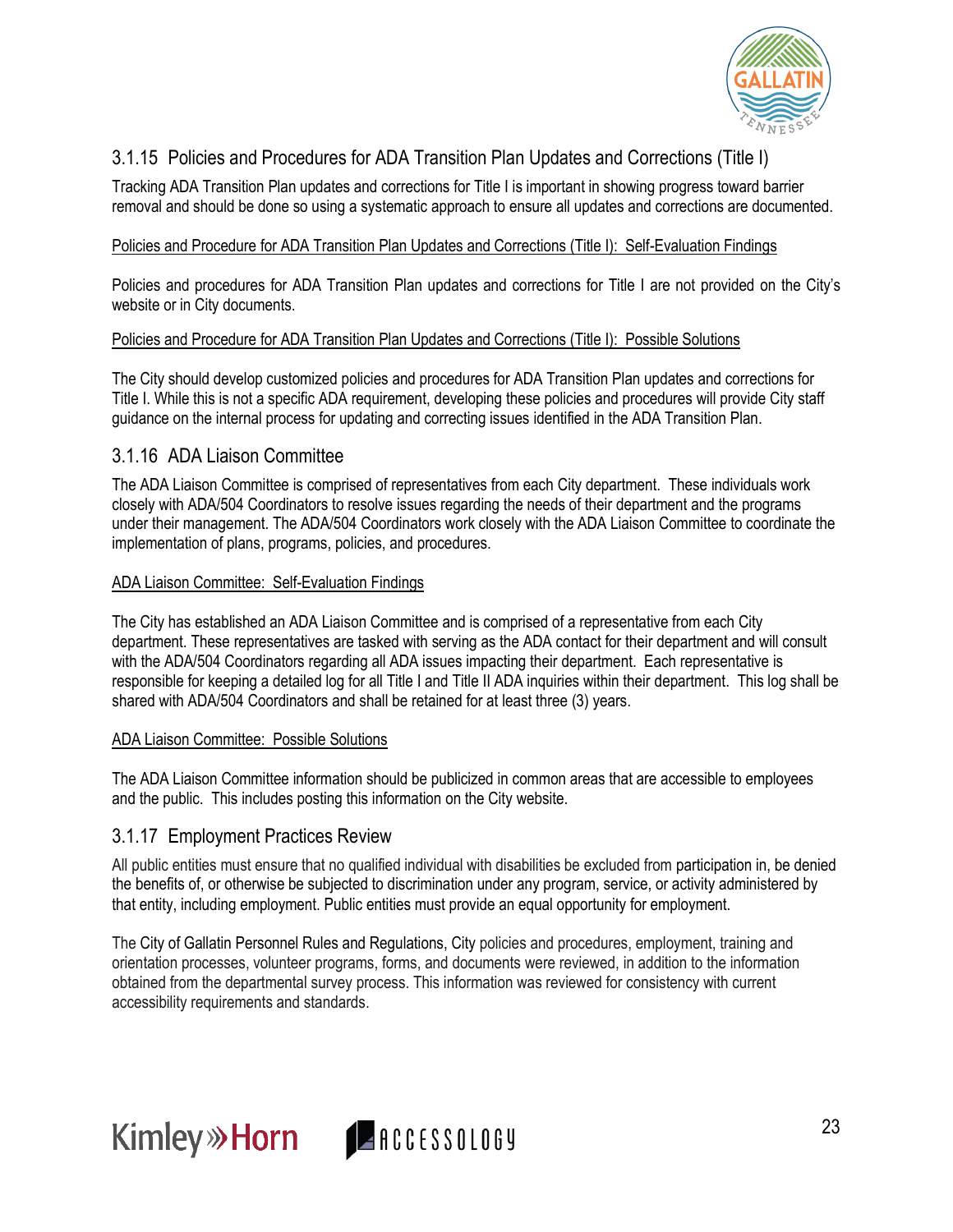### 3.1.15 Policies and Procedures for ADA Transition Plan Updates and Corrections (Title I)

Tracking ADA Transition Plan updates and corrections for Title I is important in showing progress toward barrier removal and should be done so using a systematic approach to ensure all updates and corrections are documented.

Policies and Procedure for ADA Transition Plan Updates and Corrections (Title I): Self-Evaluation Findings

Policies and procedures for ADA Transition Plan updates and corrections for Title I are not provided on the City's website or in City documents.

Policies and Procedure for ADA Transition Plan Updates and Corrections (Title I): Possible Solutions

The City should develop customized policies and procedures for ADA Transition Plan updates and corrections for Title I. While this is not a specific ADA requirement, developing these policies and procedures will provide City staff guidance on the internal process for updating and correcting issues identified in the ADA Transition Plan.

### 3.1.16 ADA Liaison Committee

The ADA Liaison Committee is comprised of representatives from each City department. These individuals work closely with ADA/504 Coordinators to resolve issues regarding the needs of their department and the programs under their management. The ADA/504 Coordinators work closely with the ADA Liaison Committee to coordinate the implementation of plans, programs, policies, and procedures.

ADA Liaison Committee: Self-Evaluation Findings

The City has established an ADA Liaison Committee and is comprised of a representative from each City department. These representatives are tasked with serving as the ADA contact for their department and will consult with the ADA/504 Coordinators regarding all ADA issues impacting their department. Each representative is responsible for keeping a detailed log for all Title I and Title II ADA inquiries within their department. This log shall be shared with ADA/504 Coordinators and shall be retained for at least three (3) years.

ADA Liaison Committee: Possible Solutions

The ADA Liaison Committee information should be publicized in common areas that are accessible to employees and the public. This includes posting this information on the City website.

### 3.1.17 Employment Practices Review

All public entities must ensure that no qualified individual with disabilities be excluded from participation in, be denied the benefits of, or otherwise be subjected to discrimination under any program, service, or activity administered by that entity, including employment. Public entities must provide an equal opportunity for employment.

The City of Gallatin Personnel Rules and Regulations, City policies and procedures, employment, training and orientation processes, volunteer programs, forms, and documents were reviewed, in addition to the information obtained from the departmental survey process. This information was reviewed for consistency with current accessibility requirements and standards.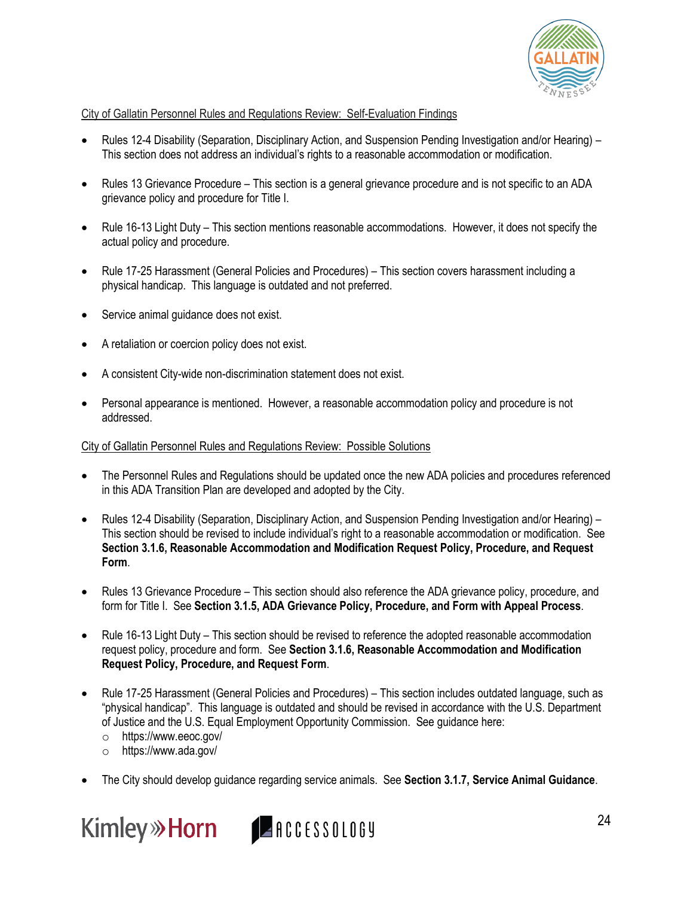City of Gallatin Personnel Rules and Regulations Review: Self-Evaluation Findings

- Rules 12-4 Disability (Separation, Disciplinary Action, and Suspension Pending Investigation and/or Hearing) – This section does not address an individual's rights to a reasonable accommodation or modification.
- Rules 13 Grievance Procedure – This section is a general grievance procedure and is not specific to an ADA grievance policy and procedure for Title I.
- Rule 16-13 Light Duty – This section mentions reasonable accommodations. However, it does not specify the actual policy and procedure.
- Rule 17-25 Harassment (General Policies and Procedures) – This section covers harassment including a physical handicap. This language is outdated and not preferred.
- Service animal guidance does not exist.
- A retaliation or coercion policy does not exist.
- A consistent City-wide non-discrimination statement does not exist.
- Personal appearance is mentioned. However, a reasonable accommodation policy and procedure is not addressed.

City of Gallatin Personnel Rules and Regulations Review: Possible Solutions

- The Personnel Rules and Regulations should be updated once the new ADA policies and procedures referenced in this ADA Transition Plan are developed and adopted by the City.
- Rules 12-4 Disability (Separation, Disciplinary Action, and Suspension Pending Investigation and/or Hearing) – This section should be revised to include individual's right to a reasonable accommodation or modification. See **Section 3.1.6, Reasonable Accommodation and Modification Request Policy, Procedure, and Request Form**.
- Rules 13 Grievance Procedure – This section should also reference the ADA grievance policy, procedure, and form for Title I. See **Section 3.1.5, ADA Grievance Policy, Procedure, and Form with Appeal Process**.
- Rule 16-13 Light Duty – This section should be revised to reference the adopted reasonable accommodation request policy, procedure and form. See **Section 3.1.6, Reasonable Accommodation and Modification Request Policy, Procedure, and Request Form**.
- Rule 17-25 Harassment (General Policies and Procedures) – This section includes outdated language, such as "physical handicap". This language is outdated and should be revised in accordance with the U.S. Department of Justice and the U.S. Equal Employment Opportunity Commission. See guidance here:
  - https://www.eeoc.gov/
  - https://www.ada.gov/
- The City should develop guidance regarding service animals. See **Section 3.1.7, Service Animal Guidance**.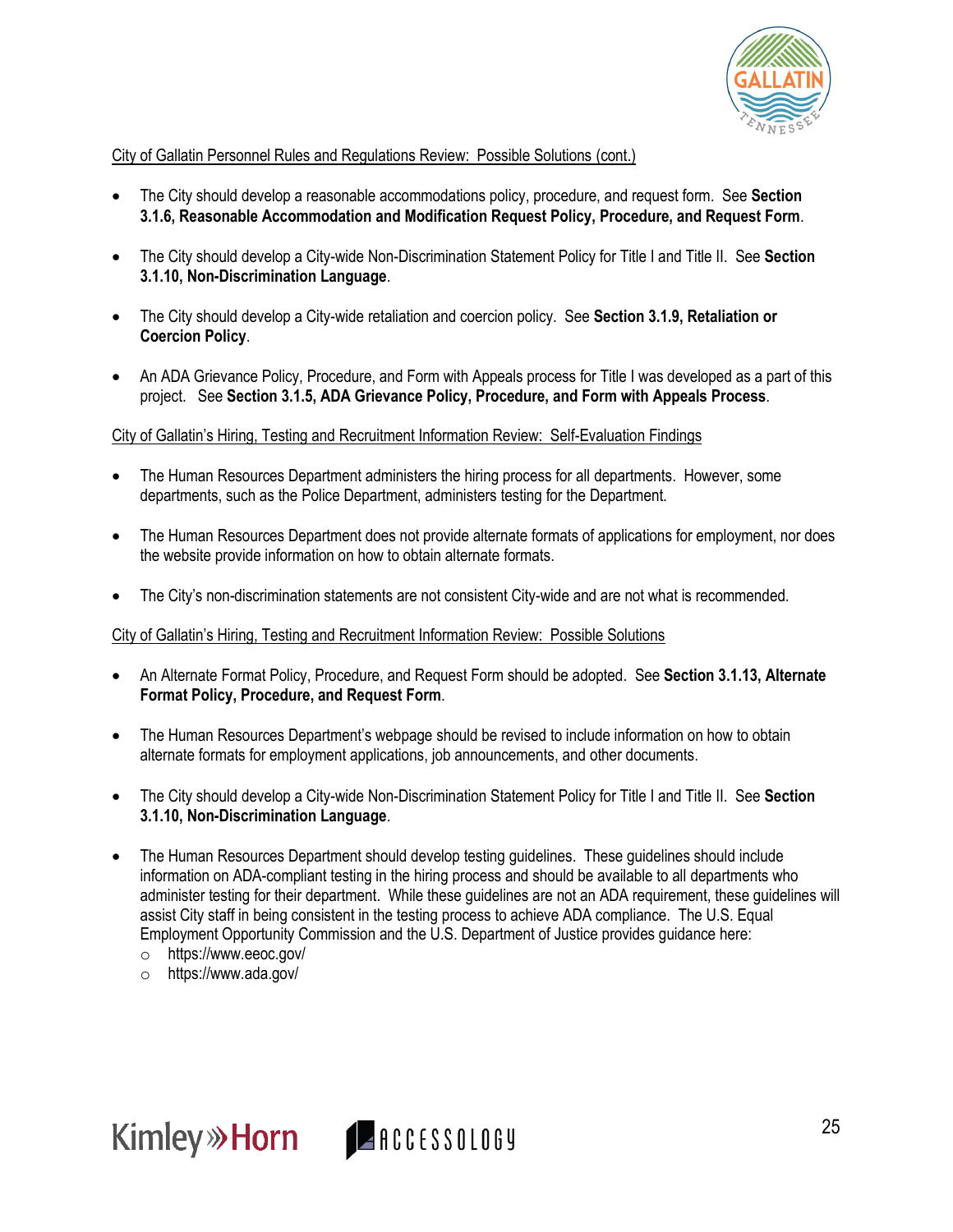City of Gallatin Personnel Rules and Regulations Review: Possible Solutions (cont.)

- The City should develop a reasonable accommodations policy, procedure, and request form. See **Section 3.1.6, Reasonable Accommodation and Modification Request Policy, Procedure, and Request Form**.
- The City should develop a City-wide Non-Discrimination Statement Policy for Title I and Title II. See **Section 3.1.10, Non-Discrimination Language**.
- The City should develop a City-wide retaliation and coercion policy. See **Section 3.1.9, Retaliation or Coercion Policy**.
- An ADA Grievance Policy, Procedure, and Form with Appeals process for Title I was developed as a part of this project. See **Section 3.1.5, ADA Grievance Policy, Procedure, and Form with Appeals Process**.

City of Gallatin's Hiring, Testing and Recruitment Information Review: Self-Evaluation Findings

- The Human Resources Department administers the hiring process for all departments. However, some departments, such as the Police Department, administers testing for the Department.
- The Human Resources Department does not provide alternate formats of applications for employment, nor does the website provide information on how to obtain alternate formats.
- The City's non-discrimination statements are not consistent City-wide and are not what is recommended.

City of Gallatin's Hiring, Testing and Recruitment Information Review: Possible Solutions

- An Alternate Format Policy, Procedure, and Request Form should be adopted. See **Section 3.1.13, Alternate Format Policy, Procedure, and Request Form**.
- The Human Resources Department's webpage should be revised to include information on how to obtain alternate formats for employment applications, job announcements, and other documents.
- The City should develop a City-wide Non-Discrimination Statement Policy for Title I and Title II. See **Section 3.1.10, Non-Discrimination Language**.
- The Human Resources Department should develop testing guidelines. These guidelines should include information on ADA-compliant testing in the hiring process and should be available to all departments who administer testing for their department. While these guidelines are not an ADA requirement, these guidelines will assist City staff in being consistent in the testing process to achieve ADA compliance. The U.S. Equal Employment Opportunity Commission and the U.S. Department of Justice provides guidance here:
  - https://www.eeoc.gov/
  - https://www.ada.gov/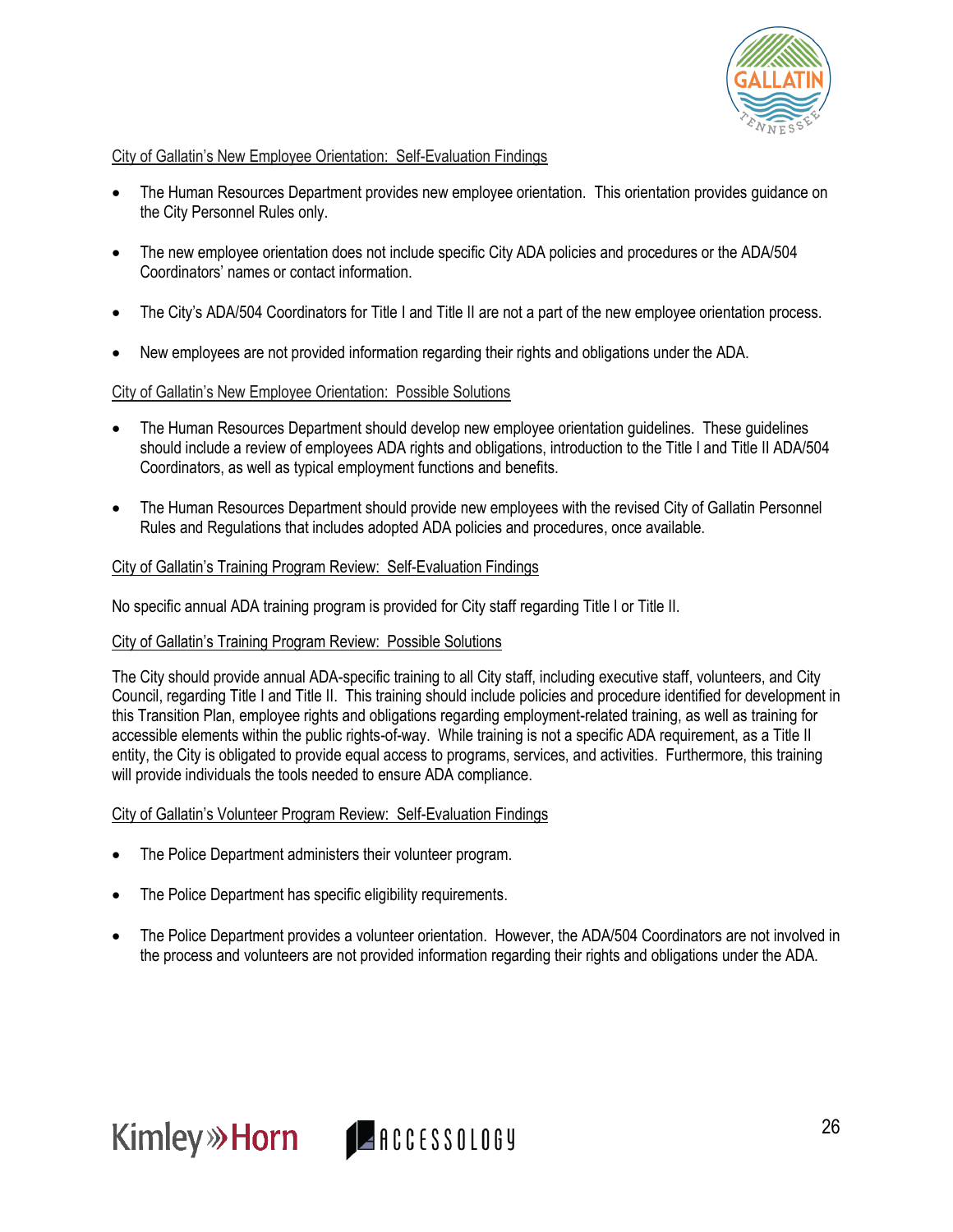City of Gallatin's New Employee Orientation: Self-Evaluation Findings

- The Human Resources Department provides new employee orientation. This orientation provides guidance on the City Personnel Rules only.
- The new employee orientation does not include specific City ADA policies and procedures or the ADA/504 Coordinators' names or contact information.
- The City's ADA/504 Coordinators for Title I and Title II are not a part of the new employee orientation process.
- New employees are not provided information regarding their rights and obligations under the ADA.

City of Gallatin's New Employee Orientation: Possible Solutions

- The Human Resources Department should develop new employee orientation guidelines. These guidelines should include a review of employees ADA rights and obligations, introduction to the Title I and Title II ADA/504 Coordinators, as well as typical employment functions and benefits.
- The Human Resources Department should provide new employees with the revised City of Gallatin Personnel Rules and Regulations that includes adopted ADA policies and procedures, once available.

City of Gallatin's Training Program Review: Self-Evaluation Findings

No specific annual ADA training program is provided for City staff regarding Title I or Title II.

City of Gallatin's Training Program Review: Possible Solutions

The City should provide annual ADA-specific training to all City staff, including executive staff, volunteers, and City Council, regarding Title I and Title II. This training should include policies and procedure identified for development in this Transition Plan, employee rights and obligations regarding employment-related training, as well as training for accessible elements within the public rights-of-way. While training is not a specific ADA requirement, as a Title II entity, the City is obligated to provide equal access to programs, services, and activities. Furthermore, this training will provide individuals the tools needed to ensure ADA compliance.

City of Gallatin's Volunteer Program Review: Self-Evaluation Findings

- The Police Department administers their volunteer program.
- The Police Department has specific eligibility requirements.
- The Police Department provides a volunteer orientation. However, the ADA/504 Coordinators are not involved in the process and volunteers are not provided information regarding their rights and obligations under the ADA.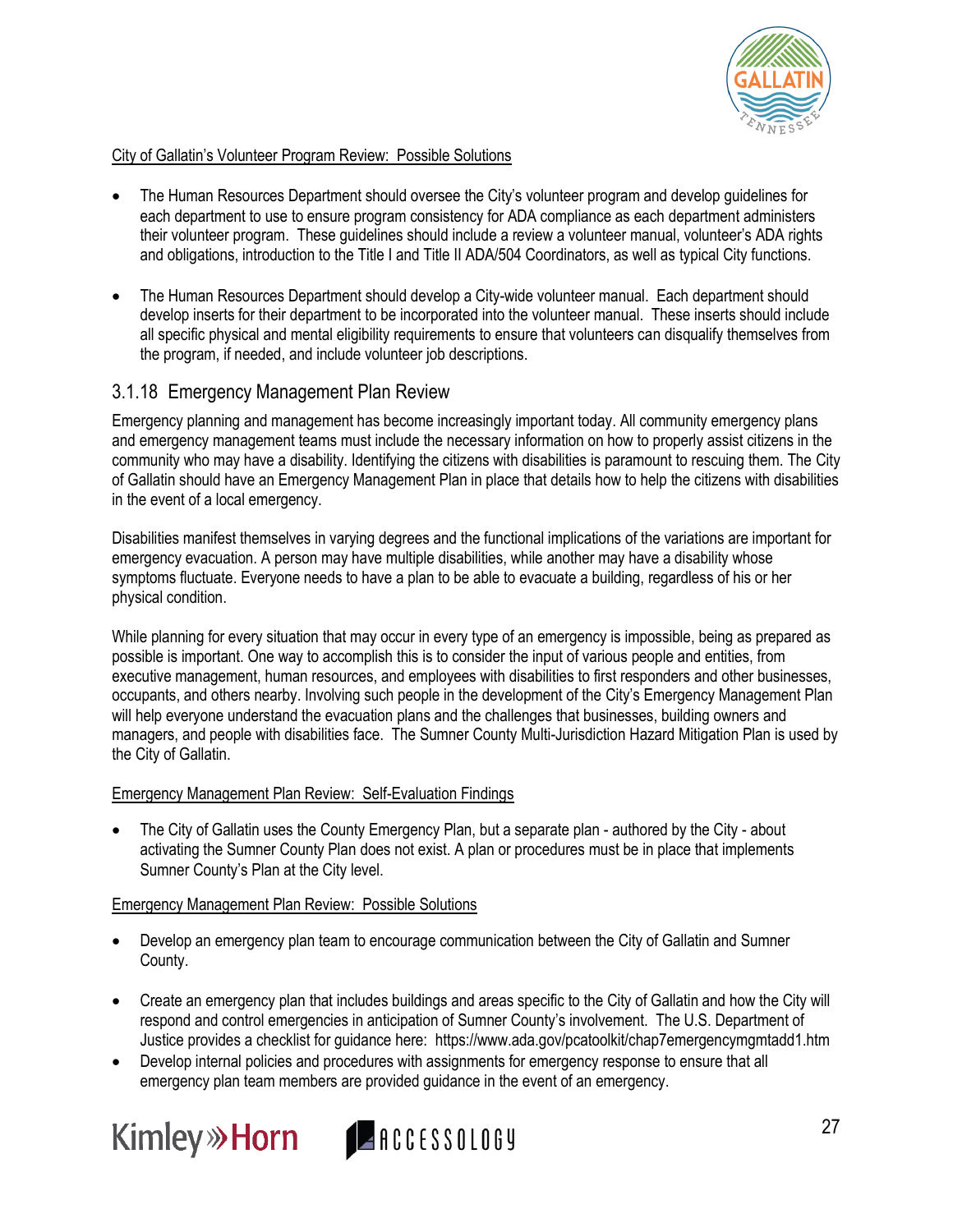City of Gallatin's Volunteer Program Review: Possible Solutions

- The Human Resources Department should oversee the City's volunteer program and develop guidelines for each department to use to ensure program consistency for ADA compliance as each department administers their volunteer program. These guidelines should include a review a volunteer manual, volunteer's ADA rights and obligations, introduction to the Title I and Title II ADA/504 Coordinators, as well as typical City functions.

- The Human Resources Department should develop a City-wide volunteer manual. Each department should develop inserts for their department to be incorporated into the volunteer manual. These inserts should include all specific physical and mental eligibility requirements to ensure that volunteers can disqualify themselves from the program, if needed, and include volunteer job descriptions.

### 3.1.18 Emergency Management Plan Review

Emergency planning and management has become increasingly important today. All community emergency plans and emergency management teams must include the necessary information on how to properly assist citizens in the community who may have a disability. Identifying the citizens with disabilities is paramount to rescuing them. The City of Gallatin should have an Emergency Management Plan in place that details how to help the citizens with disabilities in the event of a local emergency.

Disabilities manifest themselves in varying degrees and the functional implications of the variations are important for emergency evacuation. A person may have multiple disabilities, while another may have a disability whose symptoms fluctuate. Everyone needs to have a plan to be able to evacuate a building, regardless of his or her physical condition.

While planning for every situation that may occur in every type of an emergency is impossible, being as prepared as possible is important. One way to accomplish this is to consider the input of various people and entities, from executive management, human resources, and employees with disabilities to first responders and other businesses, occupants, and others nearby. Involving such people in the development of the City's Emergency Management Plan will help everyone understand the evacuation plans and the challenges that businesses, building owners and managers, and people with disabilities face. The Sumner County Multi-Jurisdiction Hazard Mitigation Plan is used by the City of Gallatin.

Emergency Management Plan Review: Self-Evaluation Findings

- The City of Gallatin uses the County Emergency Plan, but a separate plan - authored by the City - about activating the Sumner County Plan does not exist. A plan or procedures must be in place that implements Sumner County's Plan at the City level.

Emergency Management Plan Review: Possible Solutions

- Develop an emergency plan team to encourage communication between the City of Gallatin and Sumner County.

- Create an emergency plan that includes buildings and areas specific to the City of Gallatin and how the City will respond and control emergencies in anticipation of Sumner County's involvement. The U.S. Department of Justice provides a checklist for guidance here: https://www.ada.gov/pcatoolkit/chap7emergencymgmtadd1.htm
- Develop internal policies and procedures with assignments for emergency response to ensure that all emergency plan team members are provided guidance in the event of an emergency.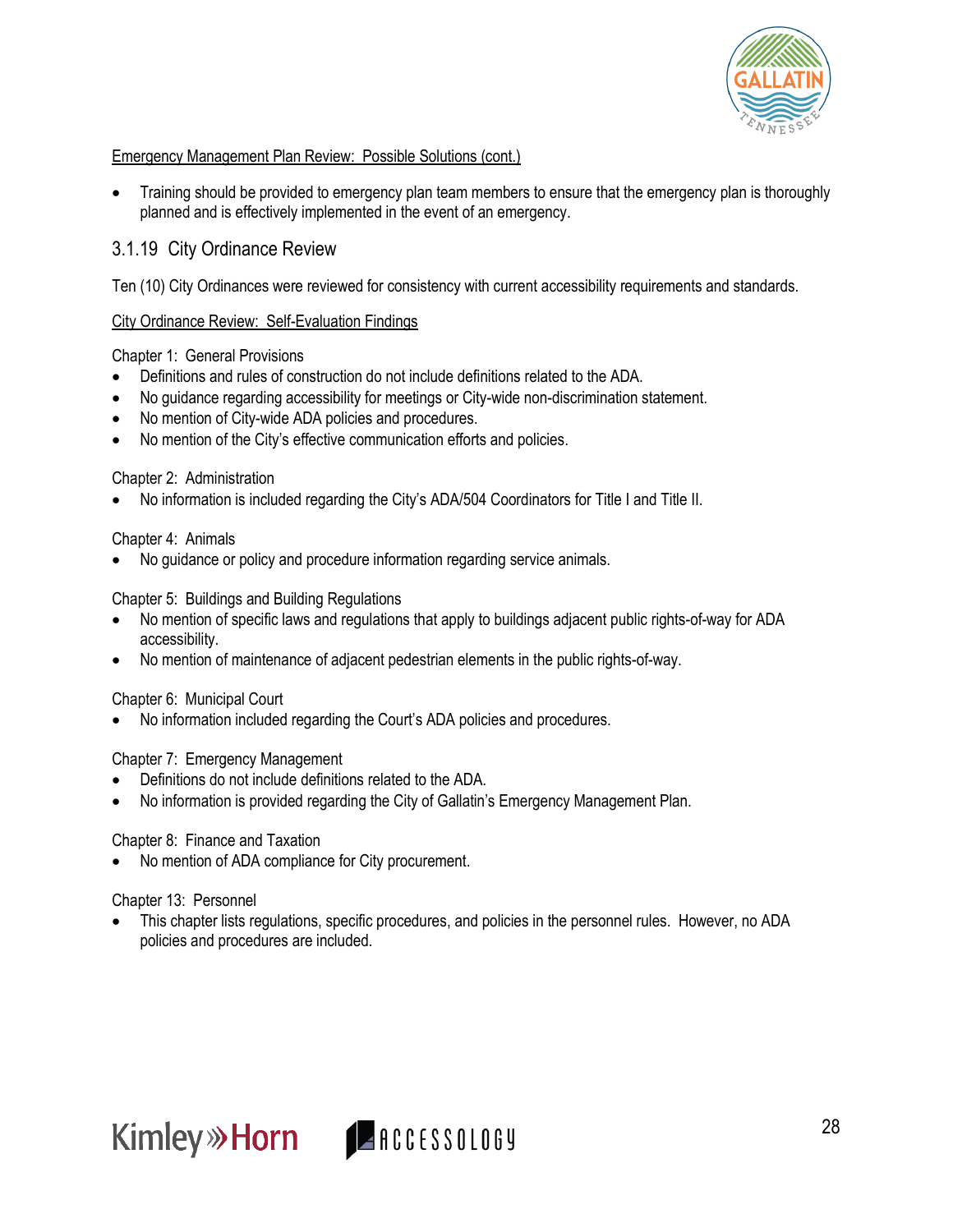Emergency Management Plan Review: Possible Solutions (cont.)

- Training should be provided to emergency plan team members to ensure that the emergency plan is thoroughly planned and is effectively implemented in the event of an emergency.

### 3.1.19 City Ordinance Review

Ten (10) City Ordinances were reviewed for consistency with current accessibility requirements and standards.

City Ordinance Review: Self-Evaluation Findings

Chapter 1: General Provisions

- Definitions and rules of construction do not include definitions related to the ADA.
- No guidance regarding accessibility for meetings or City-wide non-discrimination statement.
- No mention of City-wide ADA policies and procedures.
- No mention of the City's effective communication efforts and policies.

Chapter 2: Administration

- No information is included regarding the City's ADA/504 Coordinators for Title I and Title II.

Chapter 4: Animals

- No guidance or policy and procedure information regarding service animals.

Chapter 5: Buildings and Building Regulations

- No mention of specific laws and regulations that apply to buildings adjacent public rights-of-way for ADA accessibility.
- No mention of maintenance of adjacent pedestrian elements in the public rights-of-way.

Chapter 6: Municipal Court

- No information included regarding the Court's ADA policies and procedures.

Chapter 7: Emergency Management

- Definitions do not include definitions related to the ADA.
- No information is provided regarding the City of Gallatin's Emergency Management Plan.

Chapter 8: Finance and Taxation

- No mention of ADA compliance for City procurement.

Chapter 13: Personnel

- This chapter lists regulations, specific procedures, and policies in the personnel rules. However, no ADA policies and procedures are included.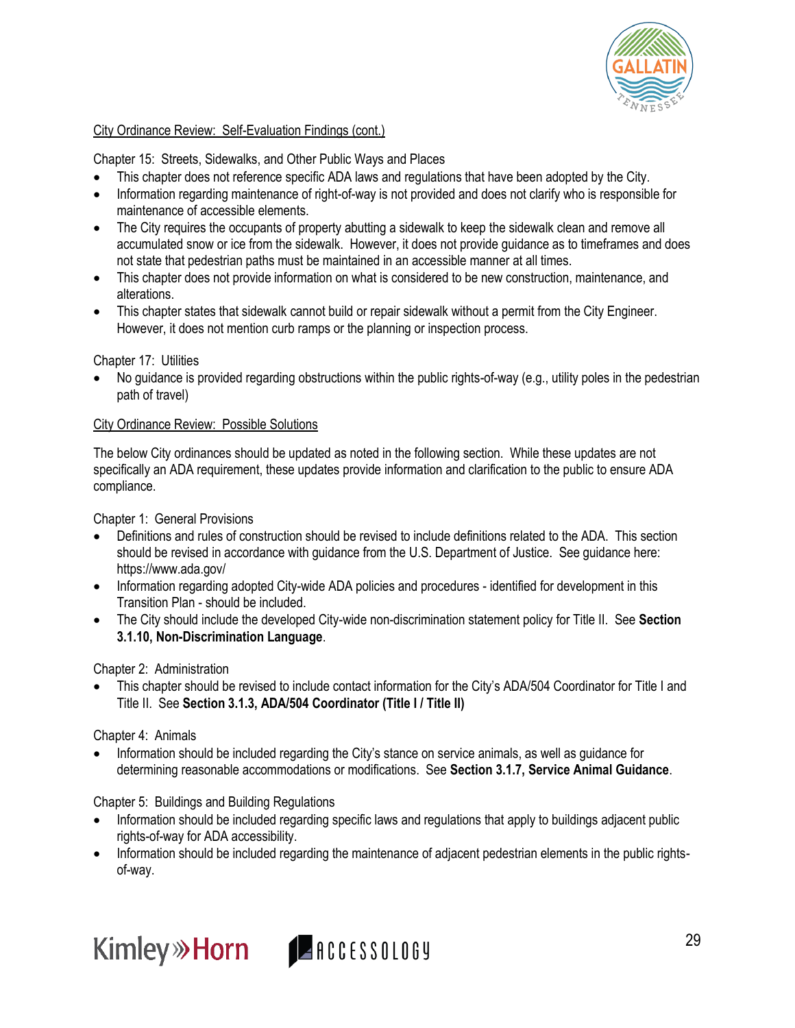City Ordinance Review: Self-Evaluation Findings (cont.)

Chapter 15: Streets, Sidewalks, and Other Public Ways and Places

- This chapter does not reference specific ADA laws and regulations that have been adopted by the City.
- Information regarding maintenance of right-of-way is not provided and does not clarify who is responsible for maintenance of accessible elements.
- The City requires the occupants of property abutting a sidewalk to keep the sidewalk clean and remove all accumulated snow or ice from the sidewalk. However, it does not provide guidance as to timeframes and does not state that pedestrian paths must be maintained in an accessible manner at all times.
- This chapter does not provide information on what is considered to be new construction, maintenance, and alterations.
- This chapter states that sidewalk cannot build or repair sidewalk without a permit from the City Engineer. However, it does not mention curb ramps or the planning or inspection process.

Chapter 17: Utilities

- No guidance is provided regarding obstructions within the public rights-of-way (e.g., utility poles in the pedestrian path of travel)

City Ordinance Review: Possible Solutions

The below City ordinances should be updated as noted in the following section. While these updates are not specifically an ADA requirement, these updates provide information and clarification to the public to ensure ADA compliance.

Chapter 1: General Provisions

- Definitions and rules of construction should be revised to include definitions related to the ADA. This section should be revised in accordance with guidance from the U.S. Department of Justice. See guidance here: https://www.ada.gov/
- Information regarding adopted City-wide ADA policies and procedures - identified for development in this Transition Plan - should be included.
- The City should include the developed City-wide non-discrimination statement policy for Title II. See **Section 3.1.10, Non-Discrimination Language**.

Chapter 2: Administration

- This chapter should be revised to include contact information for the City's ADA/504 Coordinator for Title I and Title II. See **Section 3.1.3, ADA/504 Coordinator (Title I / Title II)**

Chapter 4: Animals

- Information should be included regarding the City's stance on service animals, as well as guidance for determining reasonable accommodations or modifications. See **Section 3.1.7, Service Animal Guidance**.

Chapter 5: Buildings and Building Regulations

- Information should be included regarding specific laws and regulations that apply to buildings adjacent public rights-of-way for ADA accessibility.
- Information should be included regarding the maintenance of adjacent pedestrian elements in the public rights-of-way.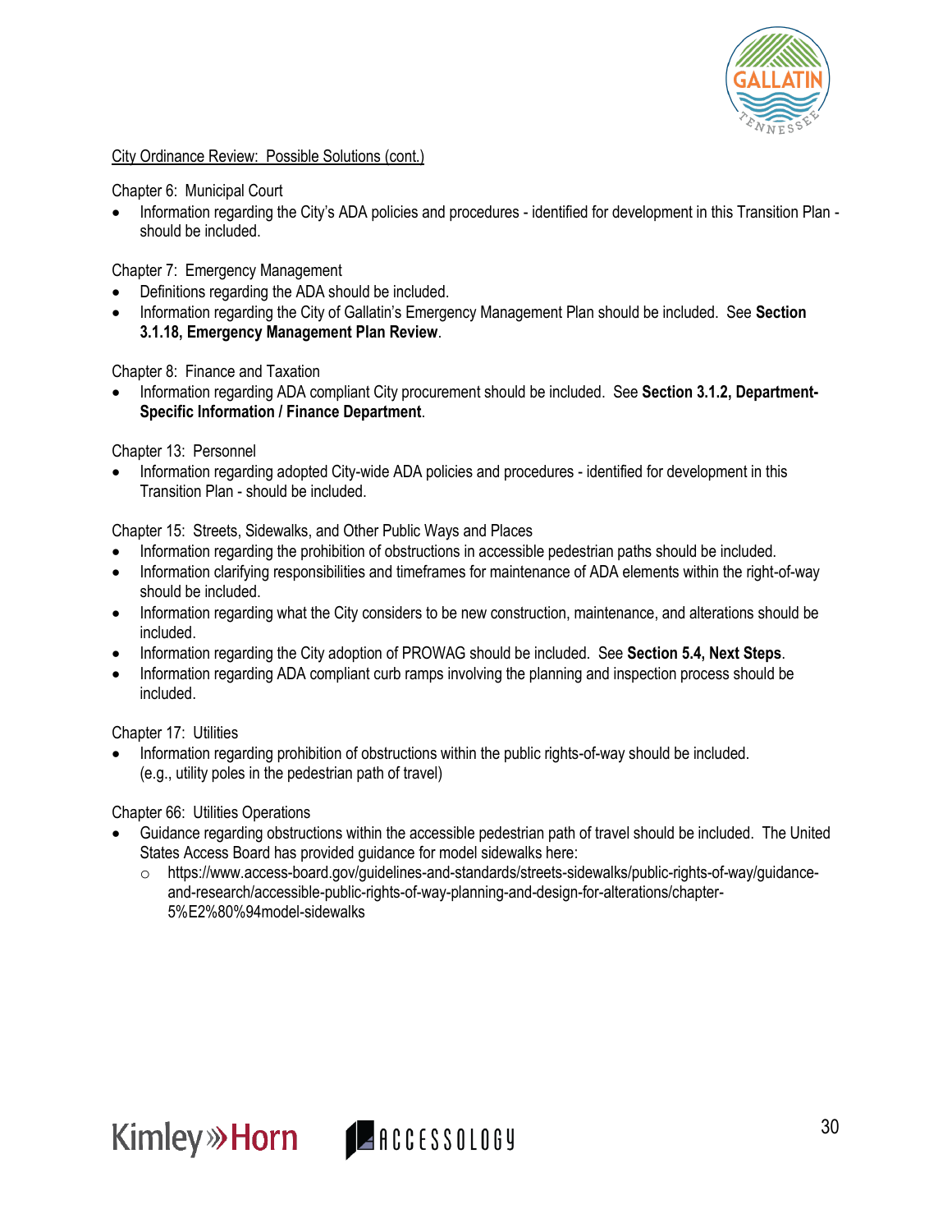<u>City Ordinance Review: Possible Solutions (cont.)</u>

Chapter 6: Municipal Court

- Information regarding the City's ADA policies and procedures - identified for development in this Transition Plan - should be included.

Chapter 7: Emergency Management

- Definitions regarding the ADA should be included.
- Information regarding the City of Gallatin's Emergency Management Plan should be included. See **Section 3.1.18, Emergency Management Plan Review**.

Chapter 8: Finance and Taxation

- Information regarding ADA compliant City procurement should be included. See **Section 3.1.2, Department-Specific Information / Finance Department**.

Chapter 13: Personnel

- Information regarding adopted City-wide ADA policies and procedures - identified for development in this Transition Plan - should be included.

Chapter 15: Streets, Sidewalks, and Other Public Ways and Places

- Information regarding the prohibition of obstructions in accessible pedestrian paths should be included.
- Information clarifying responsibilities and timeframes for maintenance of ADA elements within the right-of-way should be included.
- Information regarding what the City considers to be new construction, maintenance, and alterations should be included.
- Information regarding the City adoption of PROWAG should be included. See **Section 5.4, Next Steps**.
- Information regarding ADA compliant curb ramps involving the planning and inspection process should be included.

Chapter 17: Utilities

- Information regarding prohibition of obstructions within the public rights-of-way should be included. (e.g., utility poles in the pedestrian path of travel)

Chapter 66: Utilities Operations

- Guidance regarding obstructions within the accessible pedestrian path of travel should be included. The United States Access Board has provided guidance for model sidewalks here:
  - https://www.access-board.gov/guidelines-and-standards/streets-sidewalks/public-rights-of-way/guidance-and-research/accessible-public-rights-of-way-planning-and-design-for-alterations/chapter-5%E2%80%94model-sidewalks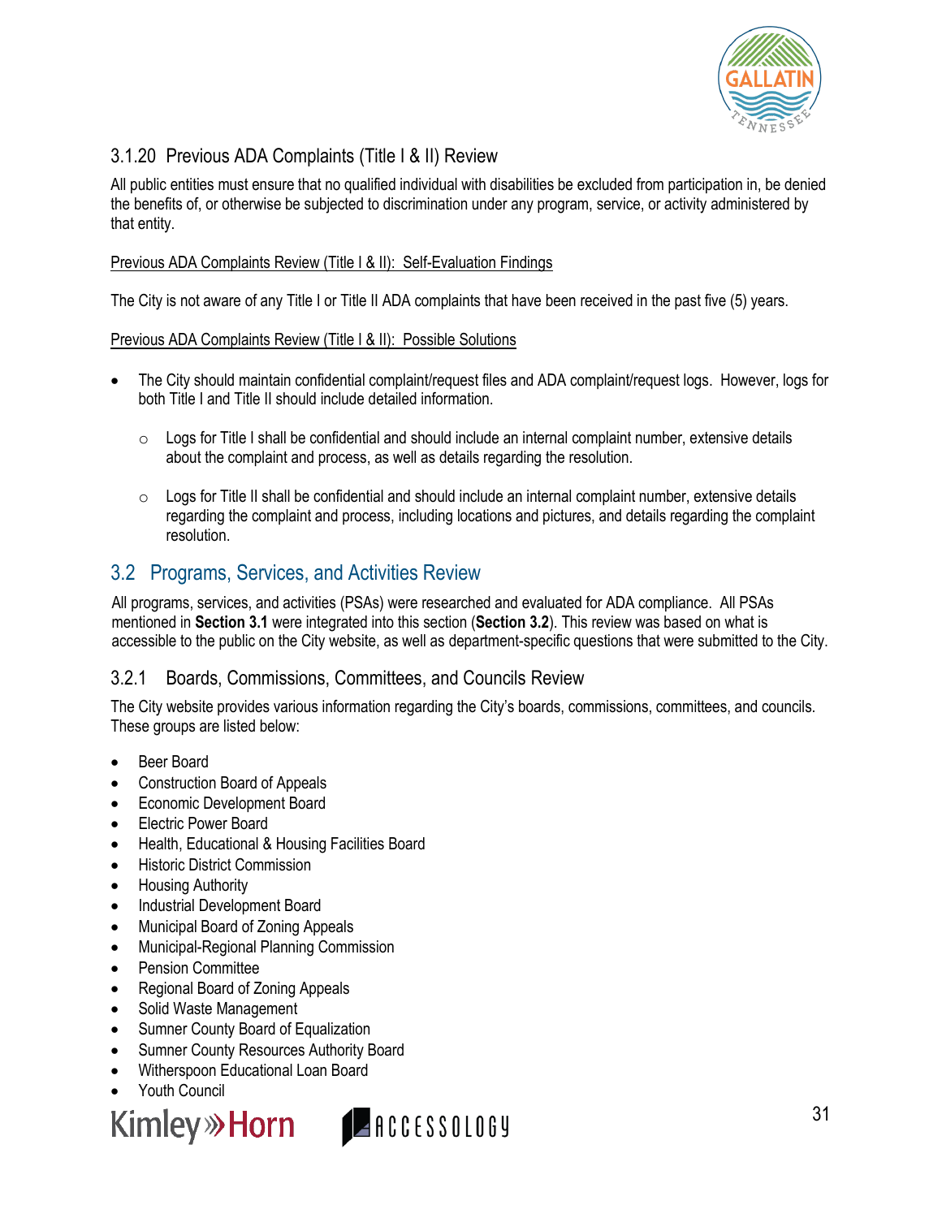### 3.1.20 Previous ADA Complaints (Title I & II) Review

All public entities must ensure that no qualified individual with disabilities be excluded from participation in, be denied the benefits of, or otherwise be subjected to discrimination under any program, service, or activity administered by that entity.

Previous ADA Complaints Review (Title I & II): Self-Evaluation Findings

The City is not aware of any Title I or Title II ADA complaints that have been received in the past five (5) years.

Previous ADA Complaints Review (Title I & II): Possible Solutions

- The City should maintain confidential complaint/request files and ADA complaint/request logs. However, logs for both Title I and Title II should include detailed information.
  - Logs for Title I shall be confidential and should include an internal complaint number, extensive details about the complaint and process, as well as details regarding the resolution.
  - Logs for Title II shall be confidential and should include an internal complaint number, extensive details regarding the complaint and process, including locations and pictures, and details regarding the complaint resolution.

## 3.2 Programs, Services, and Activities Review

All programs, services, and activities (PSAs) were researched and evaluated for ADA compliance. All PSAs mentioned in **Section 3.1** were integrated into this section (**Section 3.2**). This review was based on what is accessible to the public on the City website, as well as department-specific questions that were submitted to the City.

### 3.2.1 Boards, Commissions, Committees, and Councils Review

The City website provides various information regarding the City's boards, commissions, committees, and councils. These groups are listed below:

- Beer Board
- Construction Board of Appeals
- Economic Development Board
- Electric Power Board
- Health, Educational & Housing Facilities Board
- Historic District Commission
- Housing Authority
- Industrial Development Board
- Municipal Board of Zoning Appeals
- Municipal-Regional Planning Commission
- Pension Committee
- Regional Board of Zoning Appeals
- Solid Waste Management
- Sumner County Board of Equalization
- Sumner County Resources Authority Board
- Witherspoon Educational Loan Board
- Youth Council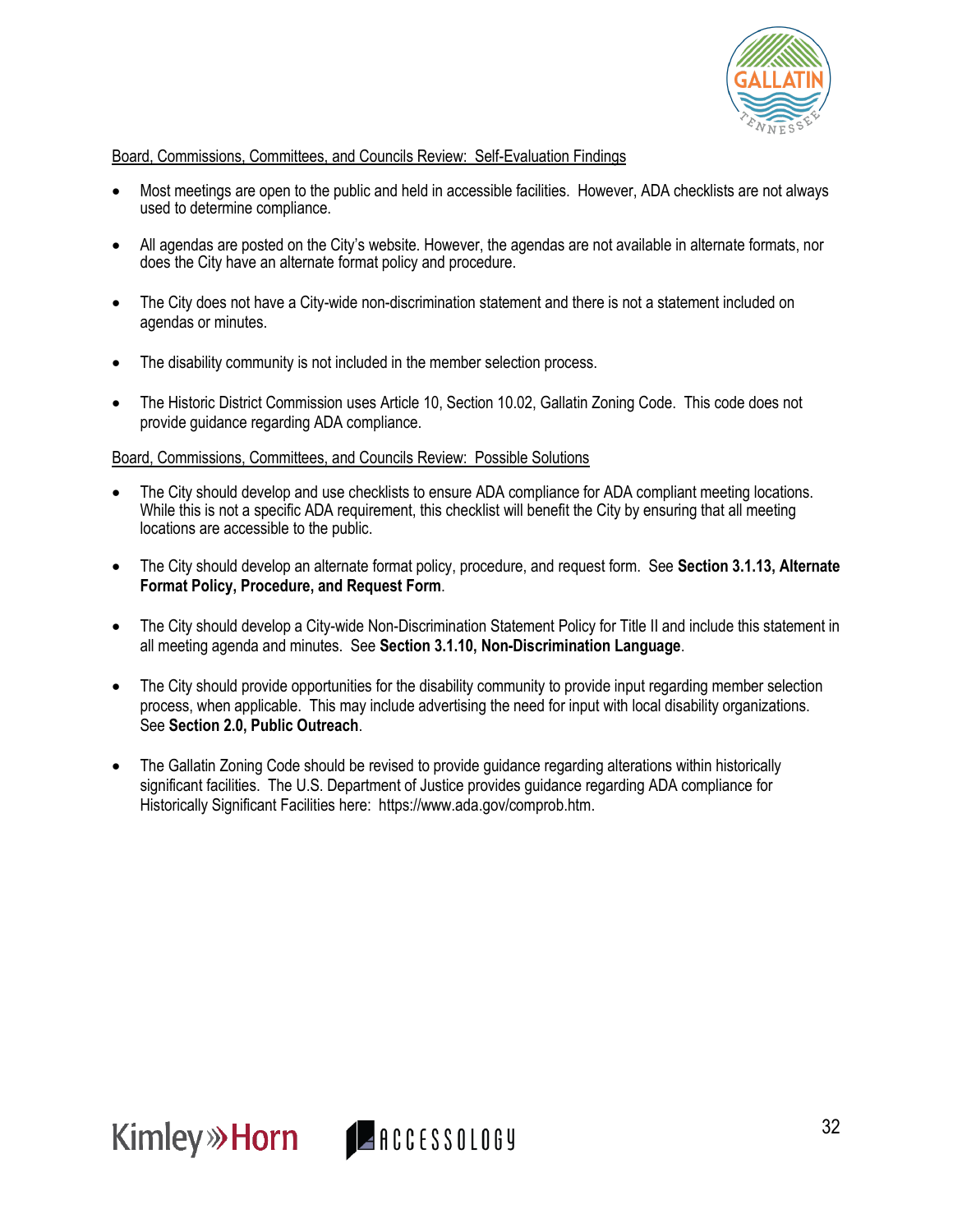Board, Commissions, Committees, and Councils Review: Self-Evaluation Findings

- Most meetings are open to the public and held in accessible facilities. However, ADA checklists are not always used to determine compliance.
- All agendas are posted on the City's website. However, the agendas are not available in alternate formats, nor does the City have an alternate format policy and procedure.
- The City does not have a City-wide non-discrimination statement and there is not a statement included on agendas or minutes.
- The disability community is not included in the member selection process.
- The Historic District Commission uses Article 10, Section 10.02, Gallatin Zoning Code. This code does not provide guidance regarding ADA compliance.

Board, Commissions, Committees, and Councils Review: Possible Solutions

- The City should develop and use checklists to ensure ADA compliance for ADA compliant meeting locations. While this is not a specific ADA requirement, this checklist will benefit the City by ensuring that all meeting locations are accessible to the public.
- The City should develop an alternate format policy, procedure, and request form. See **Section 3.1.13, Alternate Format Policy, Procedure, and Request Form**.
- The City should develop a City-wide Non-Discrimination Statement Policy for Title II and include this statement in all meeting agenda and minutes. See **Section 3.1.10, Non-Discrimination Language**.
- The City should provide opportunities for the disability community to provide input regarding member selection process, when applicable. This may include advertising the need for input with local disability organizations. See **Section 2.0, Public Outreach**.
- The Gallatin Zoning Code should be revised to provide guidance regarding alterations within historically significant facilities. The U.S. Department of Justice provides guidance regarding ADA compliance for Historically Significant Facilities here: https://www.ada.gov/comprob.htm.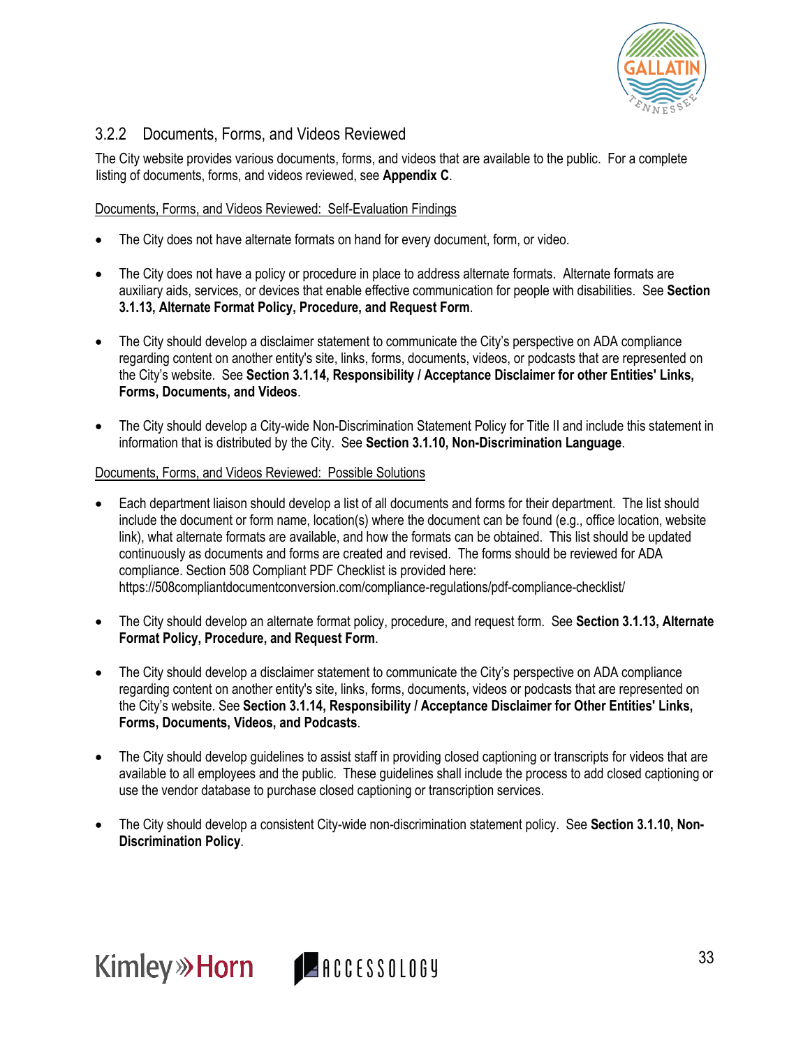### 3.2.2 Documents, Forms, and Videos Reviewed

The City website provides various documents, forms, and videos that are available to the public. For a complete listing of documents, forms, and videos reviewed, see **Appendix C**.

Documents, Forms, and Videos Reviewed: Self-Evaluation Findings

- The City does not have alternate formats on hand for every document, form, or video.
- The City does not have a policy or procedure in place to address alternate formats. Alternate formats are auxiliary aids, services, or devices that enable effective communication for people with disabilities. See **Section 3.1.13, Alternate Format Policy, Procedure, and Request Form**.
- The City should develop a disclaimer statement to communicate the City's perspective on ADA compliance regarding content on another entity's site, links, forms, documents, videos, or podcasts that are represented on the City's website. See **Section 3.1.14, Responsibility / Acceptance Disclaimer for other Entities' Links, Forms, Documents, and Videos**.
- The City should develop a City-wide Non-Discrimination Statement Policy for Title II and include this statement in information that is distributed by the City. See **Section 3.1.10, Non-Discrimination Language**.

Documents, Forms, and Videos Reviewed: Possible Solutions

- Each department liaison should develop a list of all documents and forms for their department. The list should include the document or form name, location(s) where the document can be found (e.g., office location, website link), what alternate formats are available, and how the formats can be obtained. This list should be updated continuously as documents and forms are created and revised. The forms should be reviewed for ADA compliance. Section 508 Compliant PDF Checklist is provided here: https://508compliantdocumentconversion.com/compliance-regulations/pdf-compliance-checklist/
- The City should develop an alternate format policy, procedure, and request form. See **Section 3.1.13, Alternate Format Policy, Procedure, and Request Form**.
- The City should develop a disclaimer statement to communicate the City's perspective on ADA compliance regarding content on another entity's site, links, forms, documents, videos or podcasts that are represented on the City's website. See **Section 3.1.14, Responsibility / Acceptance Disclaimer for Other Entities' Links, Forms, Documents, Videos, and Podcasts**.
- The City should develop guidelines to assist staff in providing closed captioning or transcripts for videos that are available to all employees and the public. These guidelines shall include the process to add closed captioning or use the vendor database to purchase closed captioning or transcription services.
- The City should develop a consistent City-wide non-discrimination statement policy. See **Section 3.1.10, Non-Discrimination Policy**.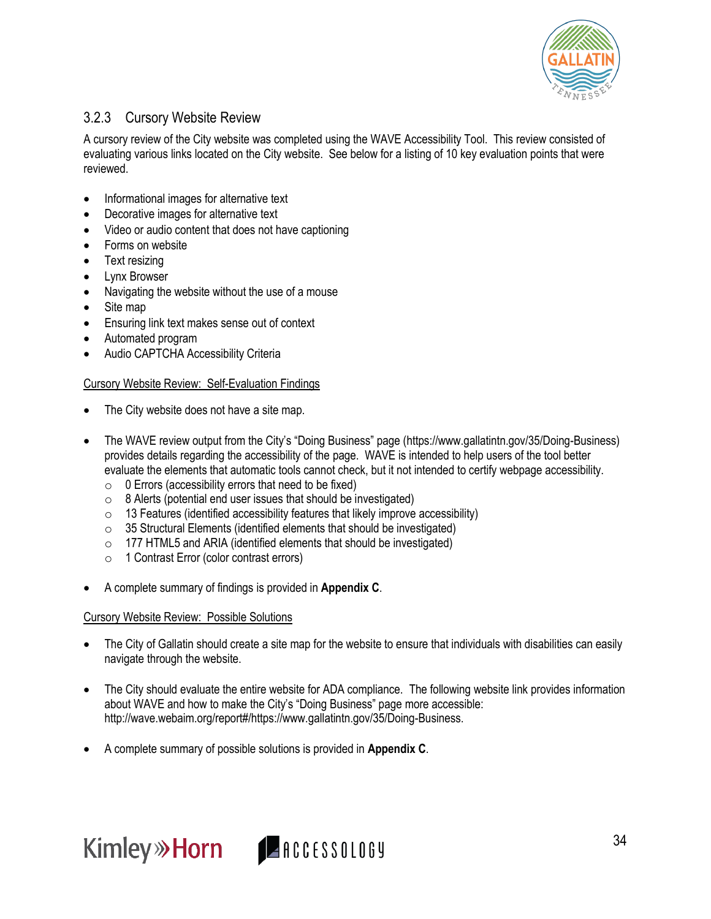### 3.2.3 Cursory Website Review

A cursory review of the City website was completed using the WAVE Accessibility Tool. This review consisted of evaluating various links located on the City website. See below for a listing of 10 key evaluation points that were reviewed.

- Informational images for alternative text
- Decorative images for alternative text
- Video or audio content that does not have captioning
- Forms on website
- Text resizing
- Lynx Browser
- Navigating the website without the use of a mouse
- Site map
- Ensuring link text makes sense out of context
- Automated program
- Audio CAPTCHA Accessibility Criteria

<u>Cursory Website Review: Self-Evaluation Findings</u>

- The City website does not have a site map.

- The WAVE review output from the City's "Doing Business" page (https://www.gallatintn.gov/35/Doing-Business) provides details regarding the accessibility of the page. WAVE is intended to help users of the tool better evaluate the elements that automatic tools cannot check, but it not intended to certify webpage accessibility.
  - 0 Errors (accessibility errors that need to be fixed)
  - 8 Alerts (potential end user issues that should be investigated)
  - 13 Features (identified accessibility features that likely improve accessibility)
  - 35 Structural Elements (identified elements that should be investigated)
  - 177 HTML5 and ARIA (identified elements that should be investigated)
  - 1 Contrast Error (color contrast errors)

- A complete summary of findings is provided in **Appendix C**.

<u>Cursory Website Review: Possible Solutions</u>

- The City of Gallatin should create a site map for the website to ensure that individuals with disabilities can easily navigate through the website.

- The City should evaluate the entire website for ADA compliance. The following website link provides information about WAVE and how to make the City's "Doing Business" page more accessible: http://wave.webaim.org/report#/https://www.gallatintn.gov/35/Doing-Business.

- A complete summary of possible solutions is provided in **Appendix C**.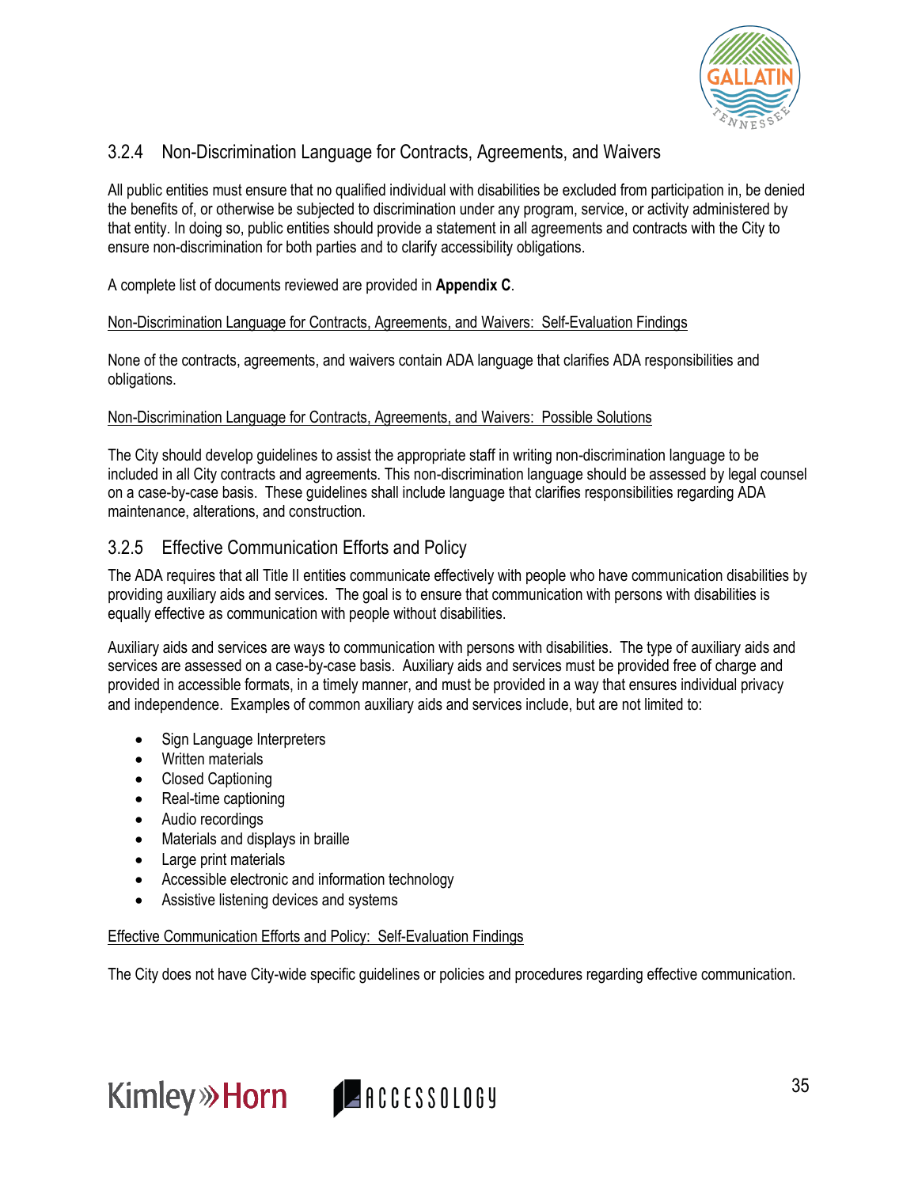### 3.2.4 Non-Discrimination Language for Contracts, Agreements, and Waivers

All public entities must ensure that no qualified individual with disabilities be excluded from participation in, be denied the benefits of, or otherwise be subjected to discrimination under any program, service, or activity administered by that entity. In doing so, public entities should provide a statement in all agreements and contracts with the City to ensure non-discrimination for both parties and to clarify accessibility obligations.

A complete list of documents reviewed are provided in **Appendix C**.

Non-Discrimination Language for Contracts, Agreements, and Waivers: Self-Evaluation Findings

None of the contracts, agreements, and waivers contain ADA language that clarifies ADA responsibilities and obligations.

Non-Discrimination Language for Contracts, Agreements, and Waivers: Possible Solutions

The City should develop guidelines to assist the appropriate staff in writing non-discrimination language to be included in all City contracts and agreements. This non-discrimination language should be assessed by legal counsel on a case-by-case basis. These guidelines shall include language that clarifies responsibilities regarding ADA maintenance, alterations, and construction.

### 3.2.5 Effective Communication Efforts and Policy

The ADA requires that all Title II entities communicate effectively with people who have communication disabilities by providing auxiliary aids and services. The goal is to ensure that communication with persons with disabilities is equally effective as communication with people without disabilities.

Auxiliary aids and services are ways to communication with persons with disabilities. The type of auxiliary aids and services are assessed on a case-by-case basis. Auxiliary aids and services must be provided free of charge and provided in accessible formats, in a timely manner, and must be provided in a way that ensures individual privacy and independence. Examples of common auxiliary aids and services include, but are not limited to:

- Sign Language Interpreters
- Written materials
- Closed Captioning
- Real-time captioning
- Audio recordings
- Materials and displays in braille
- Large print materials
- Accessible electronic and information technology
- Assistive listening devices and systems

Effective Communication Efforts and Policy: Self-Evaluation Findings

The City does not have City-wide specific guidelines or policies and procedures regarding effective communication.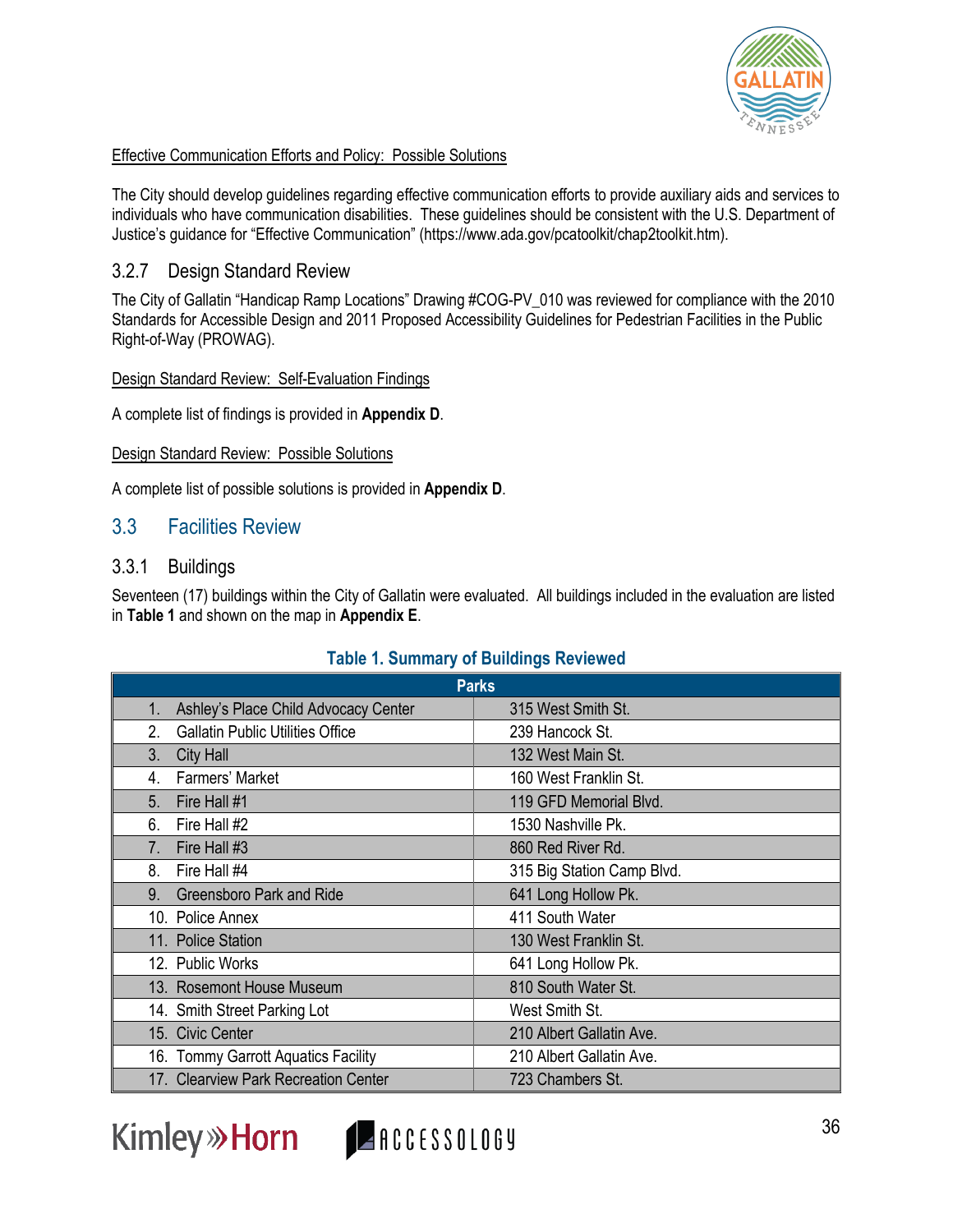Effective Communication Efforts and Policy: Possible Solutions

The City should develop guidelines regarding effective communication efforts to provide auxiliary aids and services to individuals who have communication disabilities. These guidelines should be consistent with the U.S. Department of Justice's guidance for "Effective Communication" (https://www.ada.gov/pcatoolkit/chap2toolkit.htm).

### 3.2.7 Design Standard Review

The City of Gallatin "Handicap Ramp Locations" Drawing #COG-PV_010 was reviewed for compliance with the 2010 Standards for Accessible Design and 2011 Proposed Accessibility Guidelines for Pedestrian Facilities in the Public Right-of-Way (PROWAG).

Design Standard Review: Self-Evaluation Findings

A complete list of findings is provided in **Appendix D**.

Design Standard Review: Possible Solutions

A complete list of possible solutions is provided in **Appendix D**.

## 3.3 Facilities Review

### 3.3.1 Buildings

Seventeen (17) buildings within the City of Gallatin were evaluated. All buildings included in the evaluation are listed in **Table 1** and shown on the map in **Appendix E**.

**Table 1. Summary of Buildings Reviewed**

| Parks | |
|---|---|
| 1. Ashley's Place Child Advocacy Center | 315 West Smith St. |
| 2. Gallatin Public Utilities Office | 239 Hancock St. |
| 3. City Hall | 132 West Main St. |
| 4. Farmers' Market | 160 West Franklin St. |
| 5. Fire Hall #1 | 119 GFD Memorial Blvd. |
| 6. Fire Hall #2 | 1530 Nashville Pk. |
| 7. Fire Hall #3 | 860 Red River Rd. |
| 8. Fire Hall #4 | 315 Big Station Camp Blvd. |
| 9. Greensboro Park and Ride | 641 Long Hollow Pk. |
| 10. Police Annex | 411 South Water |
| 11. Police Station | 130 West Franklin St. |
| 12. Public Works | 641 Long Hollow Pk. |
| 13. Rosemont House Museum | 810 South Water St. |
| 14. Smith Street Parking Lot | West Smith St. |
| 15. Civic Center | 210 Albert Gallatin Ave. |
| 16. Tommy Garrott Aquatics Facility | 210 Albert Gallatin Ave. |
| 17. Clearview Park Recreation Center | 723 Chambers St. |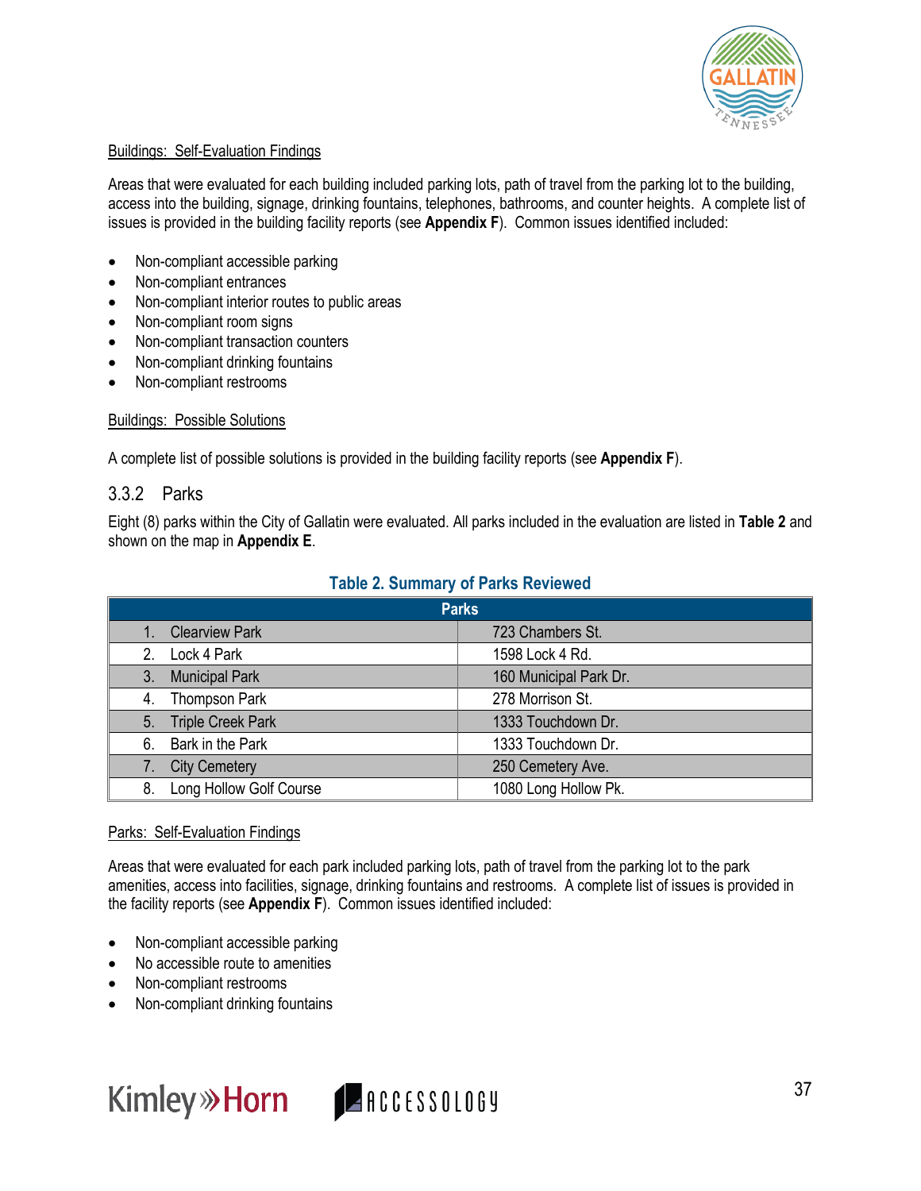Buildings: Self-Evaluation Findings

Areas that were evaluated for each building included parking lots, path of travel from the parking lot to the building, access into the building, signage, drinking fountains, telephones, bathrooms, and counter heights. A complete list of issues is provided in the building facility reports (see **Appendix F**). Common issues identified included:

- Non-compliant accessible parking
- Non-compliant entrances
- Non-compliant interior routes to public areas
- Non-compliant room signs
- Non-compliant transaction counters
- Non-compliant drinking fountains
- Non-compliant restrooms

Buildings: Possible Solutions

A complete list of possible solutions is provided in the building facility reports (see **Appendix F**).

### 3.3.2 Parks

Eight (8) parks within the City of Gallatin were evaluated. All parks included in the evaluation are listed in **Table 2** and shown on the map in **Appendix E**.

**Table 2. Summary of Parks Reviewed**

| Parks | |
|---|---|
| 1. Clearview Park | 723 Chambers St. |
| 2. Lock 4 Park | 1598 Lock 4 Rd. |
| 3. Municipal Park | 160 Municipal Park Dr. |
| 4. Thompson Park | 278 Morrison St. |
| 5. Triple Creek Park | 1333 Touchdown Dr. |
| 6. Bark in the Park | 1333 Touchdown Dr. |
| 7. City Cemetery | 250 Cemetery Ave. |
| 8. Long Hollow Golf Course | 1080 Long Hollow Pk. |

Parks: Self-Evaluation Findings

Areas that were evaluated for each park included parking lots, path of travel from the parking lot to the park amenities, access into facilities, signage, drinking fountains and restrooms. A complete list of issues is provided in the facility reports (see **Appendix F**). Common issues identified included:

- Non-compliant accessible parking
- No accessible route to amenities
- Non-compliant restrooms
- Non-compliant drinking fountains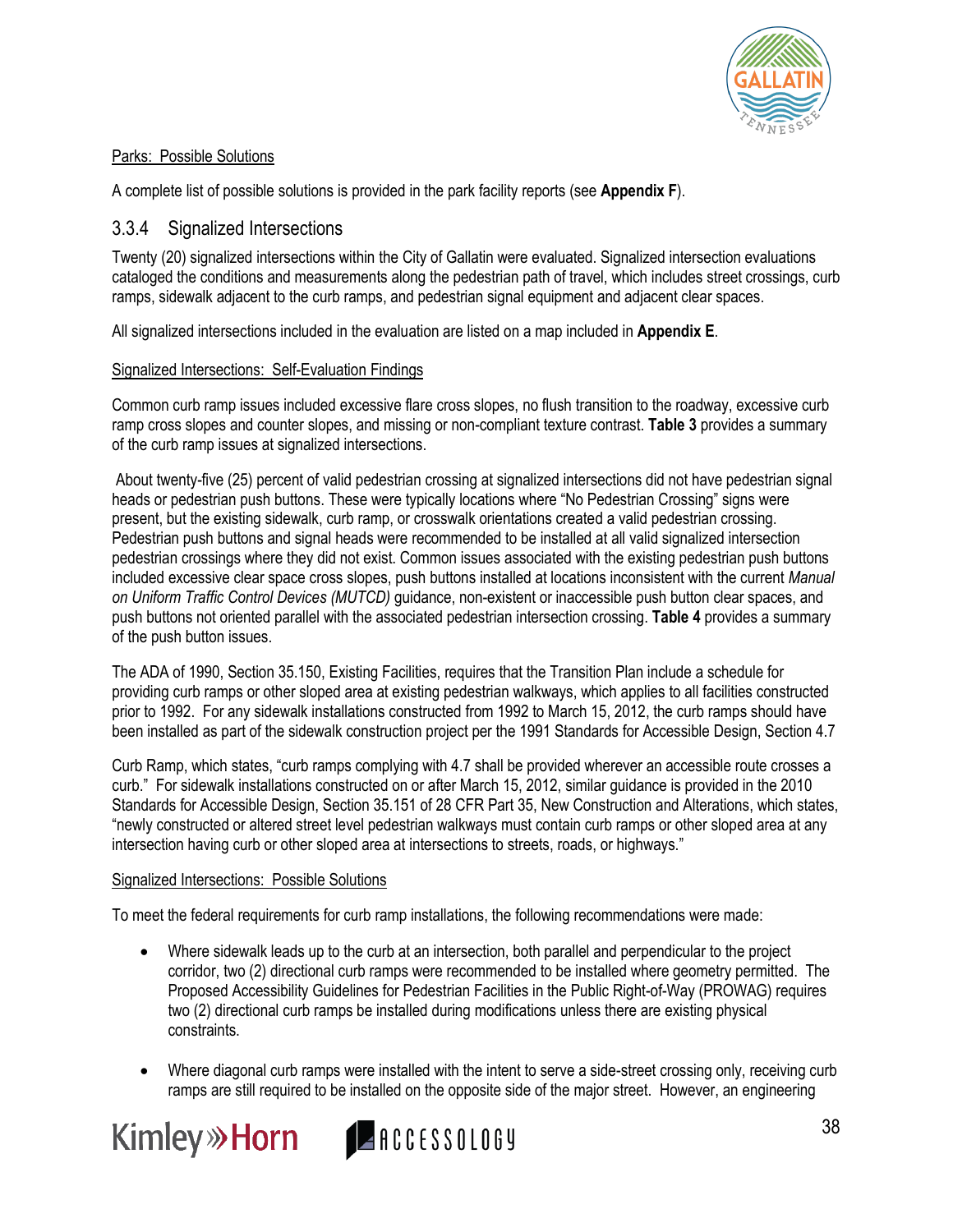Parks: Possible Solutions

A complete list of possible solutions is provided in the park facility reports (see **Appendix F**).

### 3.3.4 Signalized Intersections

Twenty (20) signalized intersections within the City of Gallatin were evaluated. Signalized intersection evaluations cataloged the conditions and measurements along the pedestrian path of travel, which includes street crossings, curb ramps, sidewalk adjacent to the curb ramps, and pedestrian signal equipment and adjacent clear spaces.

All signalized intersections included in the evaluation are listed on a map included in **Appendix E**.

Signalized Intersections: Self-Evaluation Findings

Common curb ramp issues included excessive flare cross slopes, no flush transition to the roadway, excessive curb ramp cross slopes and counter slopes, and missing or non-compliant texture contrast. **Table 3** provides a summary of the curb ramp issues at signalized intersections.

About twenty-five (25) percent of valid pedestrian crossing at signalized intersections did not have pedestrian signal heads or pedestrian push buttons. These were typically locations where "No Pedestrian Crossing" signs were present, but the existing sidewalk, curb ramp, or crosswalk orientations created a valid pedestrian crossing. Pedestrian push buttons and signal heads were recommended to be installed at all valid signalized intersection pedestrian crossings where they did not exist. Common issues associated with the existing pedestrian push buttons included excessive clear space cross slopes, push buttons installed at locations inconsistent with the current *Manual on Uniform Traffic Control Devices (MUTCD)* guidance, non-existent or inaccessible push button clear spaces, and push buttons not oriented parallel with the associated pedestrian intersection crossing. **Table 4** provides a summary of the push button issues.

The ADA of 1990, Section 35.150, Existing Facilities, requires that the Transition Plan include a schedule for providing curb ramps or other sloped area at existing pedestrian walkways, which applies to all facilities constructed prior to 1992. For any sidewalk installations constructed from 1992 to March 15, 2012, the curb ramps should have been installed as part of the sidewalk construction project per the 1991 Standards for Accessible Design, Section 4.7

Curb Ramp, which states, "curb ramps complying with 4.7 shall be provided wherever an accessible route crosses a curb." For sidewalk installations constructed on or after March 15, 2012, similar guidance is provided in the 2010 Standards for Accessible Design, Section 35.151 of 28 CFR Part 35, New Construction and Alterations, which states, "newly constructed or altered street level pedestrian walkways must contain curb ramps or other sloped area at any intersection having curb or other sloped area at intersections to streets, roads, or highways."

Signalized Intersections: Possible Solutions

To meet the federal requirements for curb ramp installations, the following recommendations were made:

- Where sidewalk leads up to the curb at an intersection, both parallel and perpendicular to the project corridor, two (2) directional curb ramps were recommended to be installed where geometry permitted. The Proposed Accessibility Guidelines for Pedestrian Facilities in the Public Right-of-Way (PROWAG) requires two (2) directional curb ramps be installed during modifications unless there are existing physical constraints.
- Where diagonal curb ramps were installed with the intent to serve a side-street crossing only, receiving curb ramps are still required to be installed on the opposite side of the major street. However, an engineering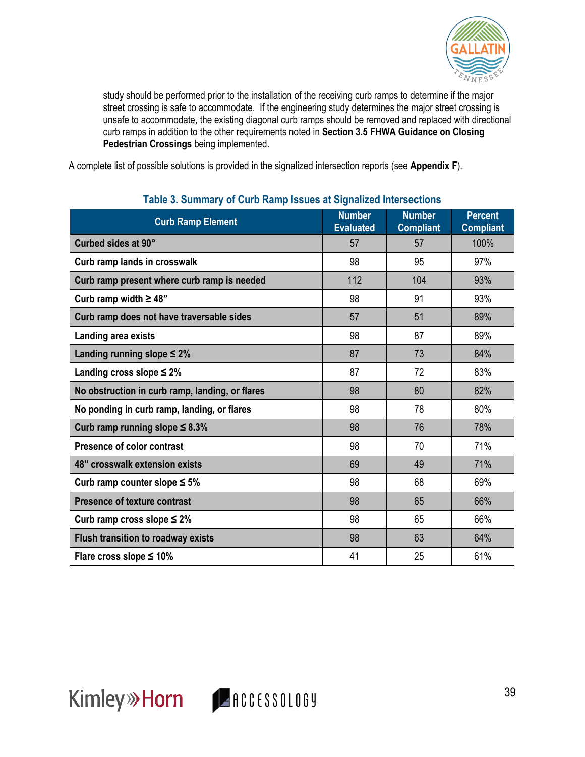study should be performed prior to the installation of the receiving curb ramps to determine if the major street crossing is safe to accommodate. If the engineering study determines the major street crossing is unsafe to accommodate, the existing diagonal curb ramps should be removed and replaced with directional curb ramps in addition to the other requirements noted in **Section 3.5 FHWA Guidance on Closing Pedestrian Crossings** being implemented.

A complete list of possible solutions is provided in the signalized intersection reports (see **Appendix F**).

**Table 3. Summary of Curb Ramp Issues at Signalized Intersections**

| Curb Ramp Element | Number Evaluated | Number Compliant | Percent Compliant |
|---|---|---|---|
| Curbed sides at 90° | 57 | 57 | 100% |
| Curb ramp lands in crosswalk | 98 | 95 | 97% |
| Curb ramp present where curb ramp is needed | 112 | 104 | 93% |
| Curb ramp width ≥ 48” | 98 | 91 | 93% |
| Curb ramp does not have traversable sides | 57 | 51 | 89% |
| Landing area exists | 98 | 87 | 89% |
| Landing running slope ≤ 2% | 87 | 73 | 84% |
| Landing cross slope ≤ 2% | 87 | 72 | 83% |
| No obstruction in curb ramp, landing, or flares | 98 | 80 | 82% |
| No ponding in curb ramp, landing, or flares | 98 | 78 | 80% |
| Curb ramp running slope ≤ 8.3% | 98 | 76 | 78% |
| Presence of color contrast | 98 | 70 | 71% |
| 48” crosswalk extension exists | 69 | 49 | 71% |
| Curb ramp counter slope ≤ 5% | 98 | 68 | 69% |
| Presence of texture contrast | 98 | 65 | 66% |
| Curb ramp cross slope ≤ 2% | 98 | 65 | 66% |
| Flush transition to roadway exists | 98 | 63 | 64% |
| Flare cross slope ≤ 10% | 41 | 25 | 61% |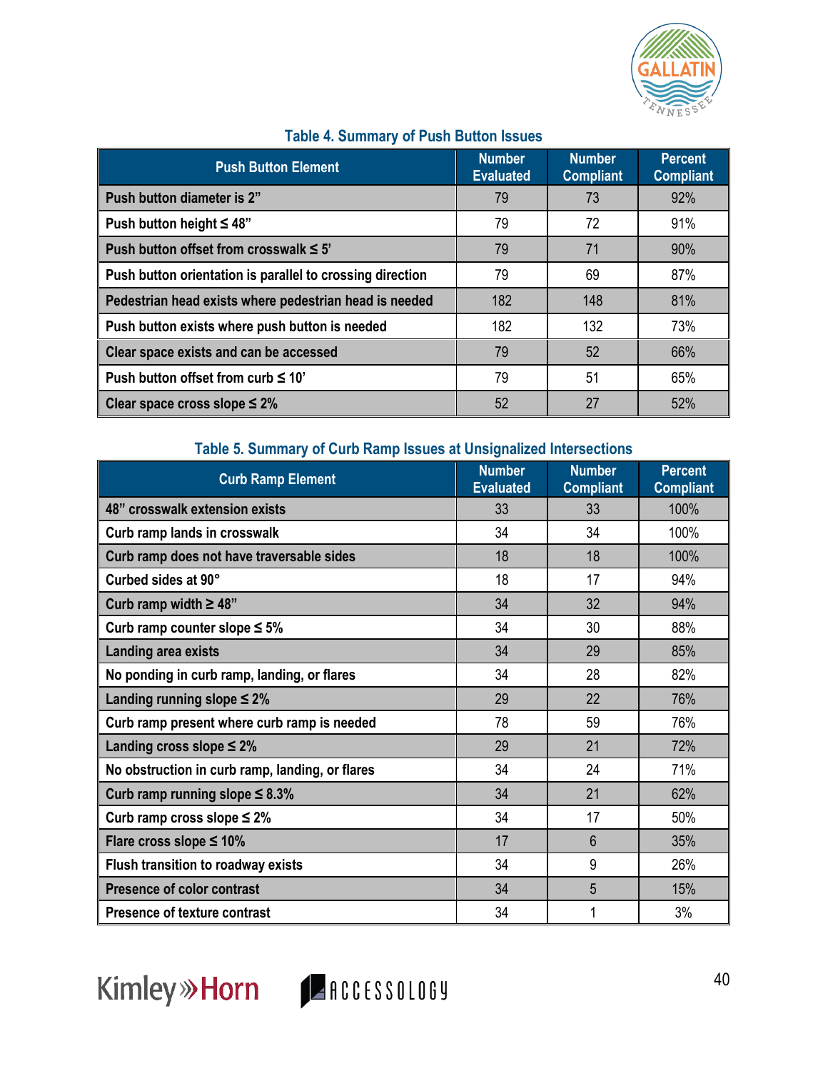**Table 4. Summary of Push Button Issues**

| Push Button Element | Number Evaluated | Number Compliant | Percent Compliant |
|---|---|---|---|
| Push button diameter is 2” | 79 | 73 | 92% |
| Push button height ≤ 48” | 79 | 72 | 91% |
| Push button offset from crosswalk ≤ 5’ | 79 | 71 | 90% |
| Push button orientation is parallel to crossing direction | 79 | 69 | 87% |
| Pedestrian head exists where pedestrian head is needed | 182 | 148 | 81% |
| Push button exists where push button is needed | 182 | 132 | 73% |
| Clear space exists and can be accessed | 79 | 52 | 66% |
| Push button offset from curb ≤ 10’ | 79 | 51 | 65% |
| Clear space cross slope ≤ 2% | 52 | 27 | 52% |

**Table 5. Summary of Curb Ramp Issues at Unsignalized Intersections**

| Curb Ramp Element | Number Evaluated | Number Compliant | Percent Compliant |
|---|---|---|---|
| 48” crosswalk extension exists | 33 | 33 | 100% |
| Curb ramp lands in crosswalk | 34 | 34 | 100% |
| Curb ramp does not have traversable sides | 18 | 18 | 100% |
| Curbed sides at 90° | 18 | 17 | 94% |
| Curb ramp width ≥ 48” | 34 | 32 | 94% |
| Curb ramp counter slope ≤ 5% | 34 | 30 | 88% |
| Landing area exists | 34 | 29 | 85% |
| No ponding in curb ramp, landing, or flares | 34 | 28 | 82% |
| Landing running slope ≤ 2% | 29 | 22 | 76% |
| Curb ramp present where curb ramp is needed | 78 | 59 | 76% |
| Landing cross slope ≤ 2% | 29 | 21 | 72% |
| No obstruction in curb ramp, landing, or flares | 34 | 24 | 71% |
| Curb ramp running slope ≤ 8.3% | 34 | 21 | 62% |
| Curb ramp cross slope ≤ 2% | 34 | 17 | 50% |
| Flare cross slope ≤ 10% | 17 | 6 | 35% |
| Flush transition to roadway exists | 34 | 9 | 26% |
| Presence of color contrast | 34 | 5 | 15% |
| Presence of texture contrast | 34 | 1 | 3% |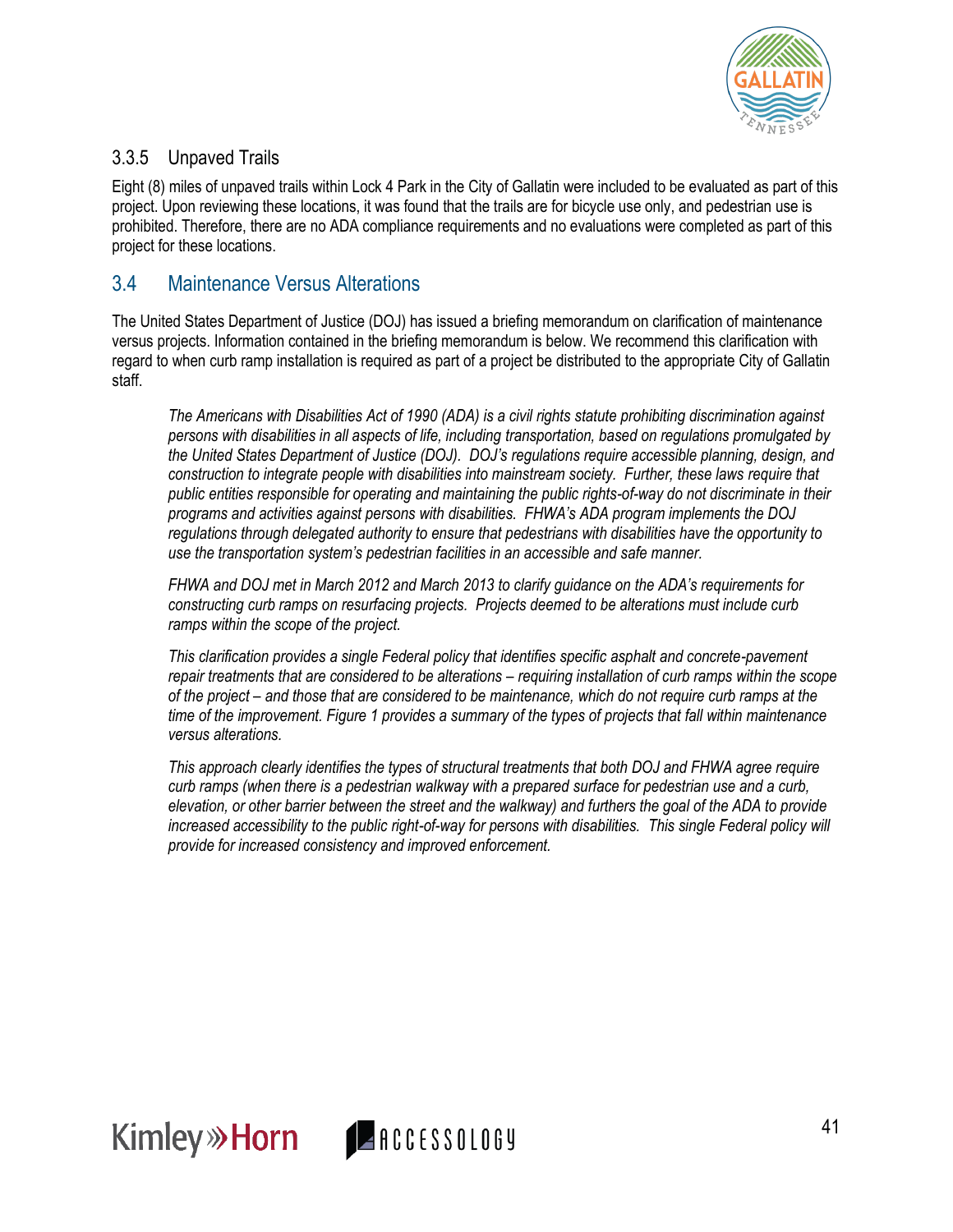### 3.3.5 Unpaved Trails

Eight (8) miles of unpaved trails within Lock 4 Park in the City of Gallatin were included to be evaluated as part of this project. Upon reviewing these locations, it was found that the trails are for bicycle use only, and pedestrian use is prohibited. Therefore, there are no ADA compliance requirements and no evaluations were completed as part of this project for these locations.

## 3.4 Maintenance Versus Alterations

The United States Department of Justice (DOJ) has issued a briefing memorandum on clarification of maintenance versus projects. Information contained in the briefing memorandum is below. We recommend this clarification with regard to when curb ramp installation is required as part of a project be distributed to the appropriate City of Gallatin staff.

> *The Americans with Disabilities Act of 1990 (ADA) is a civil rights statute prohibiting discrimination against persons with disabilities in all aspects of life, including transportation, based on regulations promulgated by the United States Department of Justice (DOJ). DOJ's regulations require accessible planning, design, and construction to integrate people with disabilities into mainstream society. Further, these laws require that public entities responsible for operating and maintaining the public rights-of-way do not discriminate in their programs and activities against persons with disabilities. FHWA's ADA program implements the DOJ regulations through delegated authority to ensure that pedestrians with disabilities have the opportunity to use the transportation system's pedestrian facilities in an accessible and safe manner.*
>
> *FHWA and DOJ met in March 2012 and March 2013 to clarify guidance on the ADA's requirements for constructing curb ramps on resurfacing projects. Projects deemed to be alterations must include curb ramps within the scope of the project.*
>
> *This clarification provides a single Federal policy that identifies specific asphalt and concrete-pavement repair treatments that are considered to be alterations – requiring installation of curb ramps within the scope of the project – and those that are considered to be maintenance, which do not require curb ramps at the time of the improvement. Figure 1 provides a summary of the types of projects that fall within maintenance versus alterations.*
>
> *This approach clearly identifies the types of structural treatments that both DOJ and FHWA agree require curb ramps (when there is a pedestrian walkway with a prepared surface for pedestrian use and a curb, elevation, or other barrier between the street and the walkway) and furthers the goal of the ADA to provide increased accessibility to the public right-of-way for persons with disabilities. This single Federal policy will provide for increased consistency and improved enforcement.*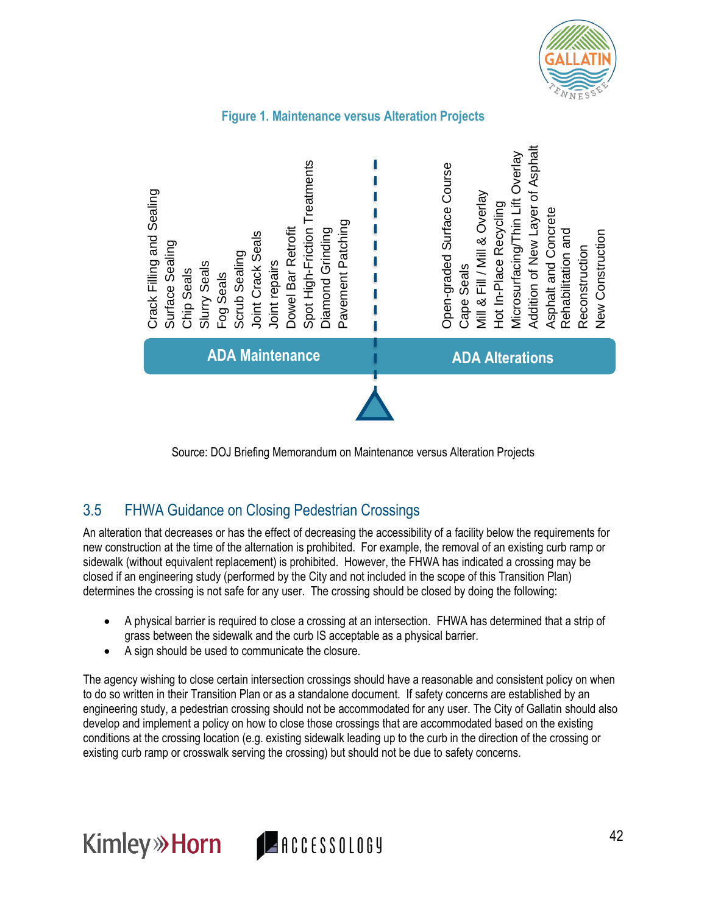**Figure 1. Maintenance versus Alteration Projects**

| ADA Maintenance | ADA Alterations |
| --- | --- |
| Crack Filling and Sealing | Open-graded Surface Course |
| Surface Sealing | Cape Seals |
| Chip Seals | Mill & Fill / Mill & Overlay |
| Slurry Seals | Hot In-Place Recycling |
| Fog Seals | Microsurfacing/Thin Lift Overlay |
| Scrub Sealing | Addition of New Layer of Asphalt |
| Joint Crack Seals | Asphalt and Concrete Rehabilitation and Reconstruction |
| Joint repairs | New Construction |
| Dowel Bar Retrofit | |
| Spot High-Friction Treatments | |
| Diamond Grinding | |
| Pavement Patching | |

Source: DOJ Briefing Memorandum on Maintenance versus Alteration Projects

## 3.5 FHWA Guidance on Closing Pedestrian Crossings

An alteration that decreases or has the effect of decreasing the accessibility of a facility below the requirements for new construction at the time of the alternation is prohibited. For example, the removal of an existing curb ramp or sidewalk (without equivalent replacement) is prohibited. However, the FHWA has indicated a crossing may be closed if an engineering study (performed by the City and not included in the scope of this Transition Plan) determines the crossing is not safe for any user. The crossing should be closed by doing the following:

- A physical barrier is required to close a crossing at an intersection. FHWA has determined that a strip of grass between the sidewalk and the curb IS acceptable as a physical barrier.
- A sign should be used to communicate the closure.

The agency wishing to close certain intersection crossings should have a reasonable and consistent policy on when to do so written in their Transition Plan or as a standalone document. If safety concerns are established by an engineering study, a pedestrian crossing should not be accommodated for any user. The City of Gallatin should also develop and implement a policy on how to close those crossings that are accommodated based on the existing conditions at the crossing location (e.g. existing sidewalk leading up to the curb in the direction of the crossing or existing curb ramp or crosswalk serving the crossing) but should not be due to safety concerns.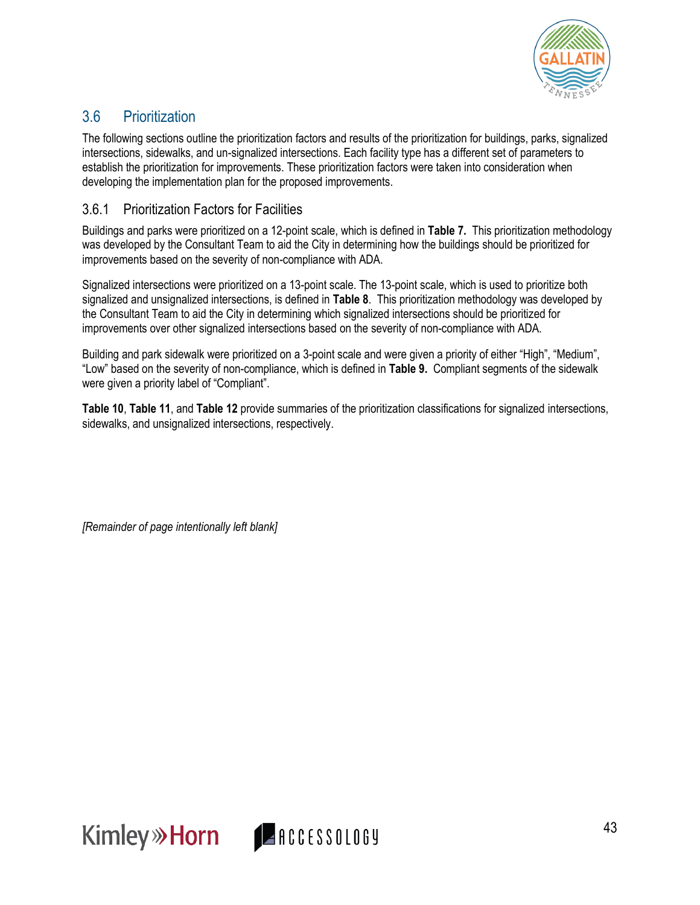## 3.6 Prioritization

The following sections outline the prioritization factors and results of the prioritization for buildings, parks, signalized intersections, sidewalks, and un-signalized intersections. Each facility type has a different set of parameters to establish the prioritization for improvements. These prioritization factors were taken into consideration when developing the implementation plan for the proposed improvements.

### 3.6.1 Prioritization Factors for Facilities

Buildings and parks were prioritized on a 12-point scale, which is defined in **Table 7.** This prioritization methodology was developed by the Consultant Team to aid the City in determining how the buildings should be prioritized for improvements based on the severity of non-compliance with ADA.

Signalized intersections were prioritized on a 13-point scale. The 13-point scale, which is used to prioritize both signalized and unsignalized intersections, is defined in **Table 8**. This prioritization methodology was developed by the Consultant Team to aid the City in determining which signalized intersections should be prioritized for improvements over other signalized intersections based on the severity of non-compliance with ADA.

Building and park sidewalk were prioritized on a 3-point scale and were given a priority of either "High", "Medium", "Low" based on the severity of non-compliance, which is defined in **Table 9.** Compliant segments of the sidewalk were given a priority label of "Compliant".

**Table 10**, **Table 11**, and **Table 12** provide summaries of the prioritization classifications for signalized intersections, sidewalks, and unsignalized intersections, respectively.

*[Remainder of page intentionally left blank]*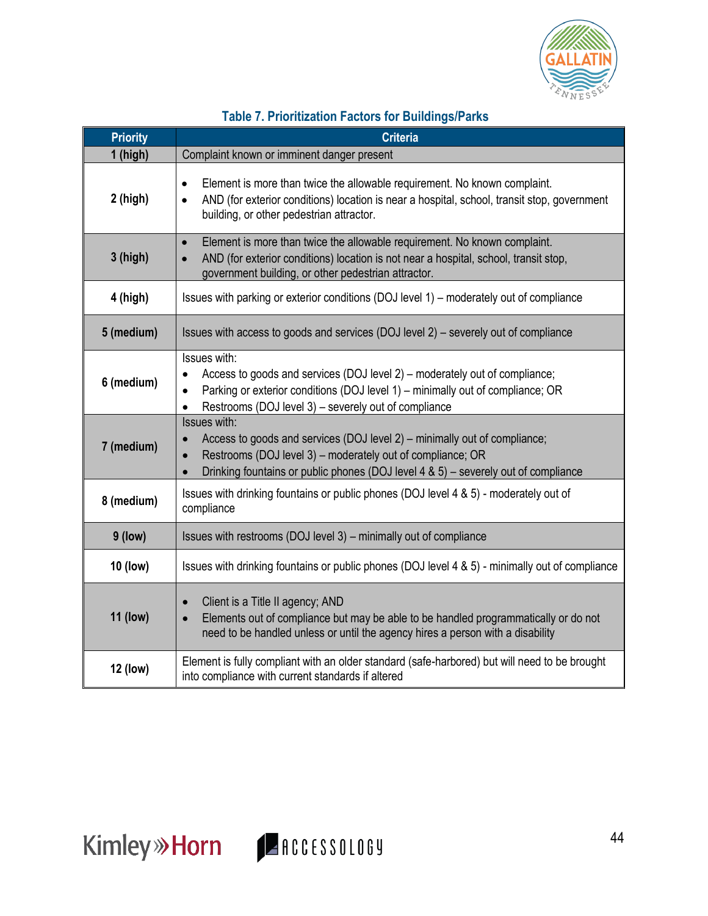**Table 7. Prioritization Factors for Buildings/Parks**

| Priority | Criteria |
|---|---|
| 1 (high) | Complaint known or imminent danger present |
| 2 (high) | • Element is more than twice the allowable requirement. No known complaint.<br>• AND (for exterior conditions) location is near a hospital, school, transit stop, government building, or other pedestrian attractor. |
| 3 (high) | • Element is more than twice the allowable requirement. No known complaint.<br>• AND (for exterior conditions) location is not near a hospital, school, transit stop, government building, or other pedestrian attractor. |
| 4 (high) | Issues with parking or exterior conditions (DOJ level 1) – moderately out of compliance |
| 5 (medium) | Issues with access to goods and services (DOJ level 2) – severely out of compliance |
| 6 (medium) | Issues with:<br>• Access to goods and services (DOJ level 2) – moderately out of compliance;<br>• Parking or exterior conditions (DOJ level 1) – minimally out of compliance; OR<br>• Restrooms (DOJ level 3) – severely out of compliance |
| 7 (medium) | Issues with:<br>• Access to goods and services (DOJ level 2) – minimally out of compliance;<br>• Restrooms (DOJ level 3) – moderately out of compliance; OR<br>• Drinking fountains or public phones (DOJ level 4 & 5) – severely out of compliance |
| 8 (medium) | Issues with drinking fountains or public phones (DOJ level 4 & 5) - moderately out of compliance |
| 9 (low) | Issues with restrooms (DOJ level 3) – minimally out of compliance |
| 10 (low) | Issues with drinking fountains or public phones (DOJ level 4 & 5) - minimally out of compliance |
| 11 (low) | • Client is a Title II agency; AND<br>• Elements out of compliance but may be able to be handled programmatically or do not need to be handled unless or until the agency hires a person with a disability |
| 12 (low) | Element is fully compliant with an older standard (safe-harbored) but will need to be brought into compliance with current standards if altered |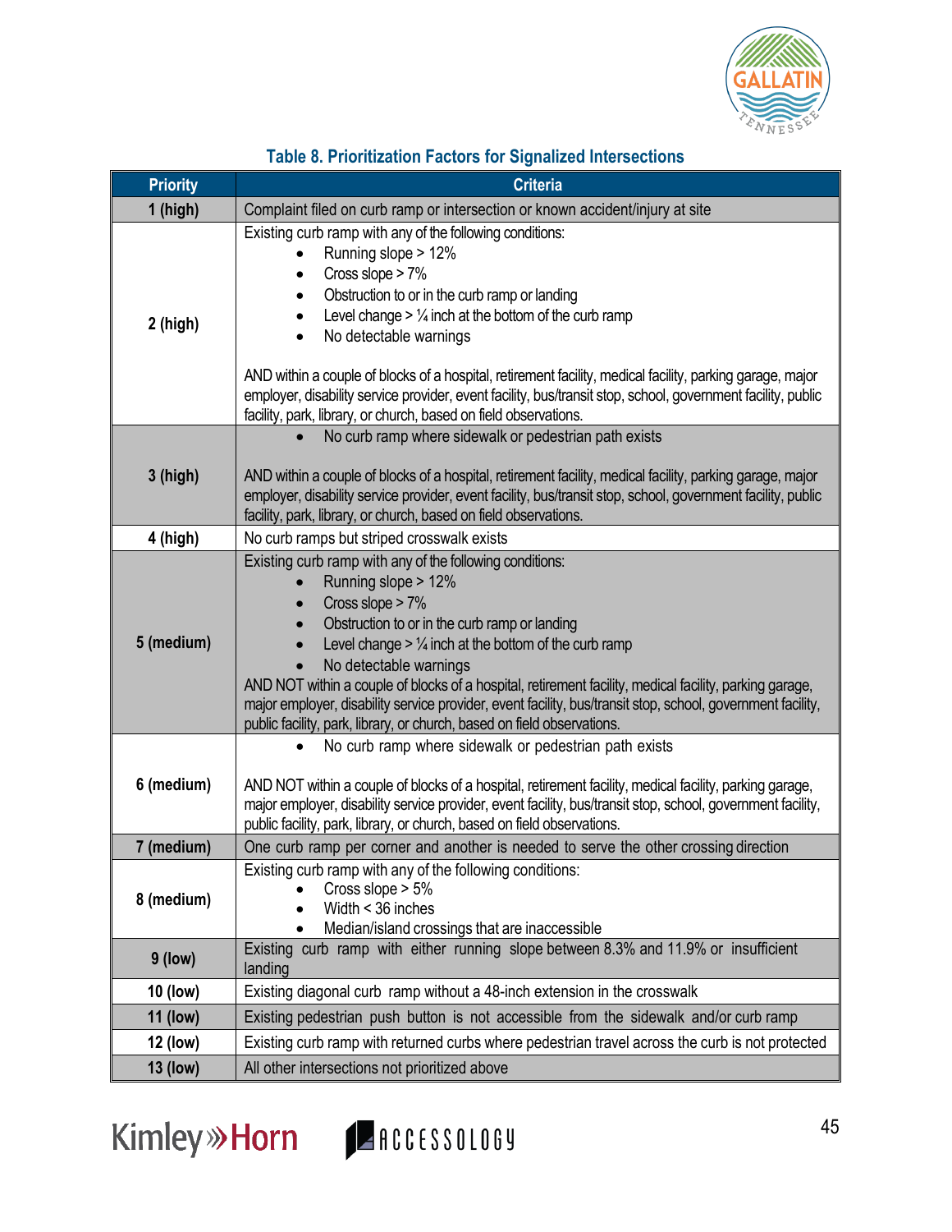### Table 8. Prioritization Factors for Signalized Intersections

| Priority | Criteria |
|---|---|
| 1 (high) | Complaint filed on curb ramp or intersection or known accident/injury at site |
| 2 (high) | Existing curb ramp with any of the following conditions:<br>• Running slope > 12%<br>• Cross slope > 7%<br>• Obstruction to or in the curb ramp or landing<br>• Level change > ¼ inch at the bottom of the curb ramp<br>• No detectable warnings<br><br>AND within a couple of blocks of a hospital, retirement facility, medical facility, parking garage, major employer, disability service provider, event facility, bus/transit stop, school, government facility, public facility, park, library, or church, based on field observations. |
| 3 (high) | • No curb ramp where sidewalk or pedestrian path exists<br><br>AND within a couple of blocks of a hospital, retirement facility, medical facility, parking garage, major employer, disability service provider, event facility, bus/transit stop, school, government facility, public facility, park, library, or church, based on field observations. |
| 4 (high) | No curb ramps but striped crosswalk exists |
| 5 (medium) | Existing curb ramp with any of the following conditions:<br>• Running slope > 12%<br>• Cross slope > 7%<br>• Obstruction to or in the curb ramp or landing<br>• Level change > ¼ inch at the bottom of the curb ramp<br>• No detectable warnings<br>AND NOT within a couple of blocks of a hospital, retirement facility, medical facility, parking garage, major employer, disability service provider, event facility, bus/transit stop, school, government facility, public facility, park, library, or church, based on field observations. |
| 6 (medium) | • No curb ramp where sidewalk or pedestrian path exists<br><br>AND NOT within a couple of blocks of a hospital, retirement facility, medical facility, parking garage, major employer, disability service provider, event facility, bus/transit stop, school, government facility, public facility, park, library, or church, based on field observations. |
| 7 (medium) | One curb ramp per corner and another is needed to serve the other crossing direction |
| 8 (medium) | Existing curb ramp with any of the following conditions:<br>• Cross slope > 5%<br>• Width < 36 inches<br>• Median/island crossings that are inaccessible |
| 9 (low) | Existing curb ramp with either running slope between 8.3% and 11.9% or insufficient landing |
| 10 (low) | Existing diagonal curb ramp without a 48-inch extension in the crosswalk |
| 11 (low) | Existing pedestrian push button is not accessible from the sidewalk and/or curb ramp |
| 12 (low) | Existing curb ramp with returned curbs where pedestrian travel across the curb is not protected |
| 13 (low) | All other intersections not prioritized above |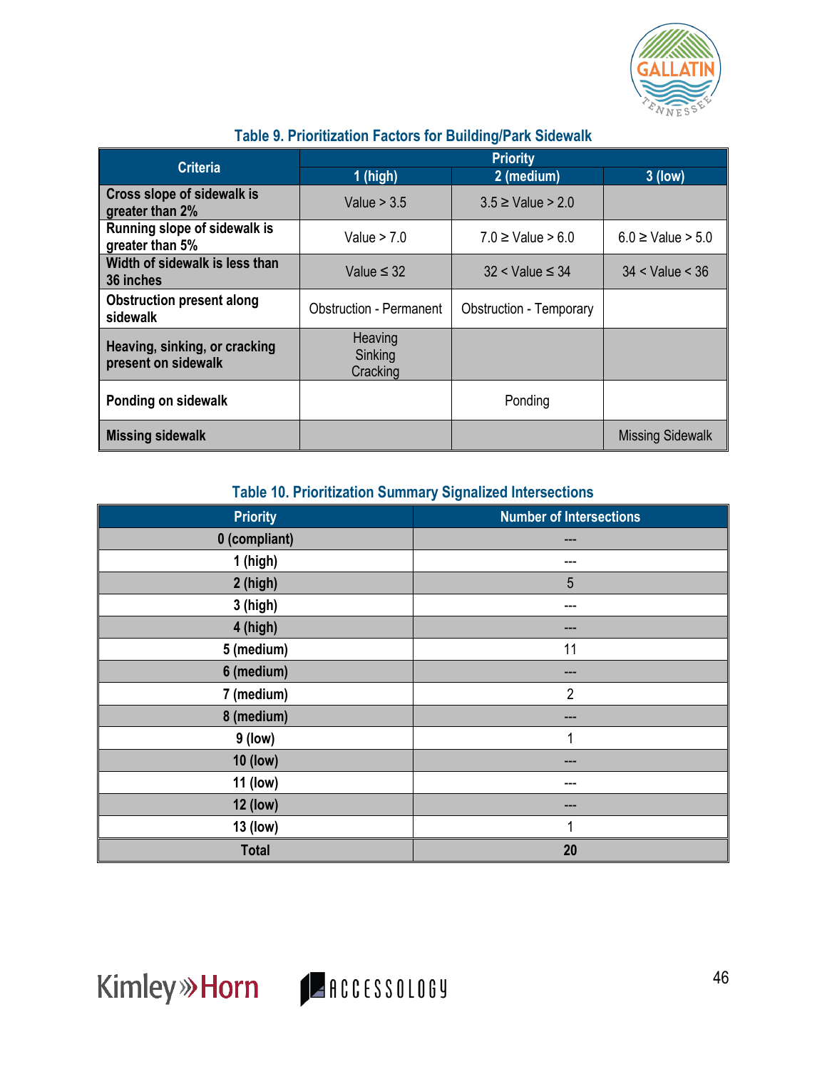### Table 9. Prioritization Factors for Building/Park Sidewalk

| Criteria | Priority | | |
|---|---|---|---|
| | 1 (high) | 2 (medium) | 3 (low) |
| **Cross slope of sidewalk is greater than 2%** | Value > 3.5 | 3.5 ≥ Value > 2.0 | |
| **Running slope of sidewalk is greater than 5%** | Value > 7.0 | 7.0 ≥ Value > 6.0 | 6.0 ≥ Value > 5.0 |
| **Width of sidewalk is less than 36 inches** | Value ≤ 32 | 32 < Value ≤ 34 | 34 < Value < 36 |
| **Obstruction present along sidewalk** | Obstruction - Permanent | Obstruction - Temporary | |
| **Heaving, sinking, or cracking present on sidewalk** | Heaving Sinking Cracking | | |
| **Ponding on sidewalk** | | Ponding | |
| **Missing sidewalk** | | | Missing Sidewalk |

### Table 10. Prioritization Summary Signalized Intersections

| Priority | Number of Intersections |
|---|---|
| 0 (compliant) | --- |
| 1 (high) | --- |
| 2 (high) | 5 |
| 3 (high) | --- |
| 4 (high) | --- |
| 5 (medium) | 11 |
| 6 (medium) | --- |
| 7 (medium) | 2 |
| 8 (medium) | --- |
| 9 (low) | 1 |
| 10 (low) | --- |
| 11 (low) | --- |
| 12 (low) | --- |
| 13 (low) | 1 |
| **Total** | **20** |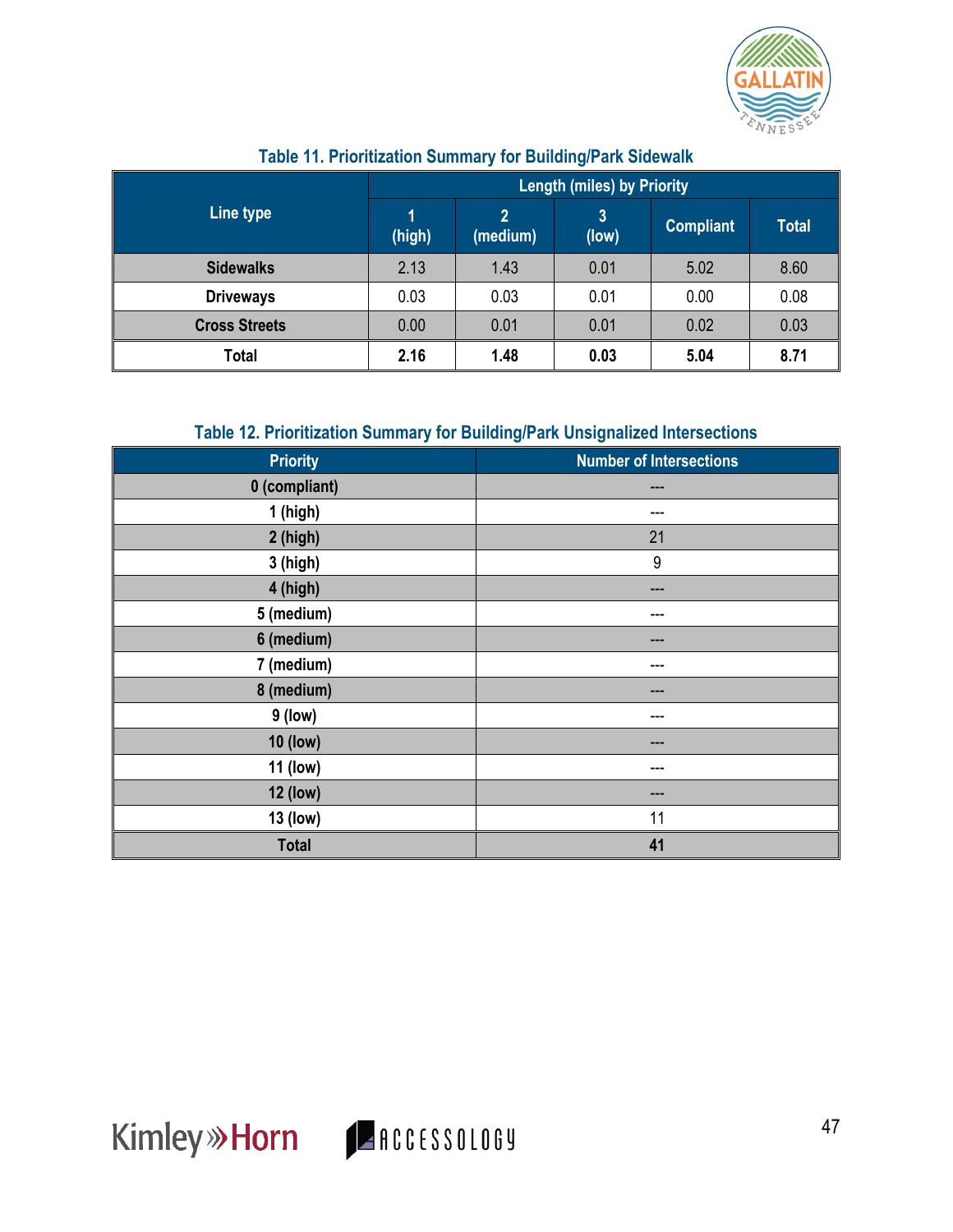### Table 11. Prioritization Summary for Building/Park Sidewalk

| Line type | Length (miles) by Priority | | | | |
|---|---|---|---|---|---|
| | 1 (high) | 2 (medium) | 3 (low) | Compliant | Total |
| **Sidewalks** | 2.13 | 1.43 | 0.01 | 5.02 | 8.60 |
| **Driveways** | 0.03 | 0.03 | 0.01 | 0.00 | 0.08 |
| **Cross Streets** | 0.00 | 0.01 | 0.01 | 0.02 | 0.03 |
| **Total** | **2.16** | **1.48** | **0.03** | **5.04** | **8.71** |

### Table 12. Prioritization Summary for Building/Park Unsignalized Intersections

| Priority | Number of Intersections |
|---|---|
| **0 (compliant)** | --- |
| **1 (high)** | --- |
| **2 (high)** | 21 |
| **3 (high)** | 9 |
| **4 (high)** | --- |
| **5 (medium)** | --- |
| **6 (medium)** | --- |
| **7 (medium)** | --- |
| **8 (medium)** | --- |
| **9 (low)** | --- |
| **10 (low)** | --- |
| **11 (low)** | --- |
| **12 (low)** | --- |
| **13 (low)** | 11 |
| **Total** | **41** |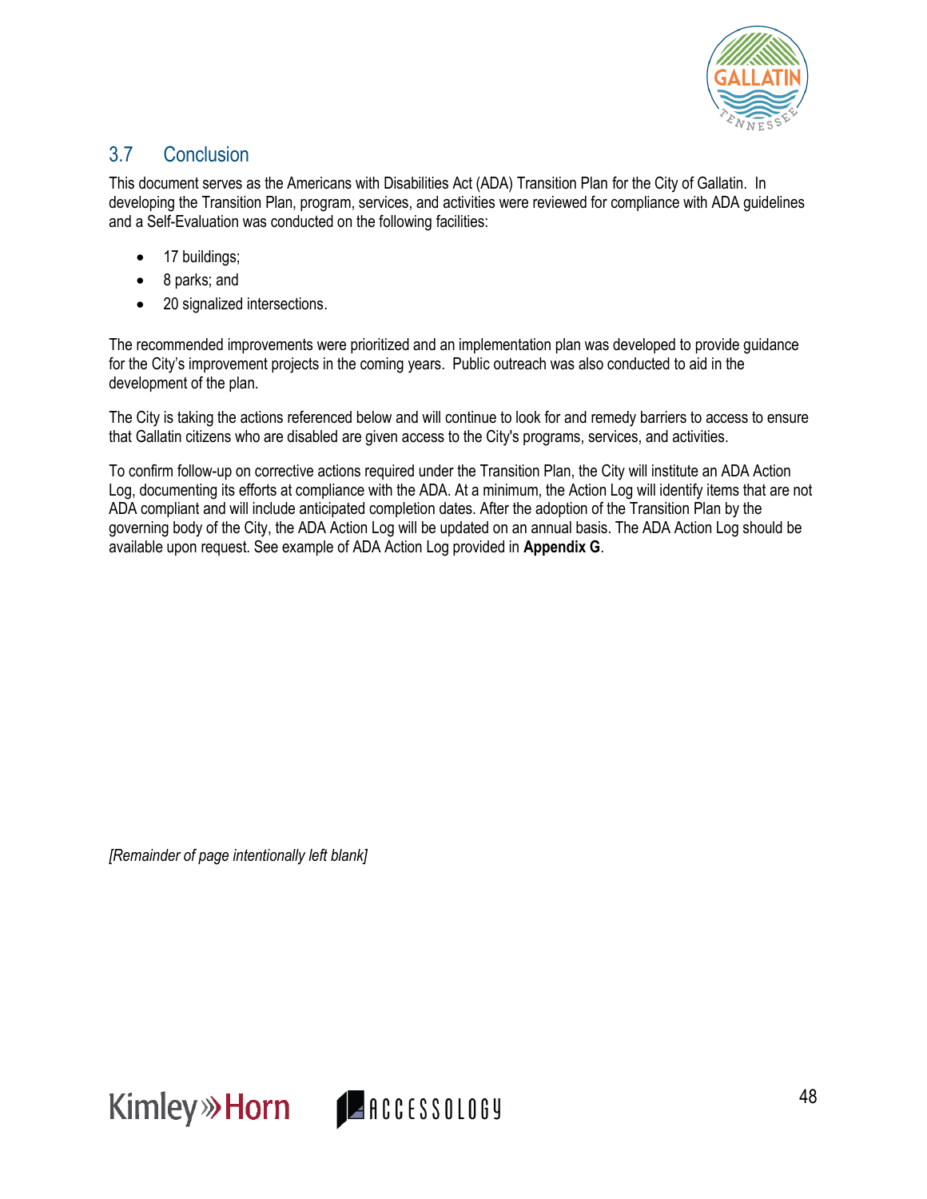## 3.7 Conclusion

This document serves as the Americans with Disabilities Act (ADA) Transition Plan for the City of Gallatin. In developing the Transition Plan, program, services, and activities were reviewed for compliance with ADA guidelines and a Self-Evaluation was conducted on the following facilities:

- 17 buildings;
- 8 parks; and
- 20 signalized intersections.

The recommended improvements were prioritized and an implementation plan was developed to provide guidance for the City's improvement projects in the coming years. Public outreach was also conducted to aid in the development of the plan.

The City is taking the actions referenced below and will continue to look for and remedy barriers to access to ensure that Gallatin citizens who are disabled are given access to the City's programs, services, and activities.

To confirm follow-up on corrective actions required under the Transition Plan, the City will institute an ADA Action Log, documenting its efforts at compliance with the ADA. At a minimum, the Action Log will identify items that are not ADA compliant and will include anticipated completion dates. After the adoption of the Transition Plan by the governing body of the City, the ADA Action Log will be updated on an annual basis. The ADA Action Log should be available upon request. See example of ADA Action Log provided in **Appendix G**.

*[Remainder of page intentionally left blank]*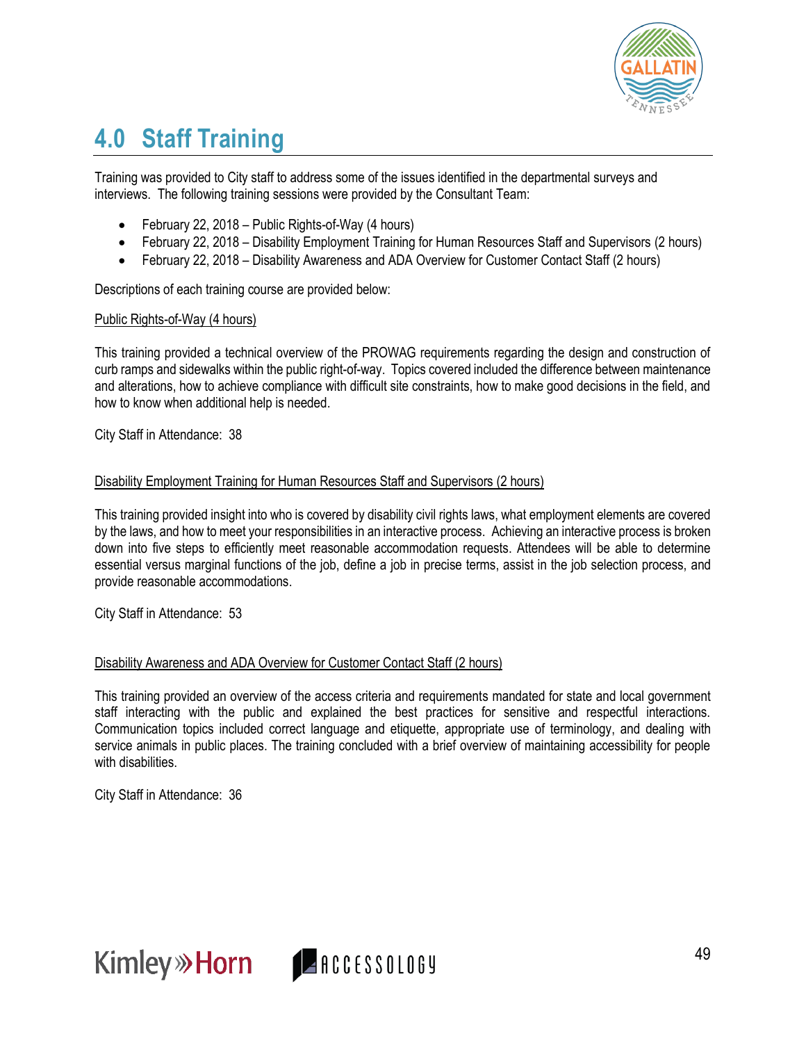# 4.0 Staff Training

Training was provided to City staff to address some of the issues identified in the departmental surveys and interviews. The following training sessions were provided by the Consultant Team:

- February 22, 2018 – Public Rights-of-Way (4 hours)
- February 22, 2018 – Disability Employment Training for Human Resources Staff and Supervisors (2 hours)
- February 22, 2018 – Disability Awareness and ADA Overview for Customer Contact Staff (2 hours)

Descriptions of each training course are provided below:

<u>Public Rights-of-Way (4 hours)</u>

This training provided a technical overview of the PROWAG requirements regarding the design and construction of curb ramps and sidewalks within the public right-of-way. Topics covered included the difference between maintenance and alterations, how to achieve compliance with difficult site constraints, how to make good decisions in the field, and how to know when additional help is needed.

City Staff in Attendance: 38

<u>Disability Employment Training for Human Resources Staff and Supervisors (2 hours)</u>

This training provided insight into who is covered by disability civil rights laws, what employment elements are covered by the laws, and how to meet your responsibilities in an interactive process. Achieving an interactive process is broken down into five steps to efficiently meet reasonable accommodation requests. Attendees will be able to determine essential versus marginal functions of the job, define a job in precise terms, assist in the job selection process, and provide reasonable accommodations.

City Staff in Attendance: 53

<u>Disability Awareness and ADA Overview for Customer Contact Staff (2 hours)</u>

This training provided an overview of the access criteria and requirements mandated for state and local government staff interacting with the public and explained the best practices for sensitive and respectful interactions. Communication topics included correct language and etiquette, appropriate use of terminology, and dealing with service animals in public places. The training concluded with a brief overview of maintaining accessibility for people with disabilities.

City Staff in Attendance: 36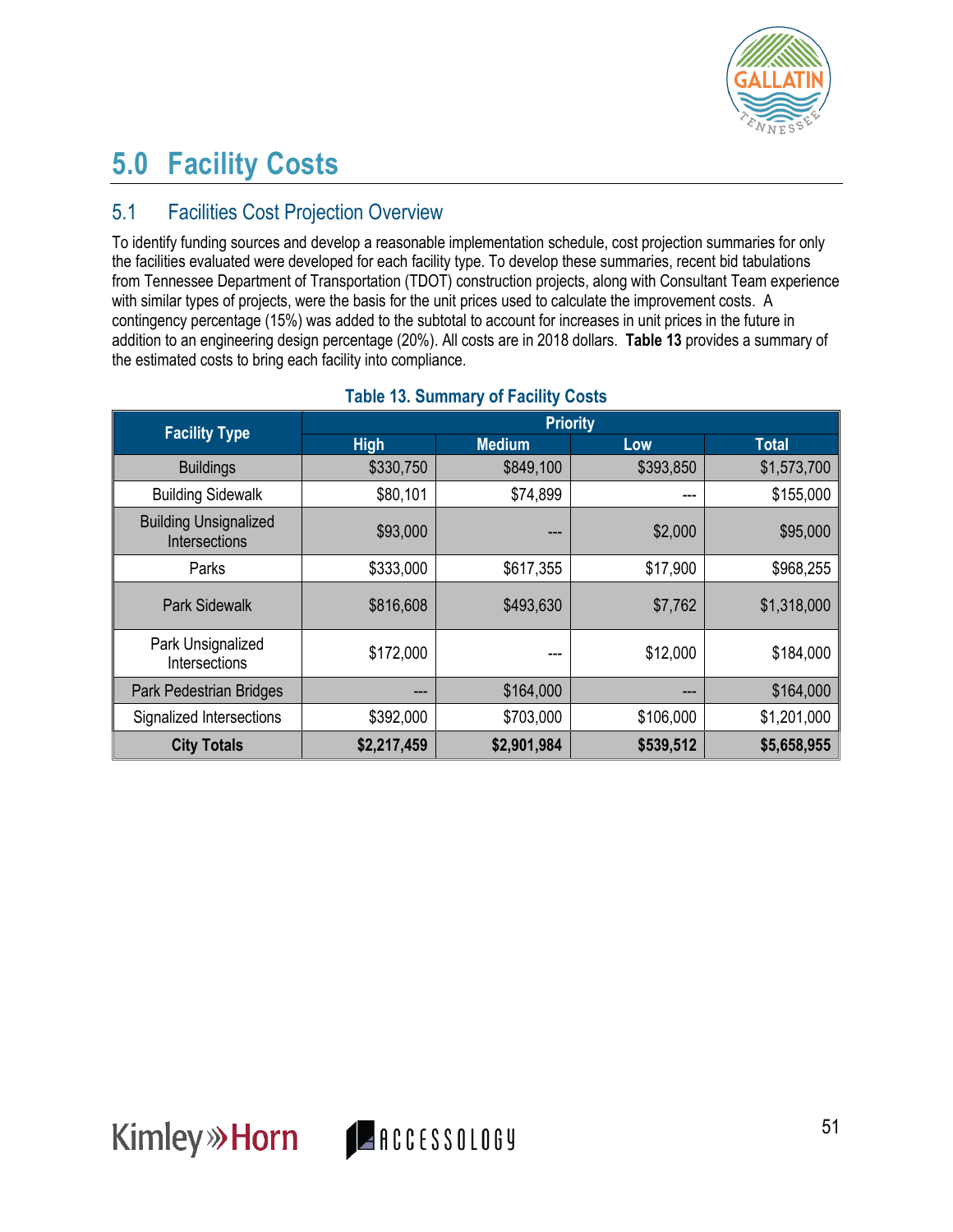# 5.0 Facility Costs

## 5.1 Facilities Cost Projection Overview

To identify funding sources and develop a reasonable implementation schedule, cost projection summaries for only the facilities evaluated were developed for each facility type. To develop these summaries, recent bid tabulations from Tennessee Department of Transportation (TDOT) construction projects, along with Consultant Team experience with similar types of projects, were the basis for the unit prices used to calculate the improvement costs. A contingency percentage (15%) was added to the subtotal to account for increases in unit prices in the future in addition to an engineering design percentage (20%). All costs are in 2018 dollars. **Table 13** provides a summary of the estimated costs to bring each facility into compliance.

**Table 13. Summary of Facility Costs**

| Facility Type | Priority | | | |
|---|---|---|---|---|
| | High | Medium | Low | Total |
| Buildings | $330,750 | $849,100 | $393,850 | $1,573,700 |
| Building Sidewalk | $80,101 | $74,899 | --- | $155,000 |
| Building Unsignalized Intersections | $93,000 | --- | $2,000 | $95,000 |
| Parks | $333,000 | $617,355 | $17,900 | $968,255 |
| Park Sidewalk | $816,608 | $493,630 | $7,762 | $1,318,000 |
| Park Unsignalized Intersections | $172,000 | --- | $12,000 | $184,000 |
| Park Pedestrian Bridges | --- | $164,000 | --- | $164,000 |
| Signalized Intersections | $392,000 | $703,000 | $106,000 | $1,201,000 |
| **City Totals** | **$2,217,459** | **$2,901,984** | **$539,512** | **$5,658,955** |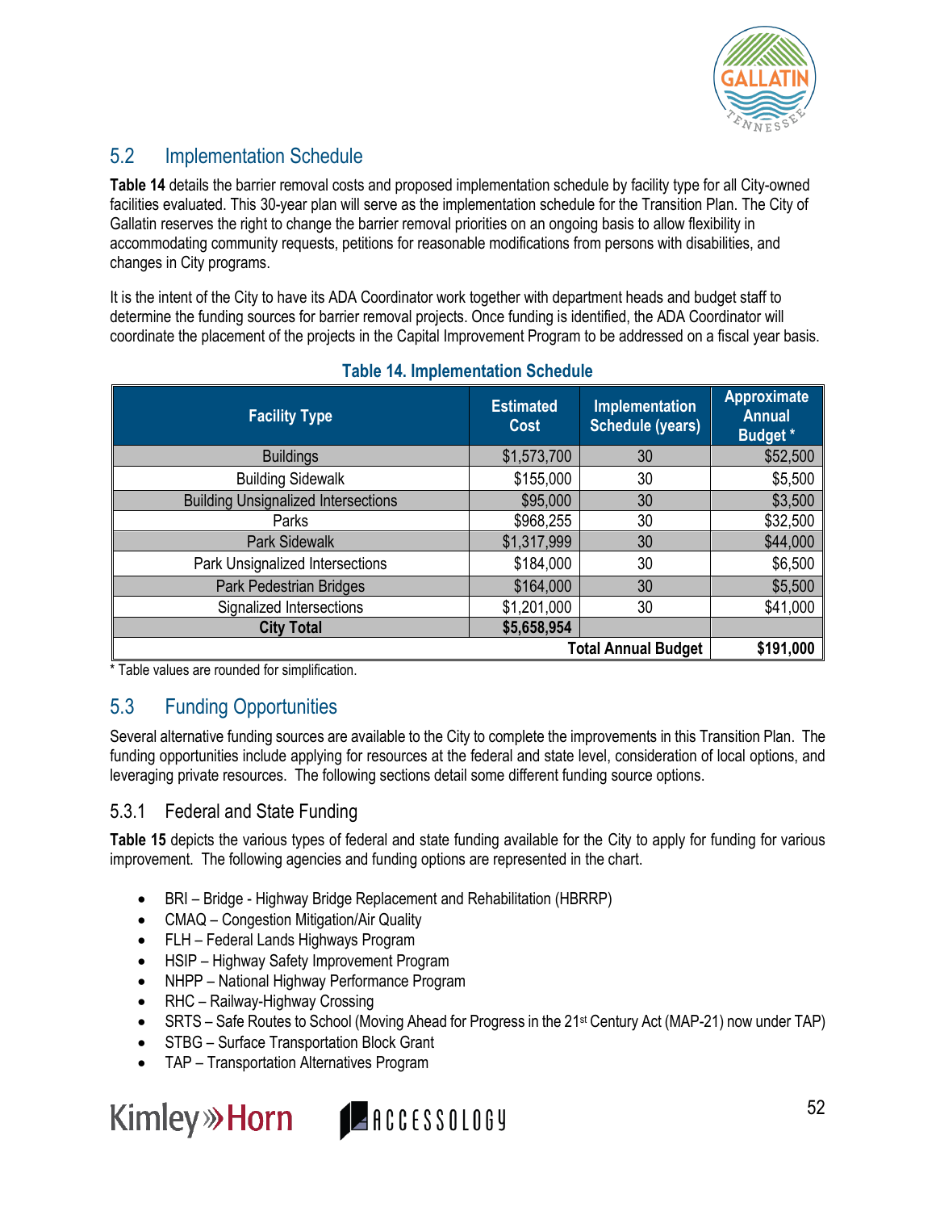## 5.2 Implementation Schedule

**Table 14** details the barrier removal costs and proposed implementation schedule by facility type for all City-owned facilities evaluated. This 30-year plan will serve as the implementation schedule for the Transition Plan. The City of Gallatin reserves the right to change the barrier removal priorities on an ongoing basis to allow flexibility in accommodating community requests, petitions for reasonable modifications from persons with disabilities, and changes in City programs.

It is the intent of the City to have its ADA Coordinator work together with department heads and budget staff to determine the funding sources for barrier removal projects. Once funding is identified, the ADA Coordinator will coordinate the placement of the projects in the Capital Improvement Program to be addressed on a fiscal year basis.

**Table 14. Implementation Schedule**

| Facility Type | Estimated Cost | Implementation Schedule (years) | Approximate Annual Budget * |
|---|---|---|---|
| Buildings | $1,573,700 | 30 | $52,500 |
| Building Sidewalk | $155,000 | 30 | $5,500 |
| Building Unsignalized Intersections | $95,000 | 30 | $3,500 |
| Parks | $968,255 | 30 | $32,500 |
| Park Sidewalk | $1,317,999 | 30 | $44,000 |
| Park Unsignalized Intersections | $184,000 | 30 | $6,500 |
| Park Pedestrian Bridges | $164,000 | 30 | $5,500 |
| Signalized Intersections | $1,201,000 | 30 | $41,000 |
| **City Total** | **$5,658,954** | | |
| | | **Total Annual Budget** | **$191,000** |

\* Table values are rounded for simplification.

## 5.3 Funding Opportunities

Several alternative funding sources are available to the City to complete the improvements in this Transition Plan. The funding opportunities include applying for resources at the federal and state level, consideration of local options, and leveraging private resources. The following sections detail some different funding source options.

### 5.3.1 Federal and State Funding

**Table 15** depicts the various types of federal and state funding available for the City to apply for funding for various improvement. The following agencies and funding options are represented in the chart.

- BRI – Bridge - Highway Bridge Replacement and Rehabilitation (HBRRP)
- CMAQ – Congestion Mitigation/Air Quality
- FLH – Federal Lands Highways Program
- HSIP – Highway Safety Improvement Program
- NHPP – National Highway Performance Program
- RHC – Railway-Highway Crossing
- SRTS – Safe Routes to School (Moving Ahead for Progress in the 21st Century Act (MAP-21) now under TAP)
- STBG – Surface Transportation Block Grant
- TAP – Transportation Alternatives Program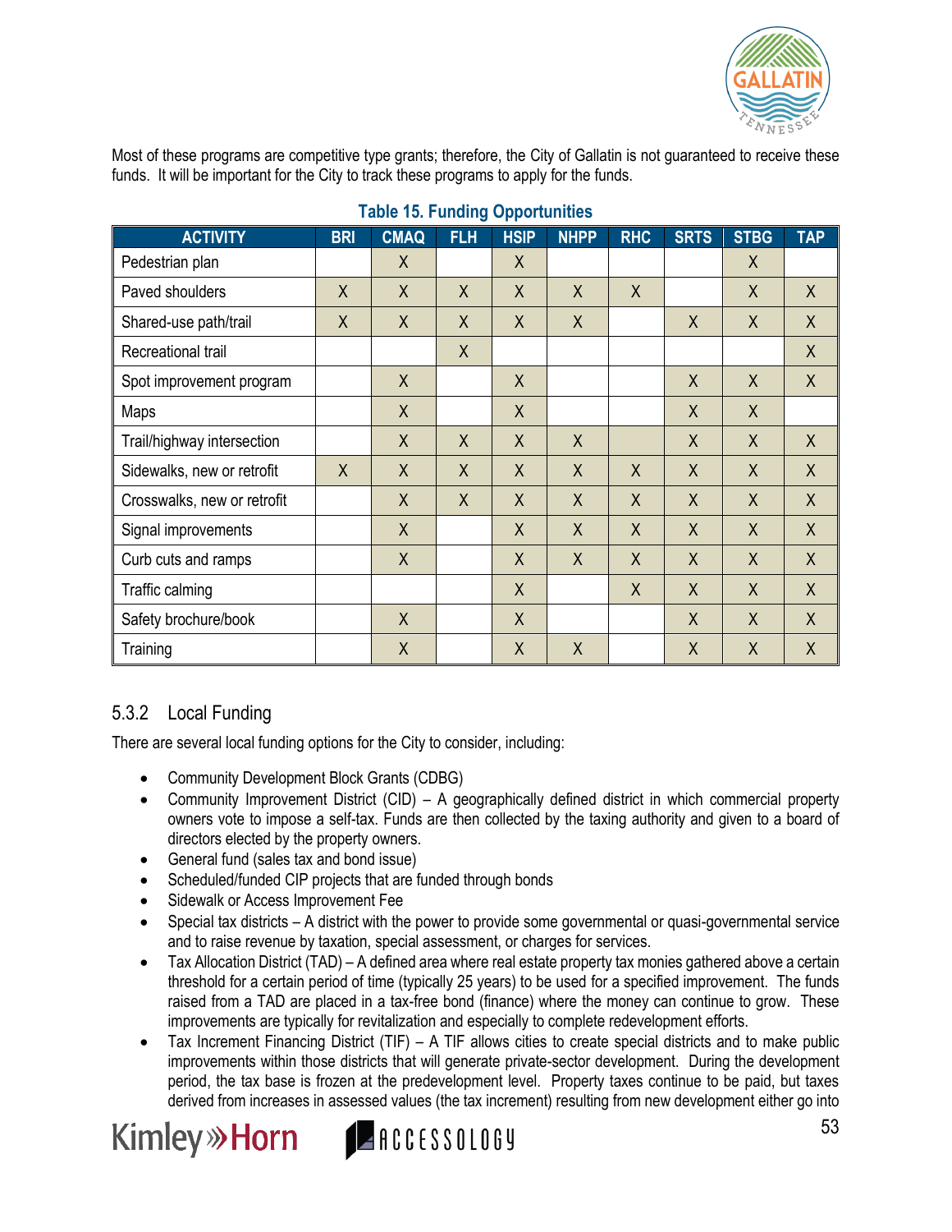Most of these programs are competitive type grants; therefore, the City of Gallatin is not guaranteed to receive these funds. It will be important for the City to track these programs to apply for the funds.

**Table 15. Funding Opportunities**

| ACTIVITY | BRI | CMAQ | FLH | HSIP | NHPP | RHC | SRTS | STBG | TAP |
|---|---|---|---|---|---|---|---|---|---|
| Pedestrian plan | | X | | X | | | | X | |
| Paved shoulders | X | X | X | X | X | X | | X | X |
| Shared-use path/trail | X | X | X | X | X | | X | X | X |
| Recreational trail | | | X | | | | | | X |
| Spot improvement program | | X | | X | | | X | X | X |
| Maps | | X | | X | | | X | X | |
| Trail/highway intersection | | X | X | X | X | | X | X | X |
| Sidewalks, new or retrofit | X | X | X | X | X | X | X | X | X |
| Crosswalks, new or retrofit | | X | X | X | X | X | X | X | X |
| Signal improvements | | X | | X | X | X | X | X | X |
| Curb cuts and ramps | | X | | X | X | X | X | X | X |
| Traffic calming | | | | X | | X | X | X | X |
| Safety brochure/book | | X | | X | | | X | X | X |
| Training | | X | | X | X | | X | X | X |

### 5.3.2 Local Funding

There are several local funding options for the City to consider, including:

- Community Development Block Grants (CDBG)
- Community Improvement District (CID) – A geographically defined district in which commercial property owners vote to impose a self-tax. Funds are then collected by the taxing authority and given to a board of directors elected by the property owners.
- General fund (sales tax and bond issue)
- Scheduled/funded CIP projects that are funded through bonds
- Sidewalk or Access Improvement Fee
- Special tax districts – A district with the power to provide some governmental or quasi-governmental service and to raise revenue by taxation, special assessment, or charges for services.
- Tax Allocation District (TAD) – A defined area where real estate property tax monies gathered above a certain threshold for a certain period of time (typically 25 years) to be used for a specified improvement. The funds raised from a TAD are placed in a tax-free bond (finance) where the money can continue to grow. These improvements are typically for revitalization and especially to complete redevelopment efforts.
- Tax Increment Financing District (TIF) – A TIF allows cities to create special districts and to make public improvements within those districts that will generate private-sector development. During the development period, the tax base is frozen at the predevelopment level. Property taxes continue to be paid, but taxes derived from increases in assessed values (the tax increment) resulting from new development either go into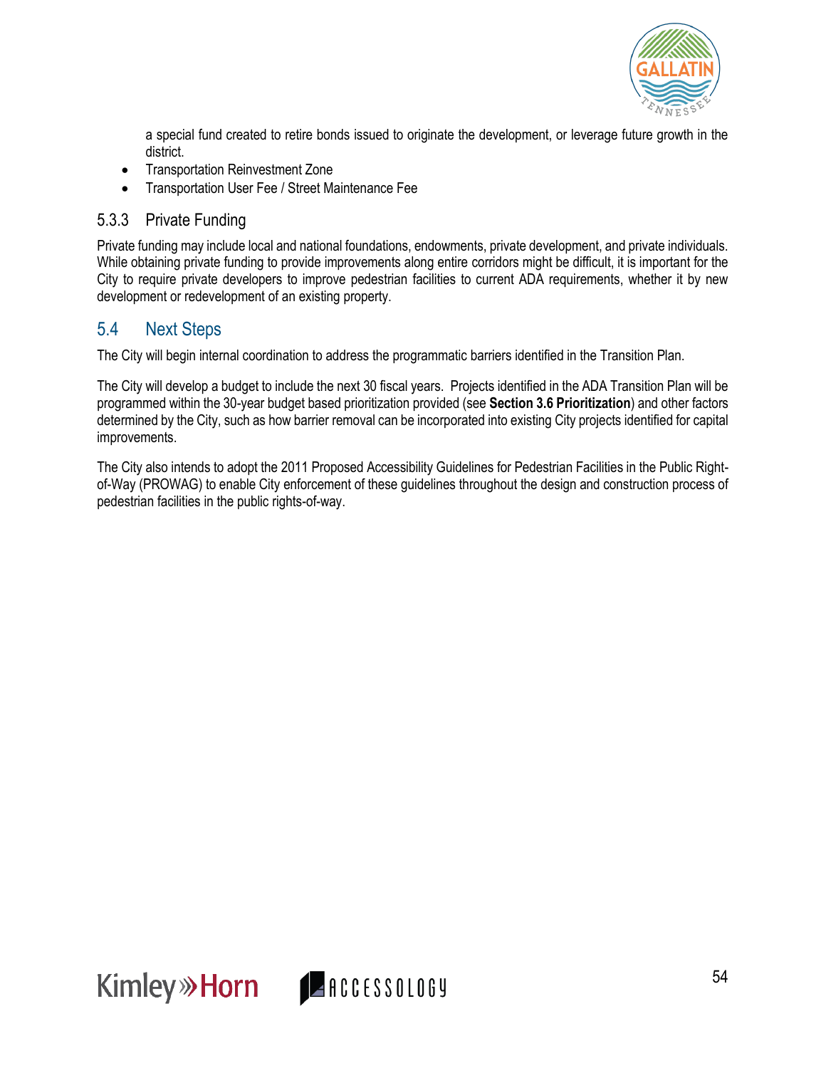a special fund created to retire bonds issued to originate the development, or leverage future growth in the district.

- Transportation Reinvestment Zone
- Transportation User Fee / Street Maintenance Fee

### 5.3.3 Private Funding

Private funding may include local and national foundations, endowments, private development, and private individuals. While obtaining private funding to provide improvements along entire corridors might be difficult, it is important for the City to require private developers to improve pedestrian facilities to current ADA requirements, whether it by new development or redevelopment of an existing property.

## 5.4 Next Steps

The City will begin internal coordination to address the programmatic barriers identified in the Transition Plan.

The City will develop a budget to include the next 30 fiscal years. Projects identified in the ADA Transition Plan will be programmed within the 30-year budget based prioritization provided (see **Section 3.6 Prioritization**) and other factors determined by the City, such as how barrier removal can be incorporated into existing City projects identified for capital improvements.

The City also intends to adopt the 2011 Proposed Accessibility Guidelines for Pedestrian Facilities in the Public Right-of-Way (PROWAG) to enable City enforcement of these guidelines throughout the design and construction process of pedestrian facilities in the public rights-of-way.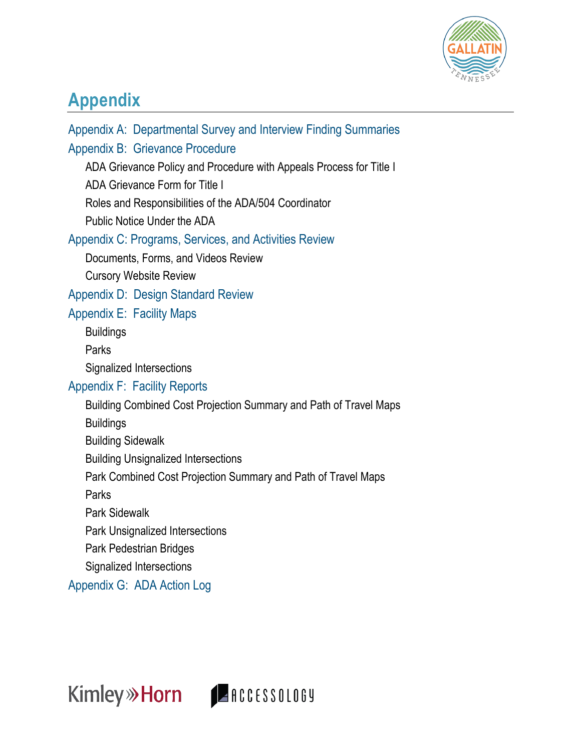# Appendix

## Appendix A: Departmental Survey and Interview Finding Summaries

## Appendix B: Grievance Procedure

- ADA Grievance Policy and Procedure with Appeals Process for Title I
- ADA Grievance Form for Title I
- Roles and Responsibilities of the ADA/504 Coordinator
- Public Notice Under the ADA

## Appendix C: Programs, Services, and Activities Review

- Documents, Forms, and Videos Review
- Cursory Website Review

## Appendix D: Design Standard Review

## Appendix E: Facility Maps

- Buildings
- Parks
- Signalized Intersections

## Appendix F: Facility Reports

- Building Combined Cost Projection Summary and Path of Travel Maps
- Buildings
- Building Sidewalk
- Building Unsignalized Intersections
- Park Combined Cost Projection Summary and Path of Travel Maps
- Parks
- Park Sidewalk
- Park Unsignalized Intersections
- Park Pedestrian Bridges
- Signalized Intersections

## Appendix G: ADA Action Log